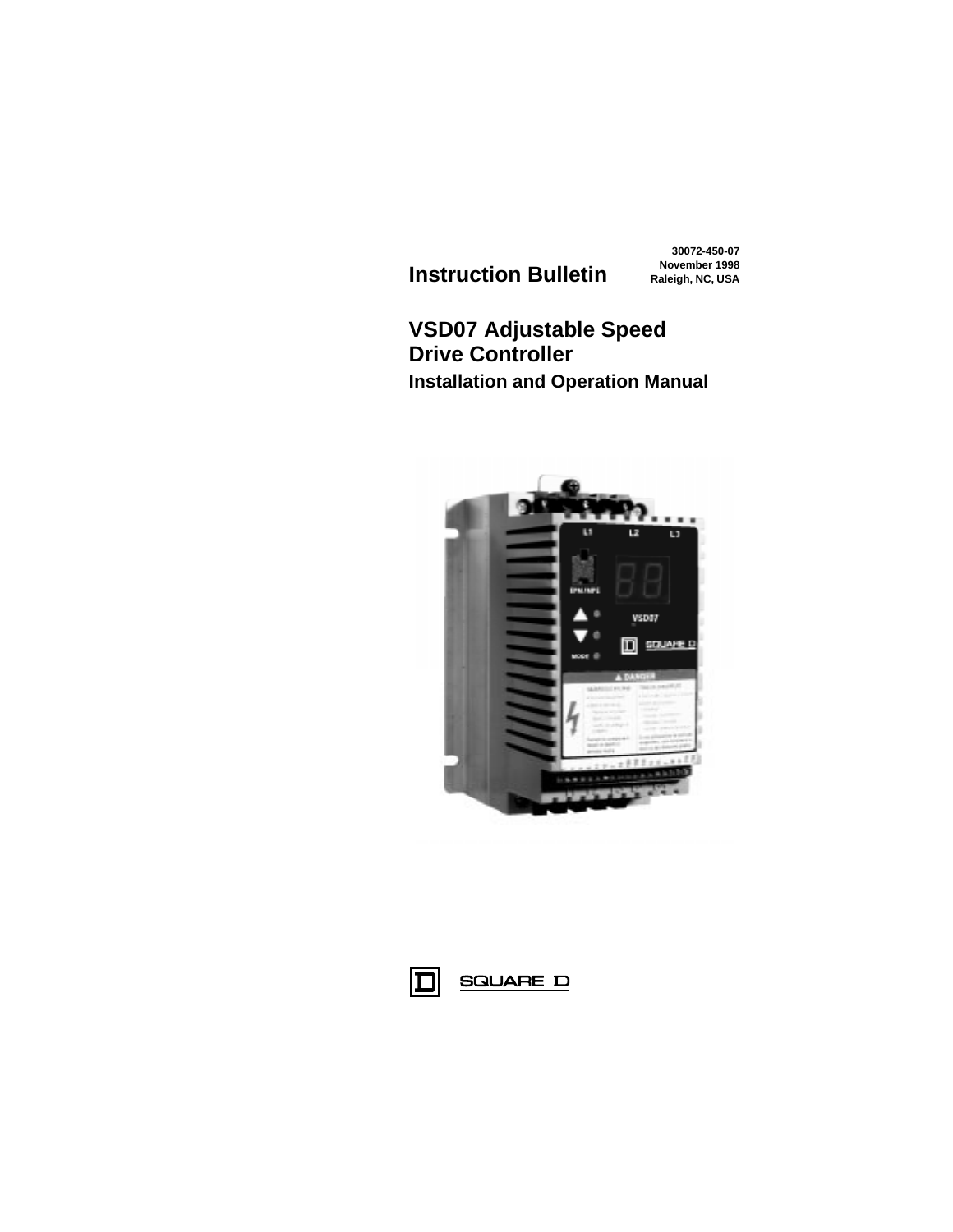30072-450-07
November 1998
Raleigh, NC, USA

**Instruction Bulletin**

# VSD07 Adjustable Speed Drive Controller

## Installation and Operation Manual

SQUARE D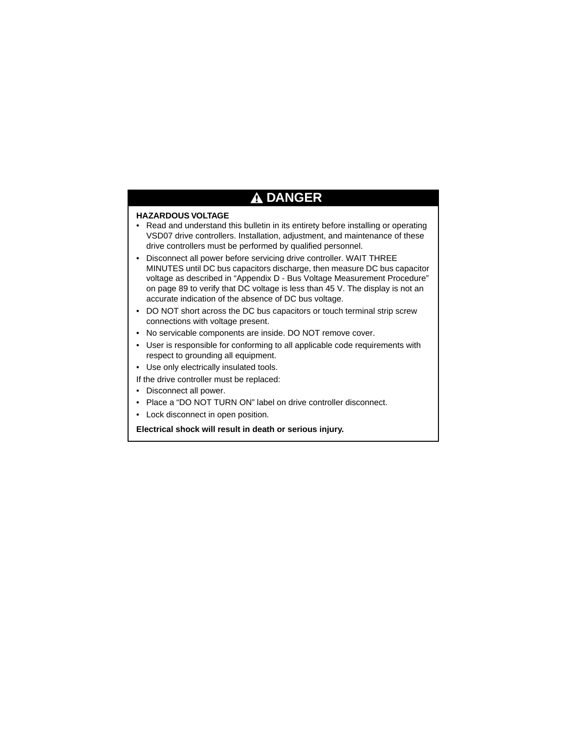## ⚠ DANGER

**HAZARDOUS VOLTAGE**

- Read and understand this bulletin in its entirety before installing or operating VSD07 drive controllers. Installation, adjustment, and maintenance of these drive controllers must be performed by qualified personnel.
- Disconnect all power before servicing drive controller. WAIT THREE MINUTES until DC bus capacitors discharge, then measure DC bus capacitor voltage as described in “Appendix D - Bus Voltage Measurement Procedure” on page 89 to verify that DC voltage is less than 45 V. The display is not an accurate indication of the absence of DC bus voltage.
- DO NOT short across the DC bus capacitors or touch terminal strip screw connections with voltage present.
- No servicable components are inside. DO NOT remove cover.
- User is responsible for conforming to all applicable code requirements with respect to grounding all equipment.
- Use only electrically insulated tools.

If the drive controller must be replaced:

- Disconnect all power.
- Place a “DO NOT TURN ON” label on drive controller disconnect.
- Lock disconnect in open position.

**Electrical shock will result in death or serious injury.**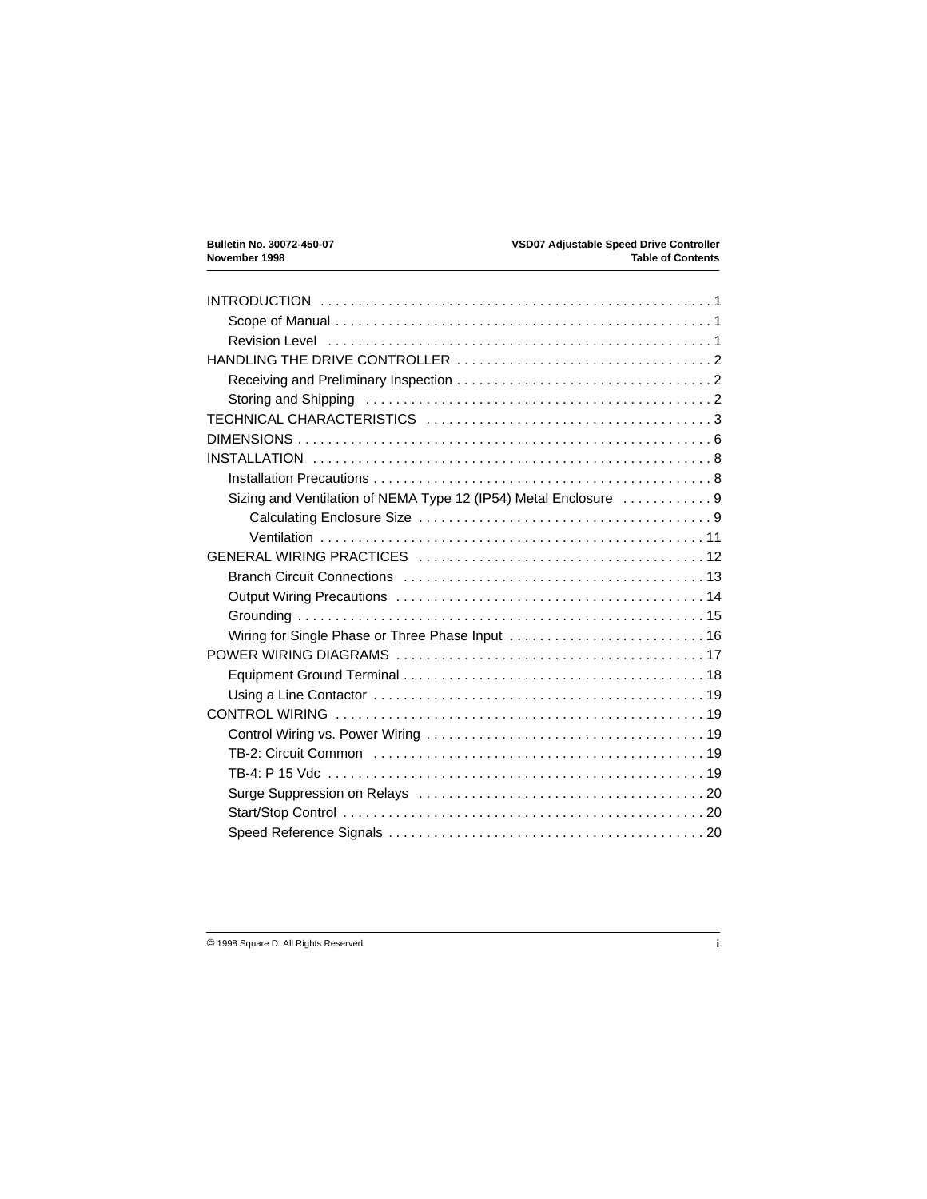INTRODUCTION . . . . . . . . . . . . . . . . . . . . . . . . . . . . . . . . . . . . . . . . . . . . . . . . . . . 1

- Scope of Manual . . . . . . . . . . . . . . . . . . . . . . . . . . . . . . . . . . . . . . . . . . . . . . . . . 1
- Revision Level . . . . . . . . . . . . . . . . . . . . . . . . . . . . . . . . . . . . . . . . . . . . . . . . . . 1

HANDLING THE DRIVE CONTROLLER . . . . . . . . . . . . . . . . . . . . . . . . . . . . . . . . . 2

- Receiving and Preliminary Inspection . . . . . . . . . . . . . . . . . . . . . . . . . . . . . . . . . 2
- Storing and Shipping . . . . . . . . . . . . . . . . . . . . . . . . . . . . . . . . . . . . . . . . . . . . . 2

TECHNICAL CHARACTERISTICS . . . . . . . . . . . . . . . . . . . . . . . . . . . . . . . . . . . . . 3

DIMENSIONS . . . . . . . . . . . . . . . . . . . . . . . . . . . . . . . . . . . . . . . . . . . . . . . . . . . . . 6

INSTALLATION . . . . . . . . . . . . . . . . . . . . . . . . . . . . . . . . . . . . . . . . . . . . . . . . . . . 8

- Installation Precautions . . . . . . . . . . . . . . . . . . . . . . . . . . . . . . . . . . . . . . . . . . . . 8
- Sizing and Ventilation of NEMA Type 12 (IP54) Metal Enclosure . . . . . . . . . . . . 9
  - Calculating Enclosure Size . . . . . . . . . . . . . . . . . . . . . . . . . . . . . . . . . . . . . . 9
  - Ventilation . . . . . . . . . . . . . . . . . . . . . . . . . . . . . . . . . . . . . . . . . . . . . . . . . . 11

GENERAL WIRING PRACTICES . . . . . . . . . . . . . . . . . . . . . . . . . . . . . . . . . . . . . 12

- Branch Circuit Connections . . . . . . . . . . . . . . . . . . . . . . . . . . . . . . . . . . . . . . . 13
- Output Wiring Precautions . . . . . . . . . . . . . . . . . . . . . . . . . . . . . . . . . . . . . . . . 14
- Grounding . . . . . . . . . . . . . . . . . . . . . . . . . . . . . . . . . . . . . . . . . . . . . . . . . . . . . 15
- Wiring for Single Phase or Three Phase Input . . . . . . . . . . . . . . . . . . . . . . . . . 16

POWER WIRING DIAGRAMS . . . . . . . . . . . . . . . . . . . . . . . . . . . . . . . . . . . . . . . . 17

- Equipment Ground Terminal . . . . . . . . . . . . . . . . . . . . . . . . . . . . . . . . . . . . . . . 18
- Using a Line Contactor . . . . . . . . . . . . . . . . . . . . . . . . . . . . . . . . . . . . . . . . . . . 19

CONTROL WIRING . . . . . . . . . . . . . . . . . . . . . . . . . . . . . . . . . . . . . . . . . . . . . . . . 19

- Control Wiring vs. Power Wiring . . . . . . . . . . . . . . . . . . . . . . . . . . . . . . . . . . . . 19
- TB-2: Circuit Common . . . . . . . . . . . . . . . . . . . . . . . . . . . . . . . . . . . . . . . . . . . 19
- TB-4: P 15 Vdc . . . . . . . . . . . . . . . . . . . . . . . . . . . . . . . . . . . . . . . . . . . . . . . . . 19
- Surge Suppression on Relays . . . . . . . . . . . . . . . . . . . . . . . . . . . . . . . . . . . . . 20
- Start/Stop Control . . . . . . . . . . . . . . . . . . . . . . . . . . . . . . . . . . . . . . . . . . . . . . . 20
- Speed Reference Signals . . . . . . . . . . . . . . . . . . . . . . . . . . . . . . . . . . . . . . . . . 20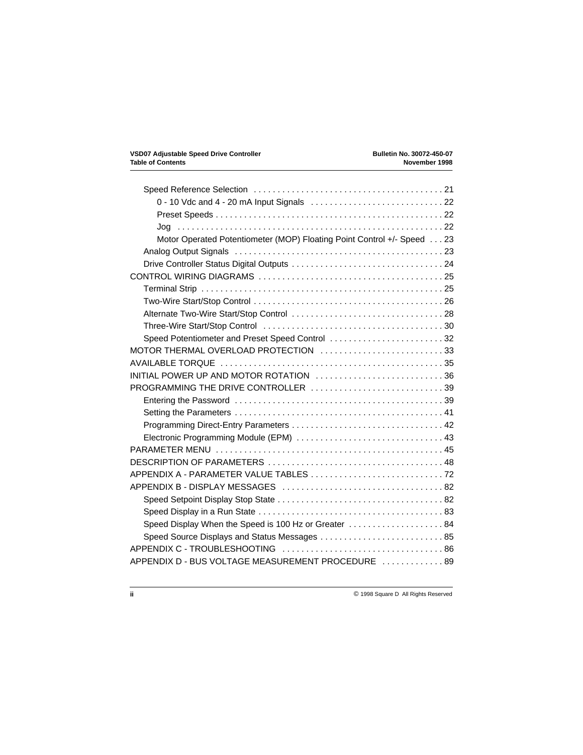- Speed Reference Selection . . . . . . . . . . . . . . . . . . . . . . . . . . . . . . . . . . . . . . . 21
  - 0 - 10 Vdc and 4 - 20 mA Input Signals . . . . . . . . . . . . . . . . . . . . . . . . . . . 22
  - Preset Speeds . . . . . . . . . . . . . . . . . . . . . . . . . . . . . . . . . . . . . . . . . . . . . . . 22
  - Jog . . . . . . . . . . . . . . . . . . . . . . . . . . . . . . . . . . . . . . . . . . . . . . . . . . . . . . 22
  - Motor Operated Potentiometer (MOP) Floating Point Control +/- Speed . . . 23
- Analog Output Signals . . . . . . . . . . . . . . . . . . . . . . . . . . . . . . . . . . . . . . . . . . . 23
- Drive Controller Status Digital Outputs . . . . . . . . . . . . . . . . . . . . . . . . . . . . . . . 24

CONTROL WIRING DIAGRAMS . . . . . . . . . . . . . . . . . . . . . . . . . . . . . . . . . . . . . . 25
- Terminal Strip . . . . . . . . . . . . . . . . . . . . . . . . . . . . . . . . . . . . . . . . . . . . . . . . . . 25
- Two-Wire Start/Stop Control . . . . . . . . . . . . . . . . . . . . . . . . . . . . . . . . . . . . . . . 26
- Alternate Two-Wire Start/Stop Control . . . . . . . . . . . . . . . . . . . . . . . . . . . . . . . 28
- Three-Wire Start/Stop Control . . . . . . . . . . . . . . . . . . . . . . . . . . . . . . . . . . . . . 30
- Speed Potentiometer and Preset Speed Control . . . . . . . . . . . . . . . . . . . . . . . 32

MOTOR THERMAL OVERLOAD PROTECTION . . . . . . . . . . . . . . . . . . . . . . . . . . 33

AVAILABLE TORQUE . . . . . . . . . . . . . . . . . . . . . . . . . . . . . . . . . . . . . . . . . . . . . . 35

INITIAL POWER UP AND MOTOR ROTATION . . . . . . . . . . . . . . . . . . . . . . . . . . 36

PROGRAMMING THE DRIVE CONTROLLER . . . . . . . . . . . . . . . . . . . . . . . . . . . 39
- Entering the Password . . . . . . . . . . . . . . . . . . . . . . . . . . . . . . . . . . . . . . . . . . . 39
- Setting the Parameters . . . . . . . . . . . . . . . . . . . . . . . . . . . . . . . . . . . . . . . . . . . 41
- Programming Direct-Entry Parameters . . . . . . . . . . . . . . . . . . . . . . . . . . . . . . . 42
- Electronic Programming Module (EPM) . . . . . . . . . . . . . . . . . . . . . . . . . . . . . . 43

PARAMETER MENU . . . . . . . . . . . . . . . . . . . . . . . . . . . . . . . . . . . . . . . . . . . . . . . 45

DESCRIPTION OF PARAMETERS . . . . . . . . . . . . . . . . . . . . . . . . . . . . . . . . . . . . 48

APPENDIX A - PARAMETER VALUE TABLES . . . . . . . . . . . . . . . . . . . . . . . . . . . 72

APPENDIX B - DISPLAY MESSAGES . . . . . . . . . . . . . . . . . . . . . . . . . . . . . . . . . 82
- Speed Setpoint Display Stop State . . . . . . . . . . . . . . . . . . . . . . . . . . . . . . . . . . 82
- Speed Display in a Run State . . . . . . . . . . . . . . . . . . . . . . . . . . . . . . . . . . . . . . 83
- Speed Display When the Speed is 100 Hz or Greater . . . . . . . . . . . . . . . . . . . 84
- Speed Source Displays and Status Messages . . . . . . . . . . . . . . . . . . . . . . . . . 85

APPENDIX C - TROUBLESHOOTING . . . . . . . . . . . . . . . . . . . . . . . . . . . . . . . . . 86

APPENDIX D - BUS VOLTAGE MEASUREMENT PROCEDURE . . . . . . . . . . . . . 89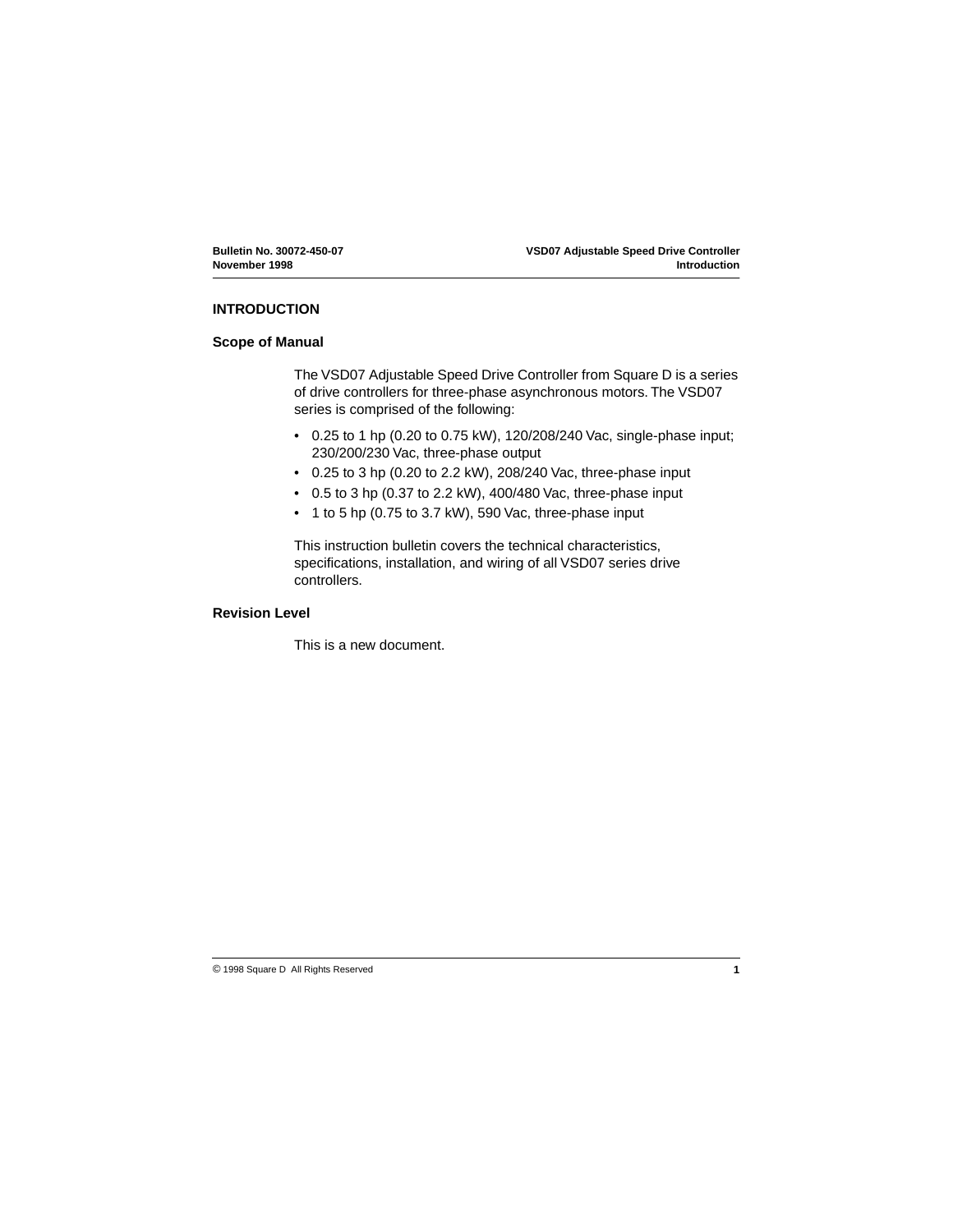# INTRODUCTION

## Scope of Manual

The VSD07 Adjustable Speed Drive Controller from Square D is a series of drive controllers for three-phase asynchronous motors. The VSD07 series is comprised of the following:

- 0.25 to 1 hp (0.20 to 0.75 kW), 120/208/240 Vac, single-phase input; 230/200/230 Vac, three-phase output
- 0.25 to 3 hp (0.20 to 2.2 kW), 208/240 Vac, three-phase input
- 0.5 to 3 hp (0.37 to 2.2 kW), 400/480 Vac, three-phase input
- 1 to 5 hp (0.75 to 3.7 kW), 590 Vac, three-phase input

This instruction bulletin covers the technical characteristics, specifications, installation, and wiring of all VSD07 series drive controllers.

## Revision Level

This is a new document.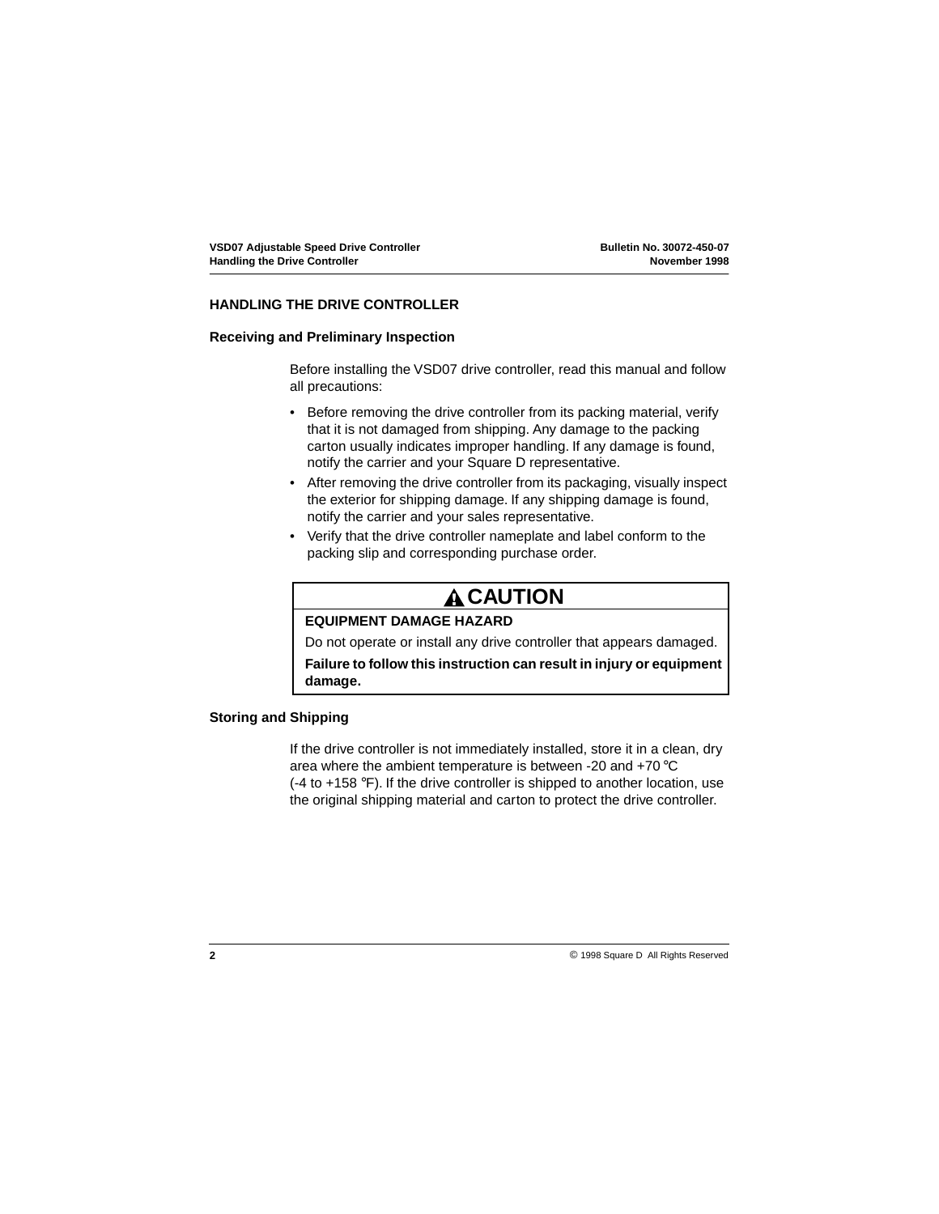## HANDLING THE DRIVE CONTROLLER

### Receiving and Preliminary Inspection

Before installing the VSD07 drive controller, read this manual and follow all precautions:

- Before removing the drive controller from its packing material, verify that it is not damaged from shipping. Any damage to the packing carton usually indicates improper handling. If any damage is found, notify the carrier and your Square D representative.
- After removing the drive controller from its packaging, visually inspect the exterior for shipping damage. If any shipping damage is found, notify the carrier and your sales representative.
- Verify that the drive controller nameplate and label conform to the packing slip and corresponding purchase order.

> **⚠ CAUTION**
>
> **EQUIPMENT DAMAGE HAZARD**
>
> Do not operate or install any drive controller that appears damaged.
>
> **Failure to follow this instruction can result in injury or equipment damage.**

### Storing and Shipping

If the drive controller is not immediately installed, store it in a clean, dry area where the ambient temperature is between -20 and +70 °C (-4 to +158 °F). If the drive controller is shipped to another location, use the original shipping material and carton to protect the drive controller.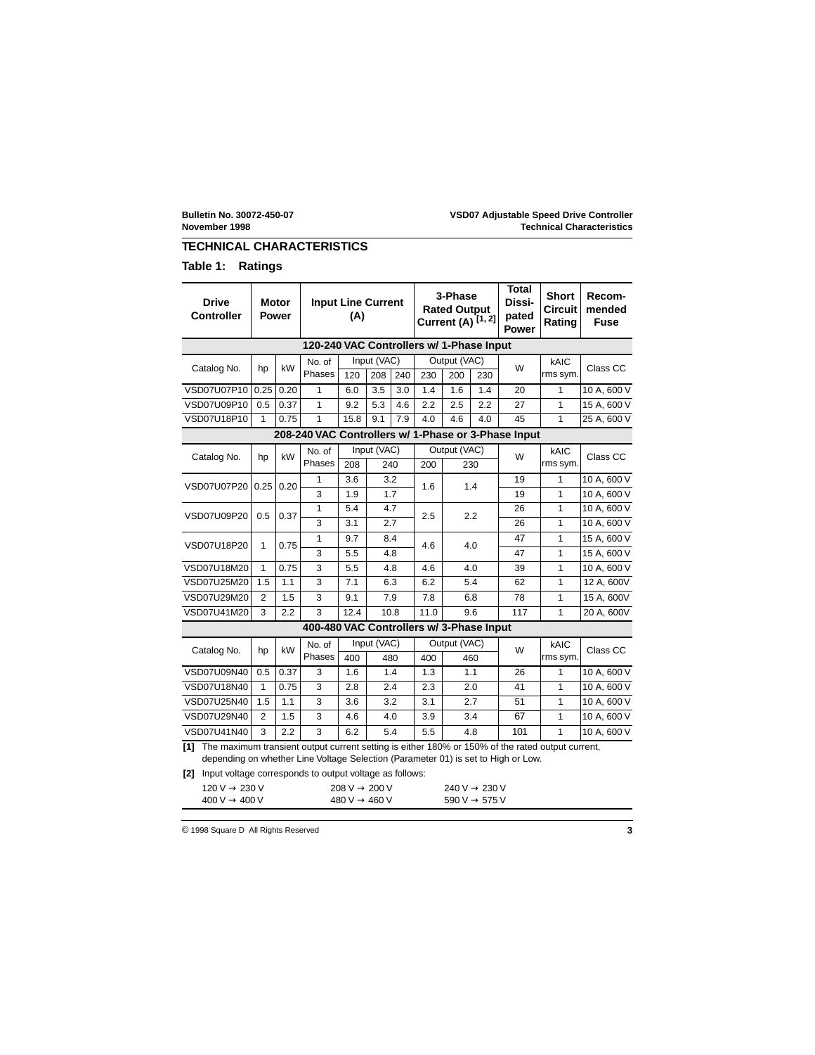## TECHNICAL CHARACTERISTICS

### Table 1: Ratings

| Drive Controller | Motor Power | | Input Line Current (A) | | | | 3-Phase Rated Output Current (A) [1, 2] | | | Total Dissi-pated Power | Short Circuit Rating | Recom-mended Fuse |
|---|---|---|---|---|---|---|---|---|---|---|---|---|
| **120-240 VAC Controllers w/ 1-Phase Input** | | | | | | | | | | | | |
| Catalog No. | hp | kW | No. of Phases | Input (VAC) 120 | 208 | 240 | Output (VAC) 230 | 200 | 230 | W | kAIC rms sym. | Class CC |
| VSD07U07P10 | 0.25 | 0.20 | 1 | 6.0 | 3.5 | 3.0 | 1.4 | 1.6 | 1.4 | 20 | 1 | 10 A, 600 V |
| VSD07U09P10 | 0.5 | 0.37 | 1 | 9.2 | 5.3 | 4.6 | 2.2 | 2.5 | 2.2 | 27 | 1 | 15 A, 600 V |
| VSD07U18P10 | 1 | 0.75 | 1 | 15.8 | 9.1 | 7.9 | 4.0 | 4.6 | 4.0 | 45 | 1 | 25 A, 600 V |
| **208-240 VAC Controllers w/ 1-Phase or 3-Phase Input** | | | | | | | | | | | | |
| Catalog No. | hp | kW | No. of Phases | Input (VAC) 208 | 240 | | Output (VAC) 200 | 230 | | W | kAIC rms sym. | Class CC |
| VSD07U07P20 | 0.25 | 0.20 | 1 | 3.6 | 3.2 | | 1.6 | 1.4 | | 19 | 1 | 10 A, 600 V |
| | | | 3 | 1.9 | 1.7 | | | | | 19 | 1 | 10 A, 600 V |
| VSD07U09P20 | 0.5 | 0.37 | 1 | 5.4 | 4.7 | | 2.5 | 2.2 | | 26 | 1 | 10 A, 600 V |
| | | | 3 | 3.1 | 2.7 | | | | | 26 | 1 | 10 A, 600 V |
| VSD07U18P20 | 1 | 0.75 | 1 | 9.7 | 8.4 | | 4.6 | 4.0 | | 47 | 1 | 15 A, 600 V |
| | | | 3 | 5.5 | 4.8 | | | | | 47 | 1 | 15 A, 600 V |
| VSD07U18M20 | 1 | 0.75 | 3 | 5.5 | 4.8 | | 4.6 | 4.0 | | 39 | 1 | 10 A, 600 V |
| VSD07U25M20 | 1.5 | 1.1 | 3 | 7.1 | 6.3 | | 6.2 | 5.4 | | 62 | 1 | 12 A, 600V |
| VSD07U29M20 | 2 | 1.5 | 3 | 9.1 | 7.9 | | 7.8 | 6.8 | | 78 | 1 | 15 A, 600V |
| VSD07U41M20 | 3 | 2.2 | 3 | 12.4 | 10.8 | | 11.0 | 9.6 | | 117 | 1 | 20 A, 600V |
| **400-480 VAC Controllers w/ 3-Phase Input** | | | | | | | | | | | | |
| Catalog No. | hp | kW | No. of Phases | Input (VAC) 400 | 480 | | Output (VAC) 400 | 460 | | W | kAIC rms sym. | Class CC |
| VSD07U09N40 | 0.5 | 0.37 | 3 | 1.6 | 1.4 | | 1.3 | 1.1 | | 26 | 1 | 10 A, 600 V |
| VSD07U18N40 | 1 | 0.75 | 3 | 2.8 | 2.4 | | 2.3 | 2.0 | | 41 | 1 | 10 A, 600 V |
| VSD07U25N40 | 1.5 | 1.1 | 3 | 3.6 | 3.2 | | 3.1 | 2.7 | | 51 | 1 | 10 A, 600 V |
| VSD07U29N40 | 2 | 1.5 | 3 | 4.6 | 4.0 | | 3.9 | 3.4 | | 67 | 1 | 10 A, 600 V |
| VSD07U41N40 | 3 | 2.2 | 3 | 6.2 | 5.4 | | 5.5 | 4.8 | | 101 | 1 | 10 A, 600 V |

**[1]** The maximum transient output current setting is either 180% or 150% of the rated output current, depending on whether Line Voltage Selection (Parameter 01) is set to High or Low.

**[2]** Input voltage corresponds to output voltage as follows:

| | | |
|---|---|---|
| 120 V → 230 V | 208 V → 200 V | 240 V → 230 V |
| 400 V → 400 V | 480 V → 460 V | 590 V → 575 V |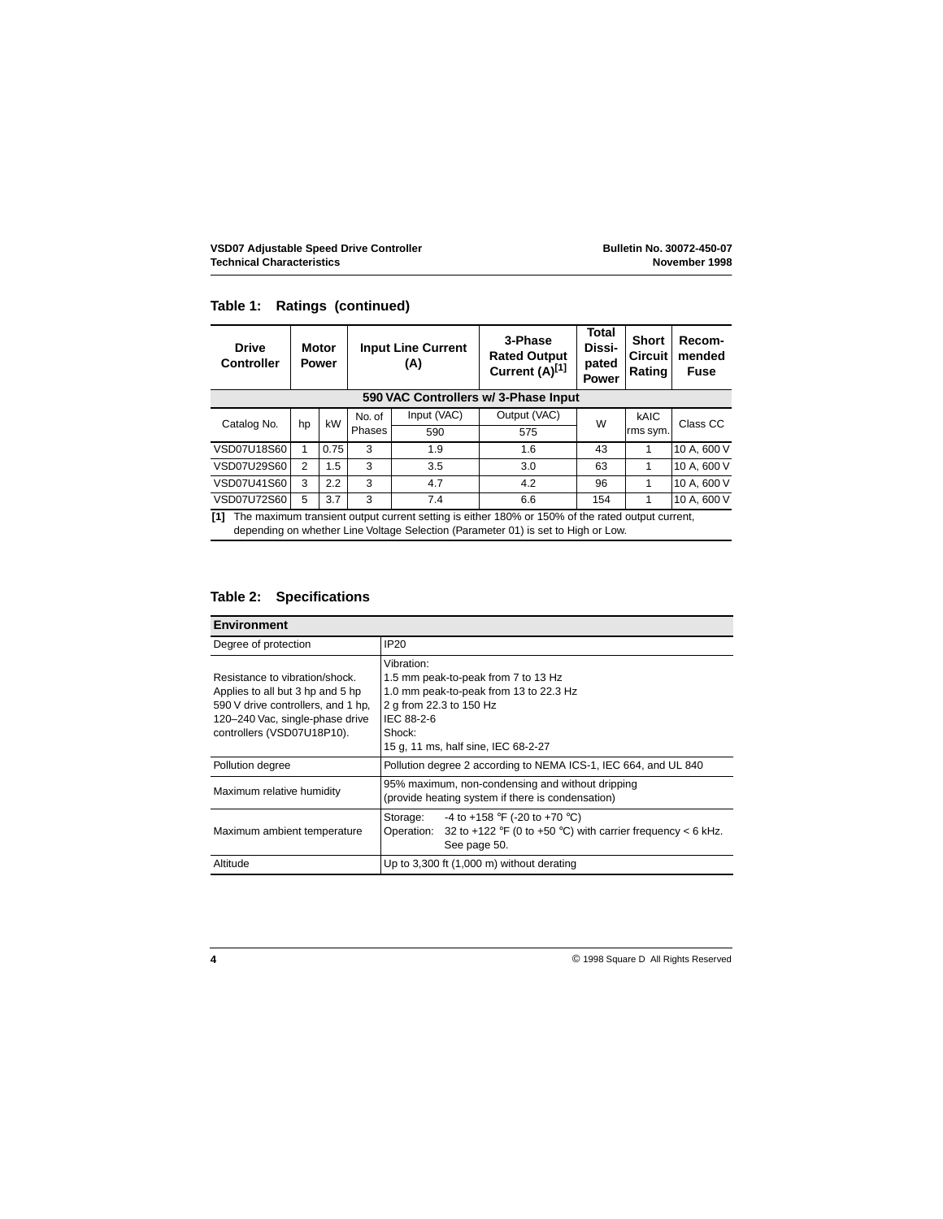## Table 1: Ratings (continued)

| Drive Controller | Motor Power | | Input Line Current (A) | | 3-Phase Rated Output Current (A)[1] | Total Dissi-pated Power | Short Circuit Rating | Recom-mended Fuse |
|---|---|---|---|---|---|---|---|---|
| **590 VAC Controllers w/ 3-Phase Input** | | | | | | | | |
| Catalog No. | hp | kW | No. of Phases | Input (VAC) 590 | Output (VAC) 575 | W | kAIC rms sym. | Class CC |
| VSD07U18S60 | 1 | 0.75 | 3 | 1.9 | 1.6 | 43 | 1 | 10 A, 600 V |
| VSD07U29S60 | 2 | 1.5 | 3 | 3.5 | 3.0 | 63 | 1 | 10 A, 600 V |
| VSD07U41S60 | 3 | 2.2 | 3 | 4.7 | 4.2 | 96 | 1 | 10 A, 600 V |
| VSD07U72S60 | 5 | 3.7 | 3 | 7.4 | 6.6 | 154 | 1 | 10 A, 600 V |

**[1]** The maximum transient output current setting is either 180% or 150% of the rated output current, depending on whether Line Voltage Selection (Parameter 01) is set to High or Low.

## Table 2: Specifications

| Environment | |
|---|---|
| Degree of protection | IP20 |
| Resistance to vibration/shock. Applies to all but 3 hp and 5 hp 590 V drive controllers, and 1 hp, 120–240 Vac, single-phase drive controllers (VSD07U18P10). | Vibration:<br>1.5 mm peak-to-peak from 7 to 13 Hz<br>1.0 mm peak-to-peak from 13 to 22.3 Hz<br>2 g from 22.3 to 150 Hz<br>IEC 88-2-6<br>Shock:<br>15 g, 11 ms, half sine, IEC 68-2-27 |
| Pollution degree | Pollution degree 2 according to NEMA ICS-1, IEC 664, and UL 840 |
| Maximum relative humidity | 95% maximum, non-condensing and without dripping (provide heating system if there is condensation) |
| Maximum ambient temperature | Storage: -4 to +158 °F (-20 to +70 °C)<br>Operation: 32 to +122 °F (0 to +50 °C) with carrier frequency < 6 kHz. See page 50. |
| Altitude | Up to 3,300 ft (1,000 m) without derating |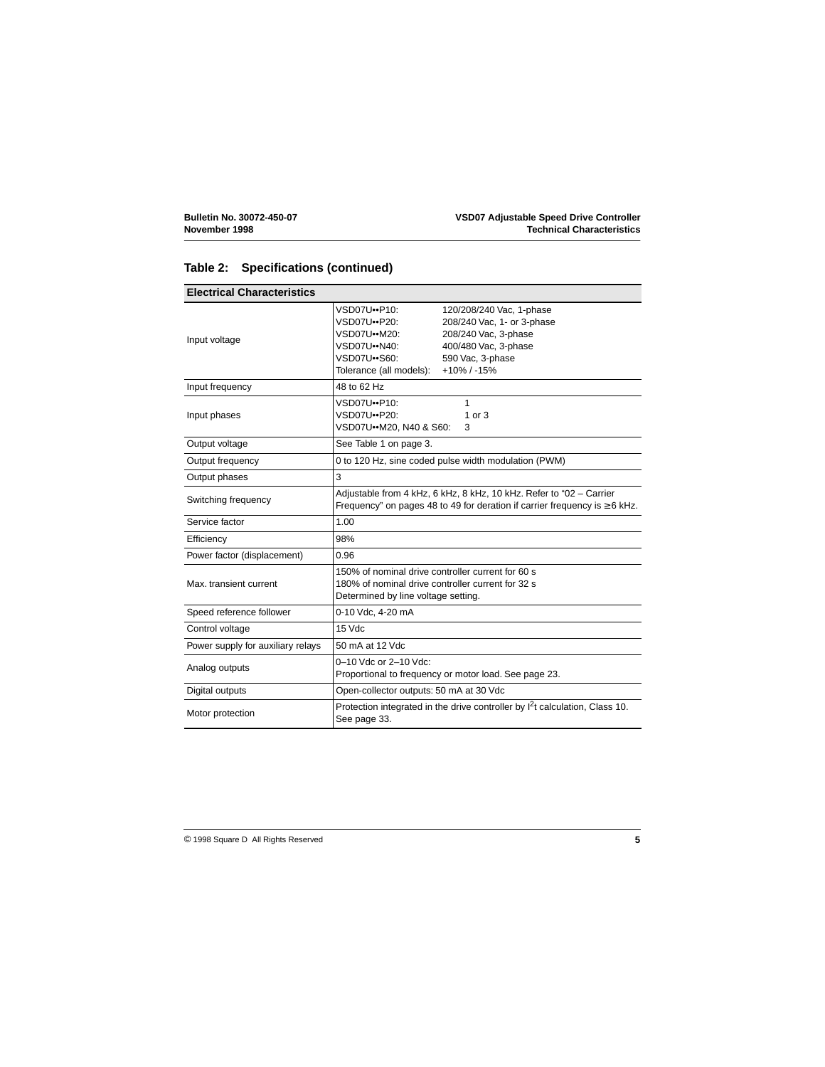## Table 2: Specifications (continued)

| Electrical Characteristics | |
|---|---|
| Input voltage | VSD07U••P10: 120/208/240 Vac, 1-phase<br>VSD07U••P20: 208/240 Vac, 1- or 3-phase<br>VSD07U••M20: 208/240 Vac, 3-phase<br>VSD07U••N40: 400/480 Vac, 3-phase<br>VSD07U••S60: 590 Vac, 3-phase<br>Tolerance (all models): +10% / -15% |
| Input frequency | 48 to 62 Hz |
| Input phases | VSD07U••P10: 1<br>VSD07U••P20: 1 or 3<br>VSD07U••M20, N40 & S60: 3 |
| Output voltage | See Table 1 on page 3. |
| Output frequency | 0 to 120 Hz, sine coded pulse width modulation (PWM) |
| Output phases | 3 |
| Switching frequency | Adjustable from 4 kHz, 6 kHz, 8 kHz, 10 kHz. Refer to "02 – Carrier Frequency" on pages 48 to 49 for deration if carrier frequency is ≥ 6 kHz. |
| Service factor | 1.00 |
| Efficiency | 98% |
| Power factor (displacement) | 0.96 |
| Max. transient current | 150% of nominal drive controller current for 60 s<br>180% of nominal drive controller current for 32 s<br>Determined by line voltage setting. |
| Speed reference follower | 0-10 Vdc, 4-20 mA |
| Control voltage | 15 Vdc |
| Power supply for auxiliary relays | 50 mA at 12 Vdc |
| Analog outputs | 0–10 Vdc or 2–10 Vdc:<br>Proportional to frequency or motor load. See page 23. |
| Digital outputs | Open-collector outputs: 50 mA at 30 Vdc |
| Motor protection | Protection integrated in the drive controller by $I^2t$ calculation, Class 10. See page 33. |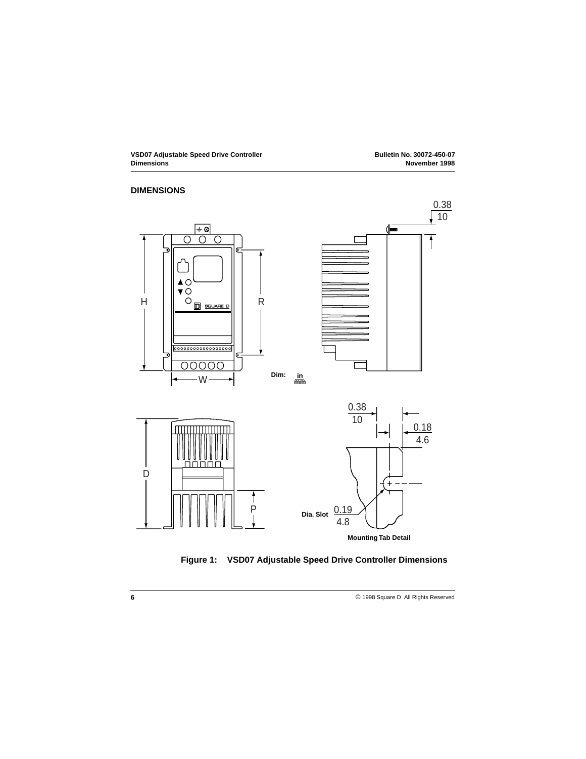## DIMENSIONS

Dim: in / mm

0.38 / 10

0.18 / 4.6

Dia. Slot 0.19 / 4.8

Mounting Tab Detail

**Figure 1: VSD07 Adjustable Speed Drive Controller Dimensions**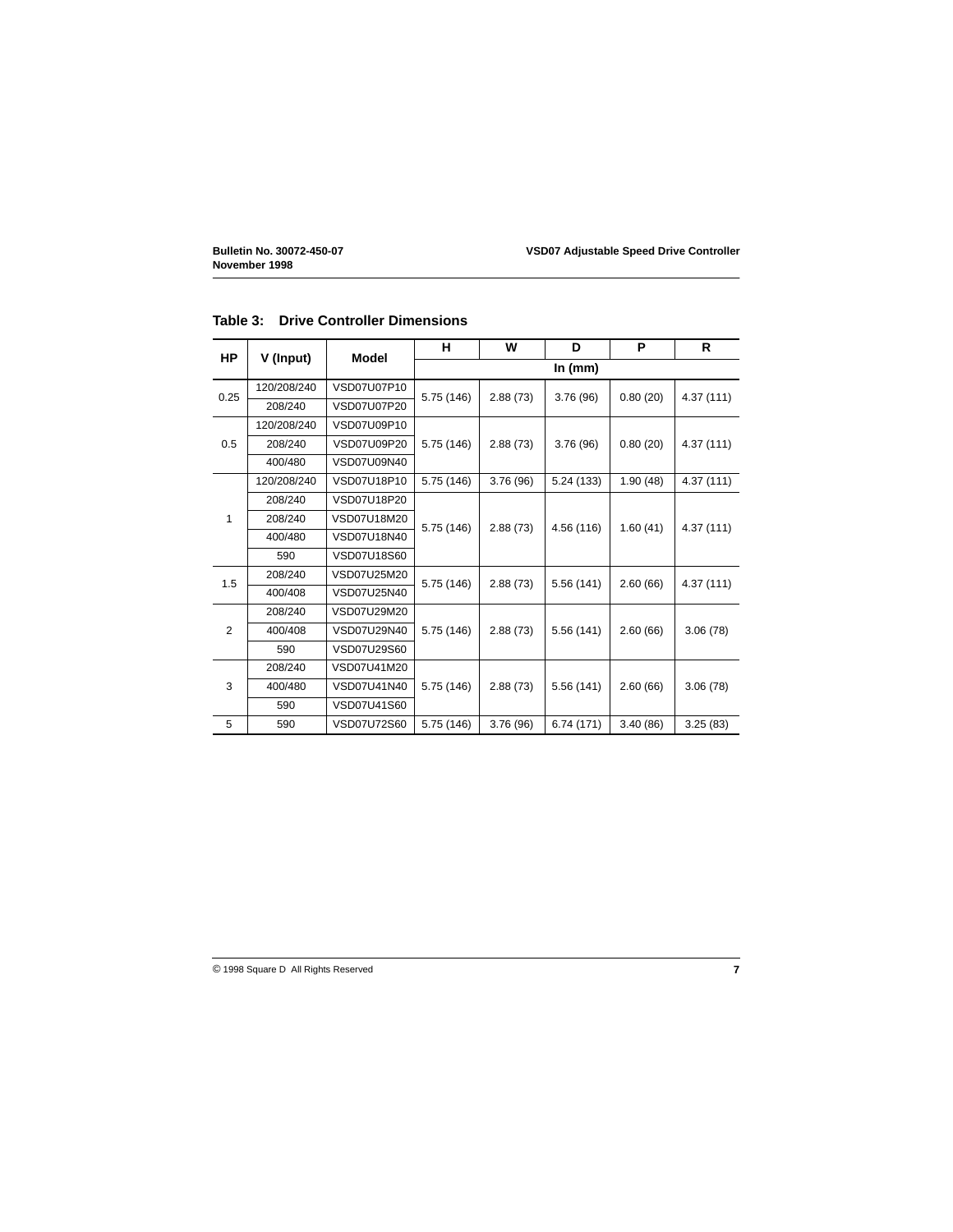**Table 3: Drive Controller Dimensions**

| HP | V (Input) | Model | H | W | D | P | R |
|---|---|---|---|---|---|---|---|
| | | | In (mm) | | | | |
| 0.25 | 120/208/240 | VSD07U07P10 | 5.75 (146) | 2.88 (73) | 3.76 (96) | 0.80 (20) | 4.37 (111) |
| | 208/240 | VSD07U07P20 | | | | | |
| 0.5 | 120/208/240 | VSD07U09P10 | 5.75 (146) | 2.88 (73) | 3.76 (96) | 0.80 (20) | 4.37 (111) |
| | 208/240 | VSD07U09P20 | | | | | |
| | 400/480 | VSD07U09N40 | | | | | |
| 1 | 120/208/240 | VSD07U18P10 | 5.75 (146) | 3.76 (96) | 5.24 (133) | 1.90 (48) | 4.37 (111) |
| | 208/240 | VSD07U18P20 | 5.75 (146) | 2.88 (73) | 4.56 (116) | 1.60 (41) | 4.37 (111) |
| | 208/240 | VSD07U18M20 | | | | | |
| | 400/480 | VSD07U18N40 | | | | | |
| | 590 | VSD07U18S60 | | | | | |
| 1.5 | 208/240 | VSD07U25M20 | 5.75 (146) | 2.88 (73) | 5.56 (141) | 2.60 (66) | 4.37 (111) |
| | 400/408 | VSD07U25N40 | | | | | |
| 2 | 208/240 | VSD07U29M20 | 5.75 (146) | 2.88 (73) | 5.56 (141) | 2.60 (66) | 3.06 (78) |
| | 400/408 | VSD07U29N40 | | | | | |
| | 590 | VSD07U29S60 | | | | | |
| 3 | 208/240 | VSD07U41M20 | 5.75 (146) | 2.88 (73) | 5.56 (141) | 2.60 (66) | 3.06 (78) |
| | 400/480 | VSD07U41N40 | | | | | |
| | 590 | VSD07U41S60 | | | | | |
| 5 | 590 | VSD07U72S60 | 5.75 (146) | 3.76 (96) | 6.74 (171) | 3.40 (86) | 3.25 (83) |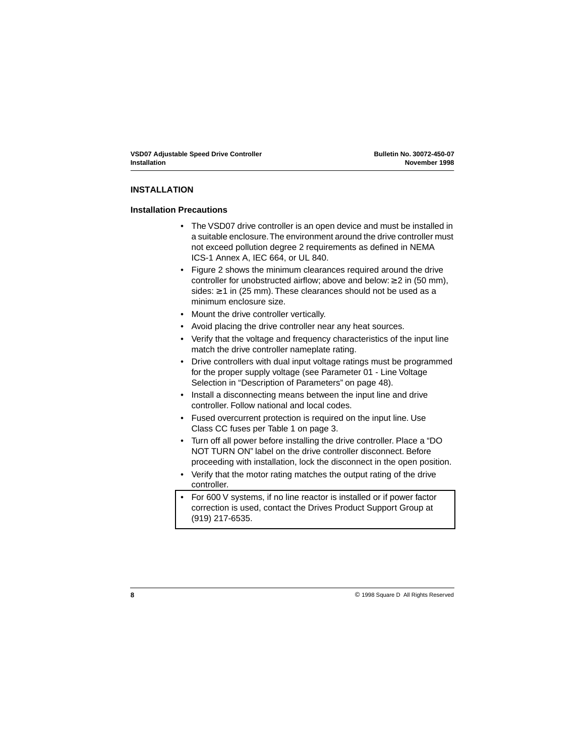# INSTALLATION

## Installation Precautions

- The VSD07 drive controller is an open device and must be installed in a suitable enclosure. The environment around the drive controller must not exceed pollution degree 2 requirements as defined in NEMA ICS-1 Annex A, IEC 664, or UL 840.
- Figure 2 shows the minimum clearances required around the drive controller for unobstructed airflow; above and below: ≥ 2 in (50 mm), sides: ≥ 1 in (25 mm). These clearances should not be used as a minimum enclosure size.
- Mount the drive controller vertically.
- Avoid placing the drive controller near any heat sources.
- Verify that the voltage and frequency characteristics of the input line match the drive controller nameplate rating.
- Drive controllers with dual input voltage ratings must be programmed for the proper supply voltage (see Parameter 01 - Line Voltage Selection in "Description of Parameters" on page 48).
- Install a disconnecting means between the input line and drive controller. Follow national and local codes.
- Fused overcurrent protection is required on the input line. Use Class CC fuses per Table 1 on page 3.
- Turn off all power before installing the drive controller. Place a "DO NOT TURN ON" label on the drive controller disconnect. Before proceeding with installation, lock the disconnect in the open position.
- Verify that the motor rating matches the output rating of the drive controller.
- For 600 V systems, if no line reactor is installed or if power factor correction is used, contact the Drives Product Support Group at (919) 217-6535.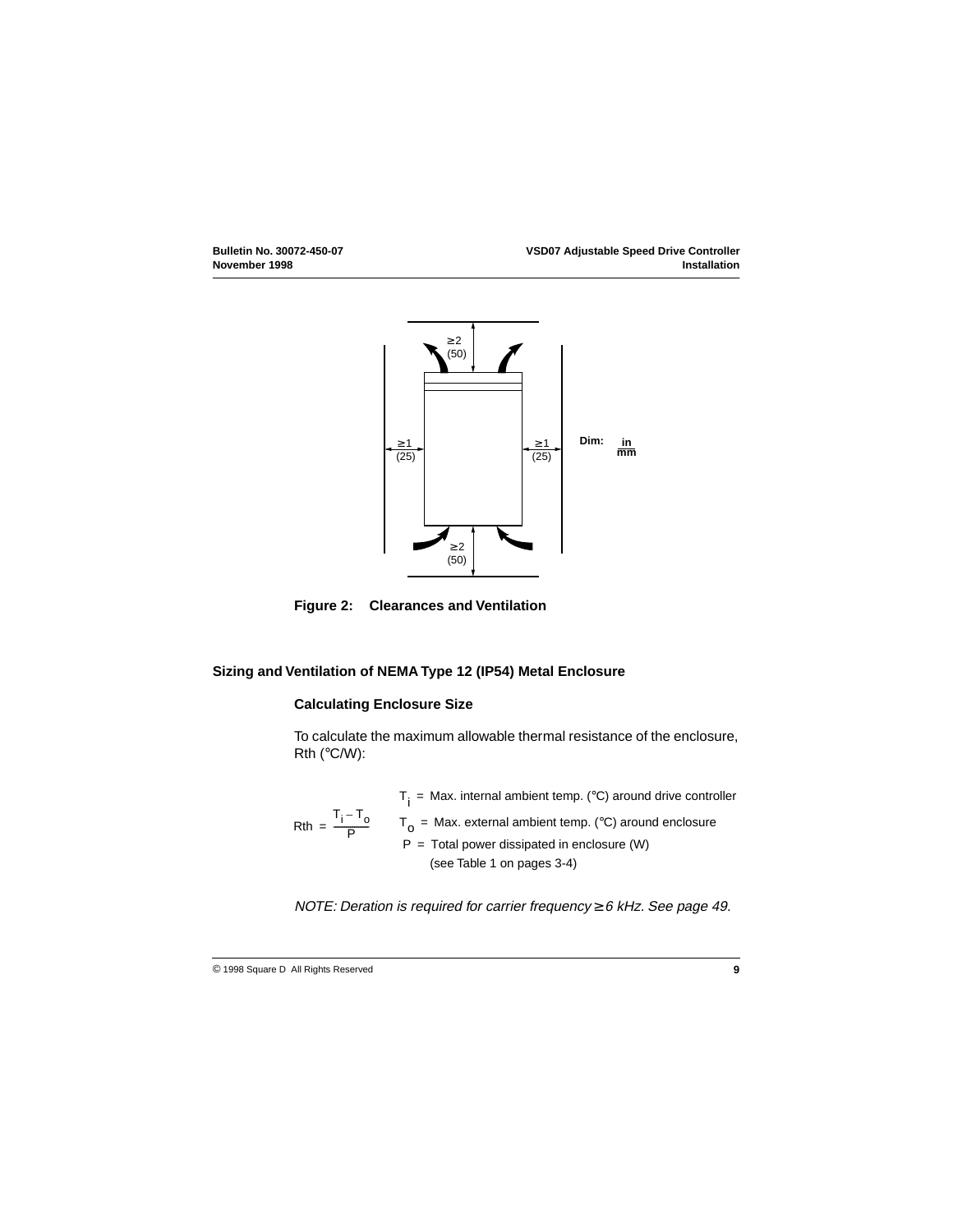Figure 2: Clearances and Ventilation

## Sizing and Ventilation of NEMA Type 12 (IP54) Metal Enclosure

### Calculating Enclosure Size

To calculate the maximum allowable thermal resistance of the enclosure, Rth (°C/W):

$$Rth = \frac{T_i - T_o}{P}$$

$T_i$ = Max. internal ambient temp. (°C) around drive controller

$T_o$ = Max. external ambient temp. (°C) around enclosure

$P$ = Total power dissipated in enclosure (W) (see Table 1 on pages 3-4)

*NOTE: Deration is required for carrier frequency ≥ 6 kHz. See page 49.*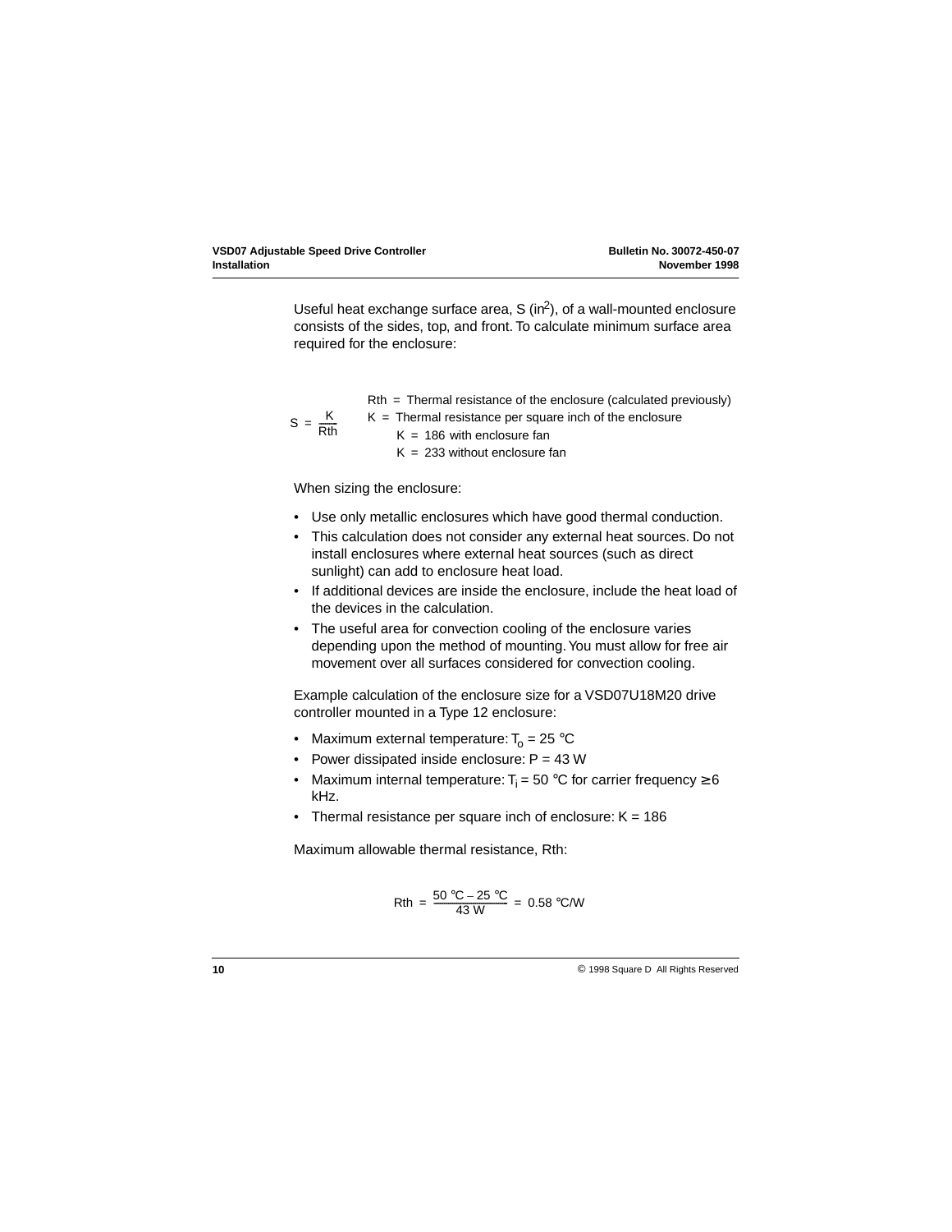Useful heat exchange surface area, S ($in^2$), of a wall-mounted enclosure consists of the sides, top, and front. To calculate minimum surface area required for the enclosure:

$$S = \frac{K}{Rth}$$

Rth = Thermal resistance of the enclosure (calculated previously)
K = Thermal resistance per square inch of the enclosure
K = 186 with enclosure fan
K = 233 without enclosure fan

When sizing the enclosure:

- Use only metallic enclosures which have good thermal conduction.
- This calculation does not consider any external heat sources. Do not install enclosures where external heat sources (such as direct sunlight) can add to enclosure heat load.
- If additional devices are inside the enclosure, include the heat load of the devices in the calculation.
- The useful area for convection cooling of the enclosure varies depending upon the method of mounting. You must allow for free air movement over all surfaces considered for convection cooling.

Example calculation of the enclosure size for a VSD07U18M20 drive controller mounted in a Type 12 enclosure:

- Maximum external temperature: $T_o$ = 25 °C
- Power dissipated inside enclosure: P = 43 W
- Maximum internal temperature: $T_i$ = 50 °C for carrier frequency ≥ 6 kHz.
- Thermal resistance per square inch of enclosure: K = 186

Maximum allowable thermal resistance, Rth:

$$Rth = \frac{50\ °C - 25\ °C}{43\ W} = 0.58\ °C/W$$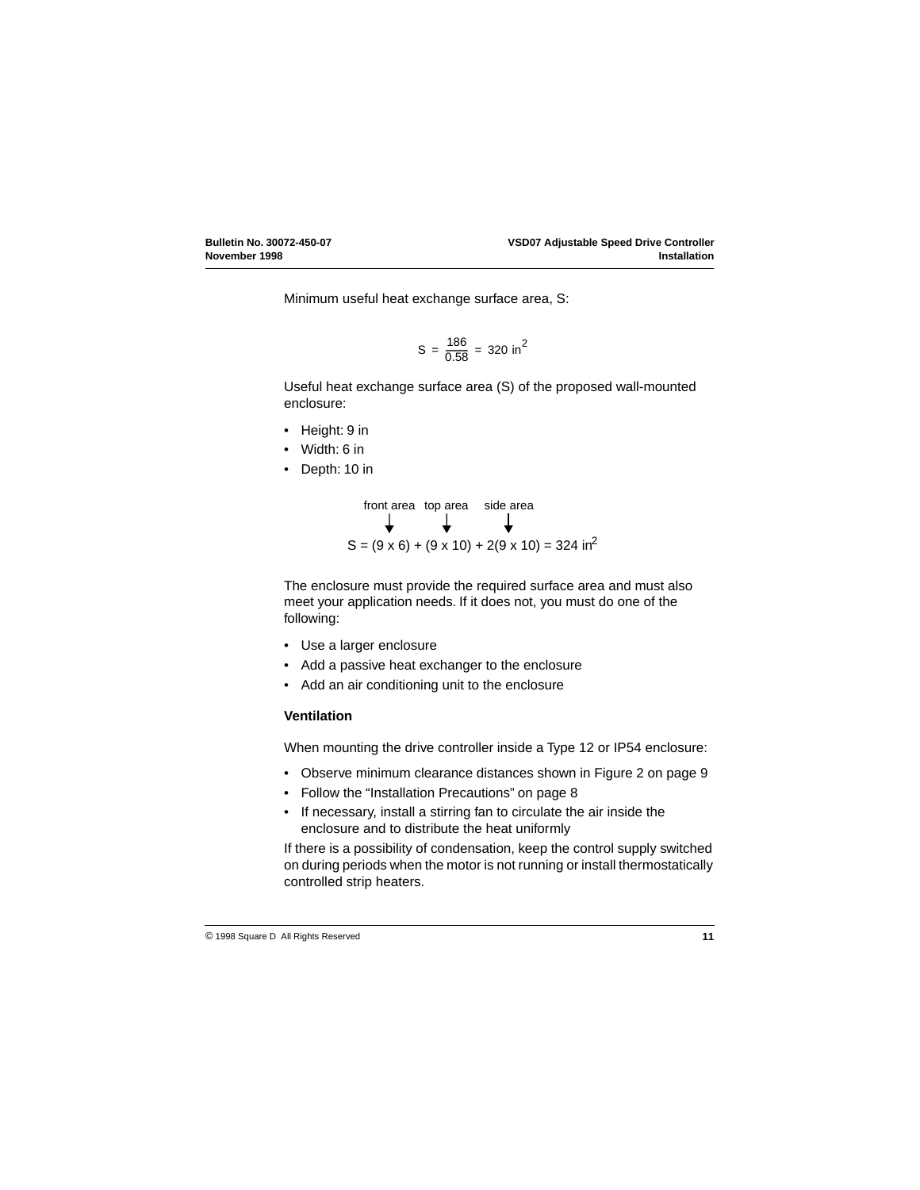Minimum useful heat exchange surface area, S:

$$S = \frac{186}{0.58} = 320 \text{ in}^2$$

Useful heat exchange surface area (S) of the proposed wall-mounted enclosure:

- Height: 9 in
- Width: 6 in
- Depth: 10 in

$$S = \underset{\text{front area}}{(9 \times 6)} + \underset{\text{top area}}{(9 \times 10)} + \underset{\text{side area}}{2(9 \times 10)} = 324 \text{ in}^2$$

The enclosure must provide the required surface area and must also meet your application needs. If it does not, you must do one of the following:

- Use a larger enclosure
- Add a passive heat exchanger to the enclosure
- Add an air conditioning unit to the enclosure

**Ventilation**

When mounting the drive controller inside a Type 12 or IP54 enclosure:

- Observe minimum clearance distances shown in Figure 2 on page 9
- Follow the "Installation Precautions" on page 8
- If necessary, install a stirring fan to circulate the air inside the enclosure and to distribute the heat uniformly

If there is a possibility of condensation, keep the control supply switched on during periods when the motor is not running or install thermostatically controlled strip heaters.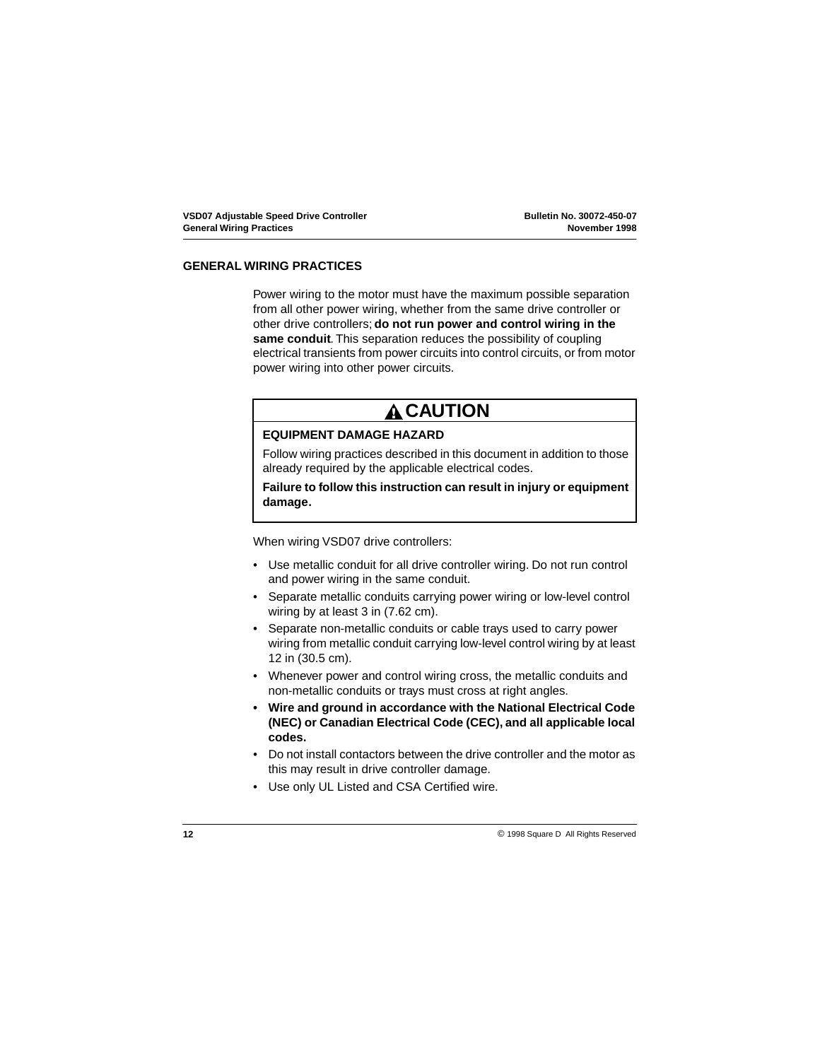## GENERAL WIRING PRACTICES

Power wiring to the motor must have the maximum possible separation from all other power wiring, whether from the same drive controller or other drive controllers; **do not run power and control wiring in the same conduit**. This separation reduces the possibility of coupling electrical transients from power circuits into control circuits, or from motor power wiring into other power circuits.

> **⚠ CAUTION**
>
> **EQUIPMENT DAMAGE HAZARD**
>
> Follow wiring practices described in this document in addition to those already required by the applicable electrical codes.
>
> **Failure to follow this instruction can result in injury or equipment damage.**

When wiring VSD07 drive controllers:

- Use metallic conduit for all drive controller wiring. Do not run control and power wiring in the same conduit.
- Separate metallic conduits carrying power wiring or low-level control wiring by at least 3 in (7.62 cm).
- Separate non-metallic conduits or cable trays used to carry power wiring from metallic conduit carrying low-level control wiring by at least 12 in (30.5 cm).
- Whenever power and control wiring cross, the metallic conduits and non-metallic conduits or trays must cross at right angles.
- **Wire and ground in accordance with the National Electrical Code (NEC) or Canadian Electrical Code (CEC), and all applicable local codes.**
- Do not install contactors between the drive controller and the motor as this may result in drive controller damage.
- Use only UL Listed and CSA Certified wire.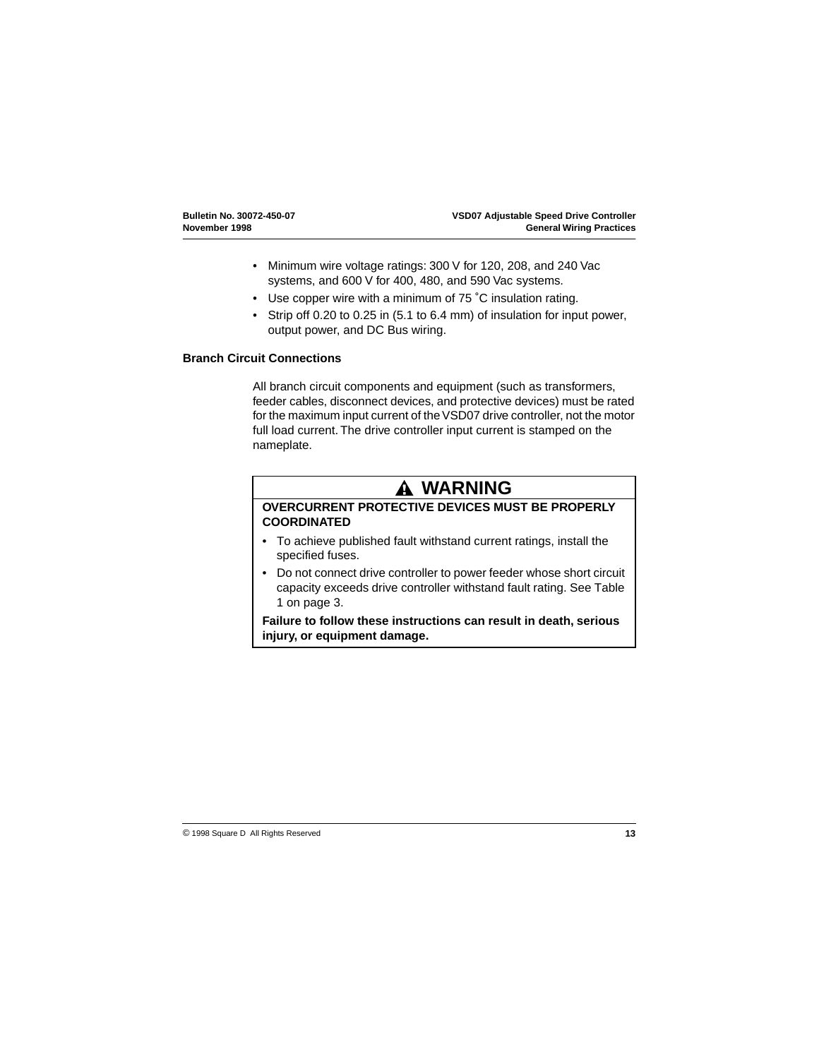- Minimum wire voltage ratings: 300 V for 120, 208, and 240 Vac systems, and 600 V for 400, 480, and 590 Vac systems.
- Use copper wire with a minimum of 75 ˚C insulation rating.
- Strip off 0.20 to 0.25 in (5.1 to 6.4 mm) of insulation for input power, output power, and DC Bus wiring.

### Branch Circuit Connections

All branch circuit components and equipment (such as transformers, feeder cables, disconnect devices, and protective devices) must be rated for the maximum input current of the VSD07 drive controller, not the motor full load current. The drive controller input current is stamped on the nameplate.

## ⚠ WARNING

**OVERCURRENT PROTECTIVE DEVICES MUST BE PROPERLY COORDINATED**

- To achieve published fault withstand current ratings, install the specified fuses.
- Do not connect drive controller to power feeder whose short circuit capacity exceeds drive controller withstand fault rating. See Table 1 on page 3.

**Failure to follow these instructions can result in death, serious injury, or equipment damage.**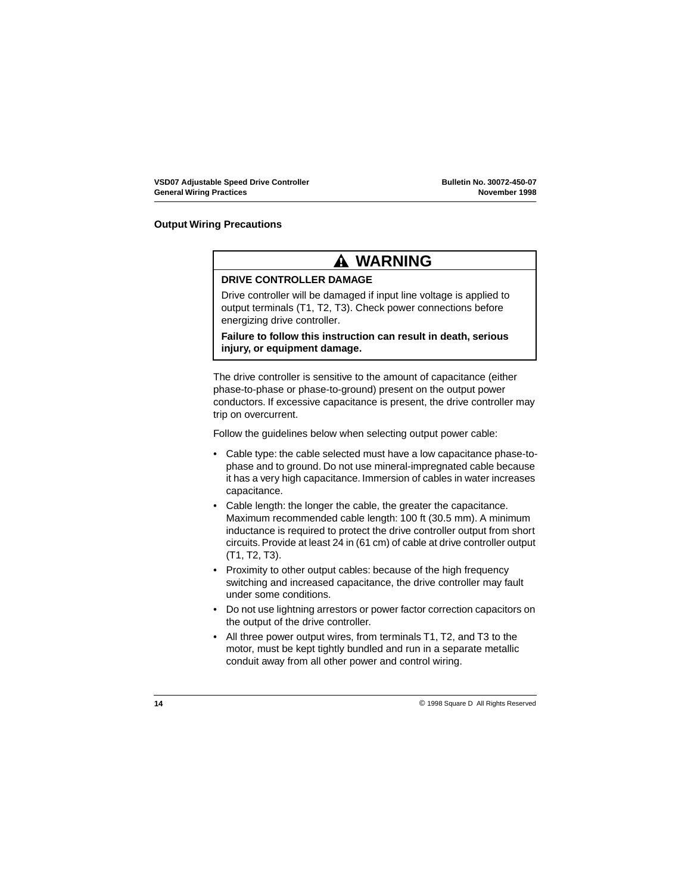## Output Wiring Precautions

> **⚠ WARNING**
>
> **DRIVE CONTROLLER DAMAGE**
>
> Drive controller will be damaged if input line voltage is applied to output terminals (T1, T2, T3). Check power connections before energizing drive controller.
>
> **Failure to follow this instruction can result in death, serious injury, or equipment damage.**

The drive controller is sensitive to the amount of capacitance (either phase-to-phase or phase-to-ground) present on the output power conductors. If excessive capacitance is present, the drive controller may trip on overcurrent.

Follow the guidelines below when selecting output power cable:

- Cable type: the cable selected must have a low capacitance phase-to-phase and to ground. Do not use mineral-impregnated cable because it has a very high capacitance. Immersion of cables in water increases capacitance.
- Cable length: the longer the cable, the greater the capacitance. Maximum recommended cable length: 100 ft (30.5 mm). A minimum inductance is required to protect the drive controller output from short circuits. Provide at least 24 in (61 cm) of cable at drive controller output (T1, T2, T3).
- Proximity to other output cables: because of the high frequency switching and increased capacitance, the drive controller may fault under some conditions.
- Do not use lightning arrestors or power factor correction capacitors on the output of the drive controller.
- All three power output wires, from terminals T1, T2, and T3 to the motor, must be kept tightly bundled and run in a separate metallic conduit away from all other power and control wiring.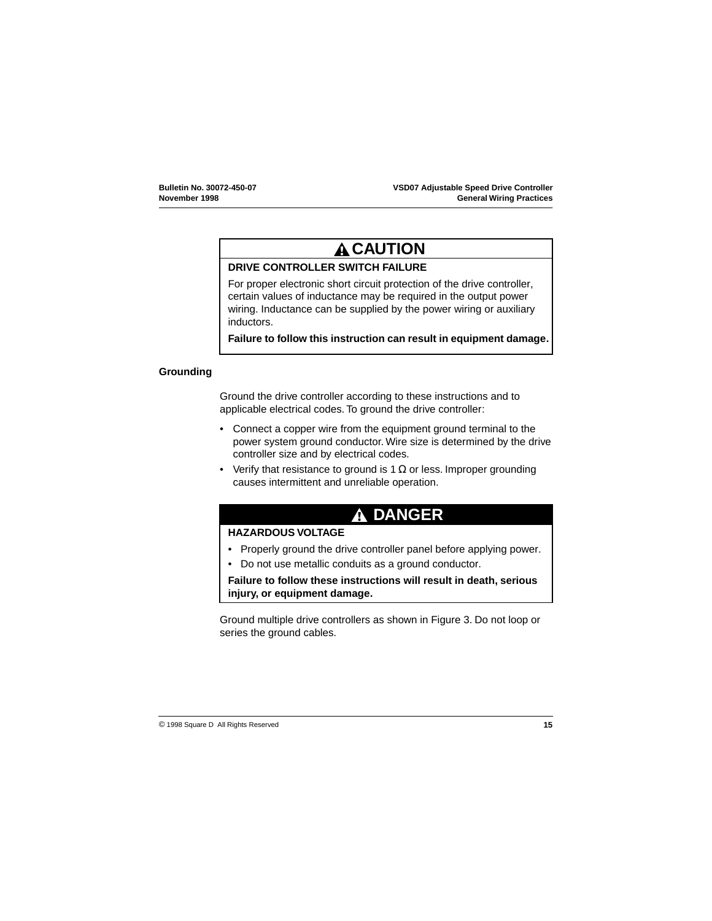**⚠ CAUTION**

**DRIVE CONTROLLER SWITCH FAILURE**

For proper electronic short circuit protection of the drive controller, certain values of inductance may be required in the output power wiring. Inductance can be supplied by the power wiring or auxiliary inductors.

**Failure to follow this instruction can result in equipment damage.**

### Grounding

Ground the drive controller according to these instructions and to applicable electrical codes. To ground the drive controller:

- Connect a copper wire from the equipment ground terminal to the power system ground conductor. Wire size is determined by the drive controller size and by electrical codes.
- Verify that resistance to ground is 1 Ω or less. Improper grounding causes intermittent and unreliable operation.

**⚠ DANGER**

**HAZARDOUS VOLTAGE**

- Properly ground the drive controller panel before applying power.
- Do not use metallic conduits as a ground conductor.

**Failure to follow these instructions will result in death, serious injury, or equipment damage.**

Ground multiple drive controllers as shown in Figure 3. Do not loop or series the ground cables.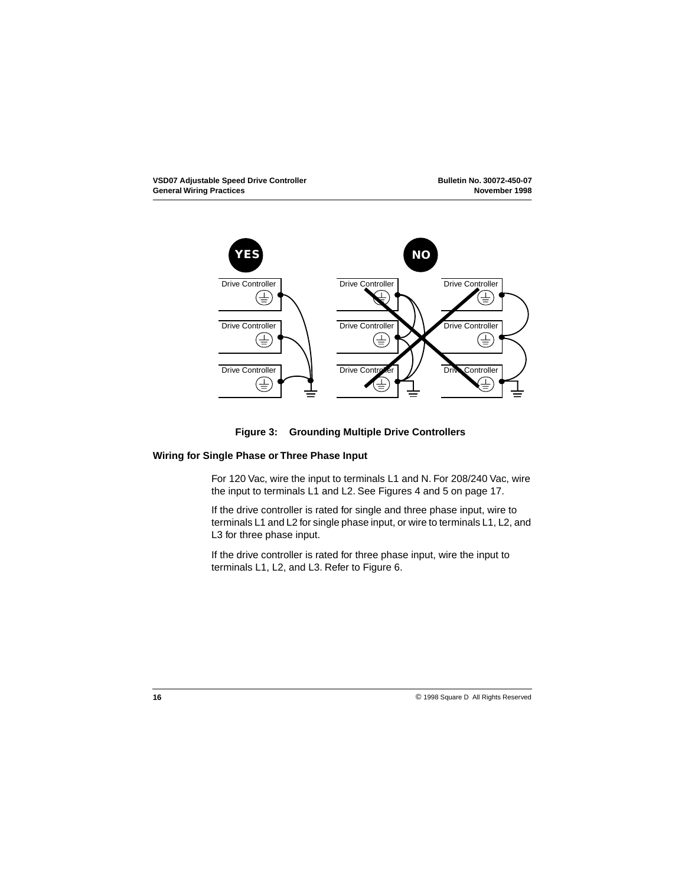**Figure 3: Grounding Multiple Drive Controllers**

## Wiring for Single Phase or Three Phase Input

For 120 Vac, wire the input to terminals L1 and N. For 208/240 Vac, wire the input to terminals L1 and L2. See Figures 4 and 5 on page 17.

If the drive controller is rated for single and three phase input, wire to terminals L1 and L2 for single phase input, or wire to terminals L1, L2, and L3 for three phase input.

If the drive controller is rated for three phase input, wire the input to terminals L1, L2, and L3. Refer to Figure 6.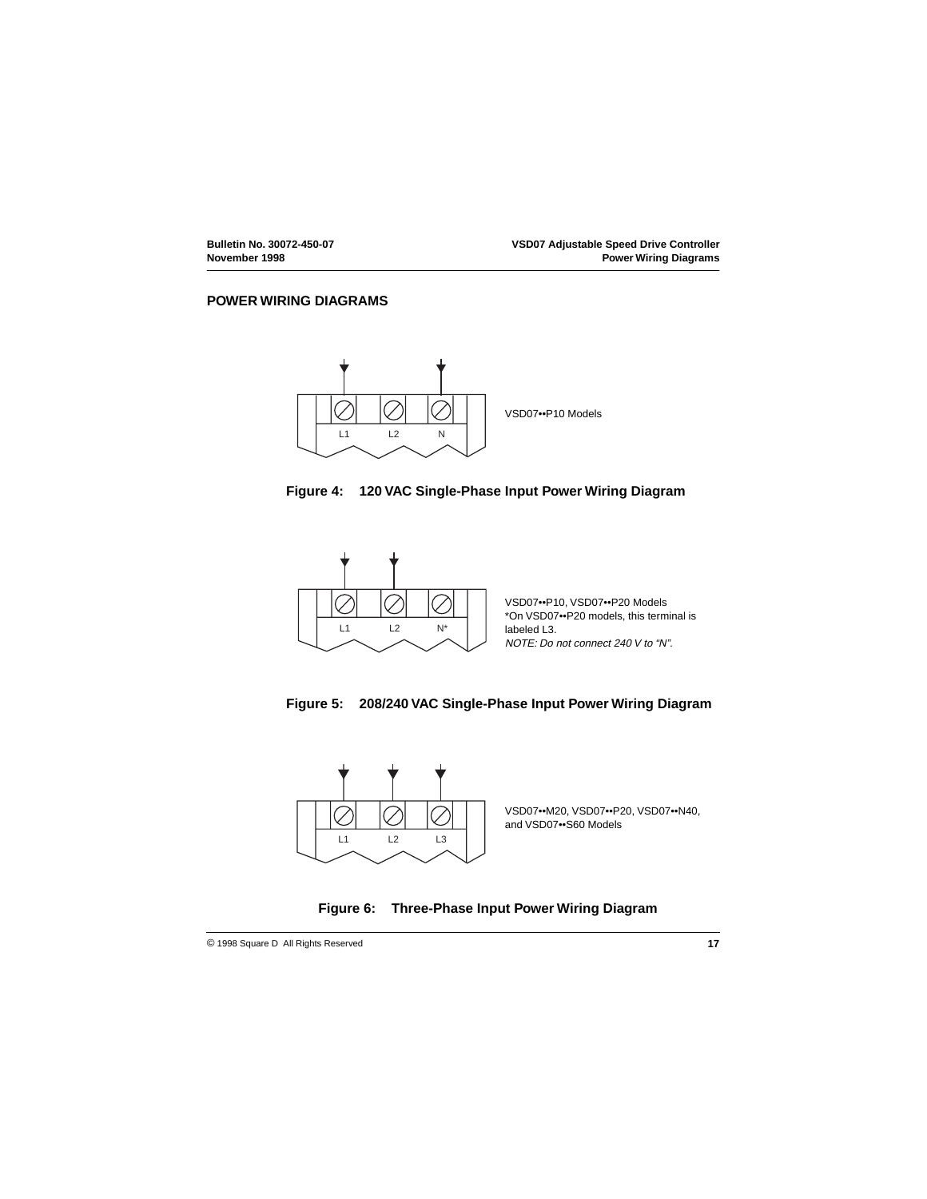## POWER WIRING DIAGRAMS

L1 L2 N

VSD07••P10 Models

**Figure 4: 120 VAC Single-Phase Input Power Wiring Diagram**

L1 L2 N*

VSD07••P10, VSD07••P20 Models
*On VSD07••P20 models, this terminal is labeled L3.
*NOTE: Do not connect 240 V to "N".*

**Figure 5: 208/240 VAC Single-Phase Input Power Wiring Diagram**

L1 L2 L3

VSD07••M20, VSD07••P20, VSD07••N40, and VSD07••S60 Models

**Figure 6: Three-Phase Input Power Wiring Diagram**

© 1998 Square D All Rights Reserved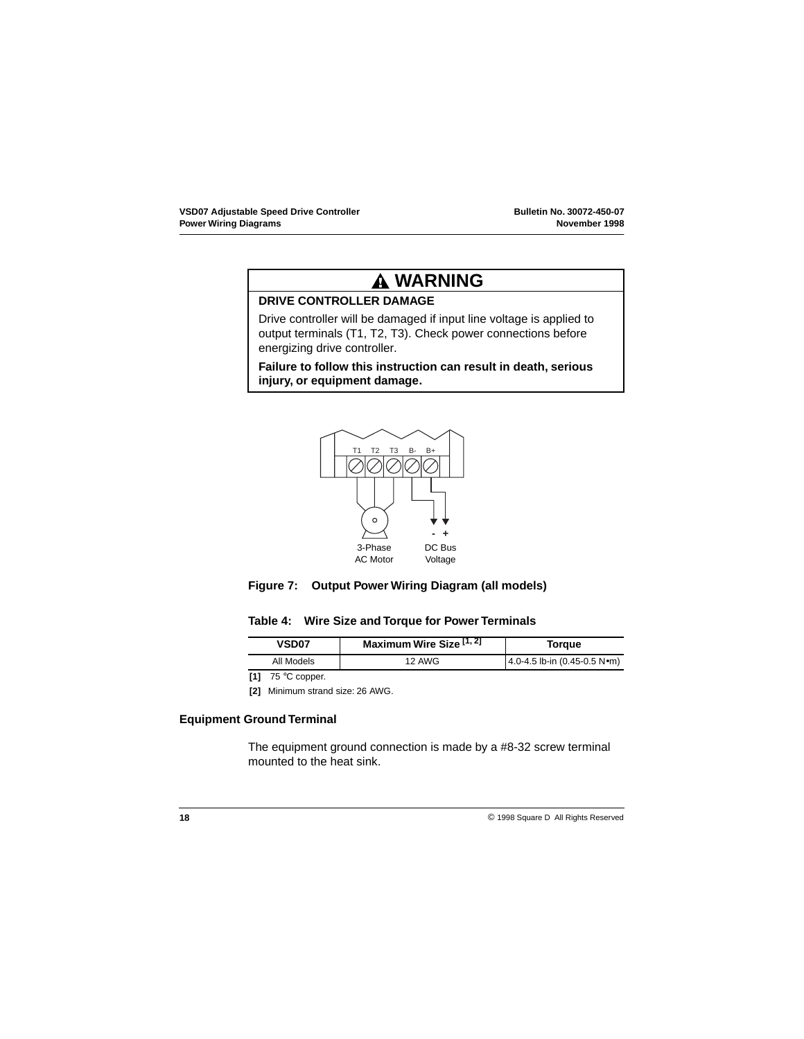## ⚠ WARNING

**DRIVE CONTROLLER DAMAGE**

Drive controller will be damaged if input line voltage is applied to output terminals (T1, T2, T3). Check power connections before energizing drive controller.

**Failure to follow this instruction can result in death, serious injury, or equipment damage.**

**Figure 7: Output Power Wiring Diagram (all models)**

**Table 4: Wire Size and Torque for Power Terminals**

| VSD07 | Maximum Wire Size [1, 2] | Torque |
|---|---|---|
| All Models | 12 AWG | 4.0-4.5 lb-in (0.45-0.5 N•m) |

**[1]** 75 °C copper.

**[2]** Minimum strand size: 26 AWG.

### Equipment Ground Terminal

The equipment ground connection is made by a #8-32 screw terminal mounted to the heat sink.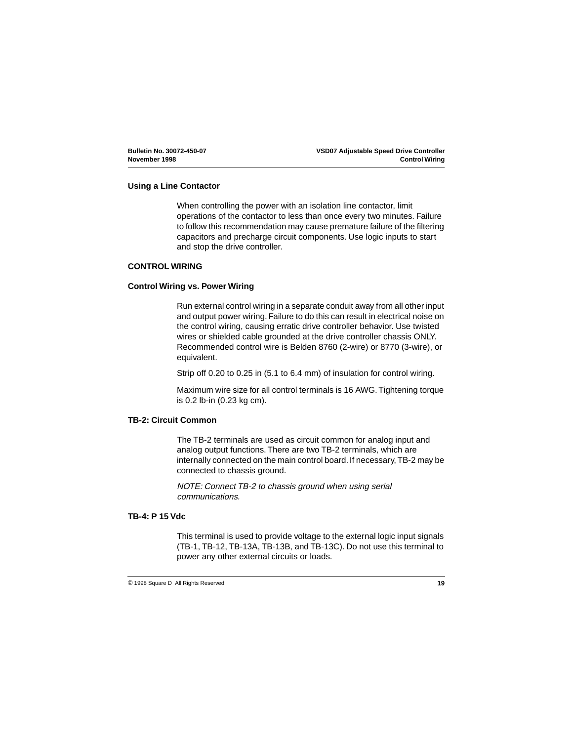## Using a Line Contactor

When controlling the power with an isolation line contactor, limit operations of the contactor to less than once every two minutes. Failure to follow this recommendation may cause premature failure of the filtering capacitors and precharge circuit components. Use logic inputs to start and stop the drive controller.

# CONTROL WIRING

## Control Wiring vs. Power Wiring

Run external control wiring in a separate conduit away from all other input and output power wiring. Failure to do this can result in electrical noise on the control wiring, causing erratic drive controller behavior. Use twisted wires or shielded cable grounded at the drive controller chassis ONLY. Recommended control wire is Belden 8760 (2-wire) or 8770 (3-wire), or equivalent.

Strip off 0.20 to 0.25 in (5.1 to 6.4 mm) of insulation for control wiring.

Maximum wire size for all control terminals is 16 AWG. Tightening torque is 0.2 lb-in (0.23 kg cm).

## TB-2: Circuit Common

The TB-2 terminals are used as circuit common for analog input and analog output functions. There are two TB-2 terminals, which are internally connected on the main control board. If necessary, TB-2 may be connected to chassis ground.

*NOTE: Connect TB-2 to chassis ground when using serial communications.*

## TB-4: P 15 Vdc

This terminal is used to provide voltage to the external logic input signals (TB-1, TB-12, TB-13A, TB-13B, and TB-13C). Do not use this terminal to power any other external circuits or loads.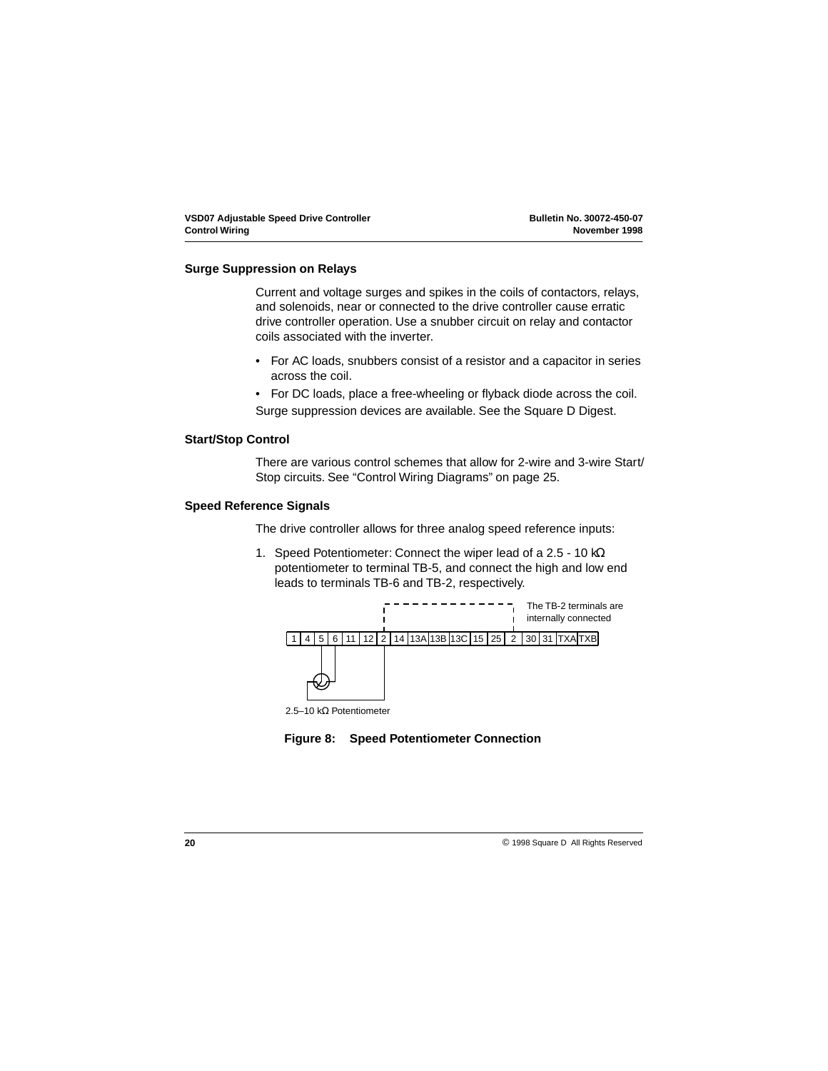### Surge Suppression on Relays

Current and voltage surges and spikes in the coils of contactors, relays, and solenoids, near or connected to the drive controller cause erratic drive controller operation. Use a snubber circuit on relay and contactor coils associated with the inverter.

- For AC loads, snubbers consist of a resistor and a capacitor in series across the coil.
- For DC loads, place a free-wheeling or flyback diode across the coil.

Surge suppression devices are available. See the Square D Digest.

### Start/Stop Control

There are various control schemes that allow for 2-wire and 3-wire Start/Stop circuits. See "Control Wiring Diagrams" on page 25.

### Speed Reference Signals

The drive controller allows for three analog speed reference inputs:

1. Speed Potentiometer: Connect the wiper lead of a 2.5 - 10 kΩ potentiometer to terminal TB-5, and connect the high and low end leads to terminals TB-6 and TB-2, respectively.

The TB-2 terminals are internally connected

| 1 | 4 | 5 | 6 | 11 | 12 | 2 | 14 | 13A | 13B | 13C | 15 | 25 | 2 | 30 | 31 | TXA | TXB |
|---|---|---|---|---|---|---|---|---|---|---|---|---|---|---|---|---|---|

2.5–10 kΩ Potentiometer

**Figure 8: Speed Potentiometer Connection**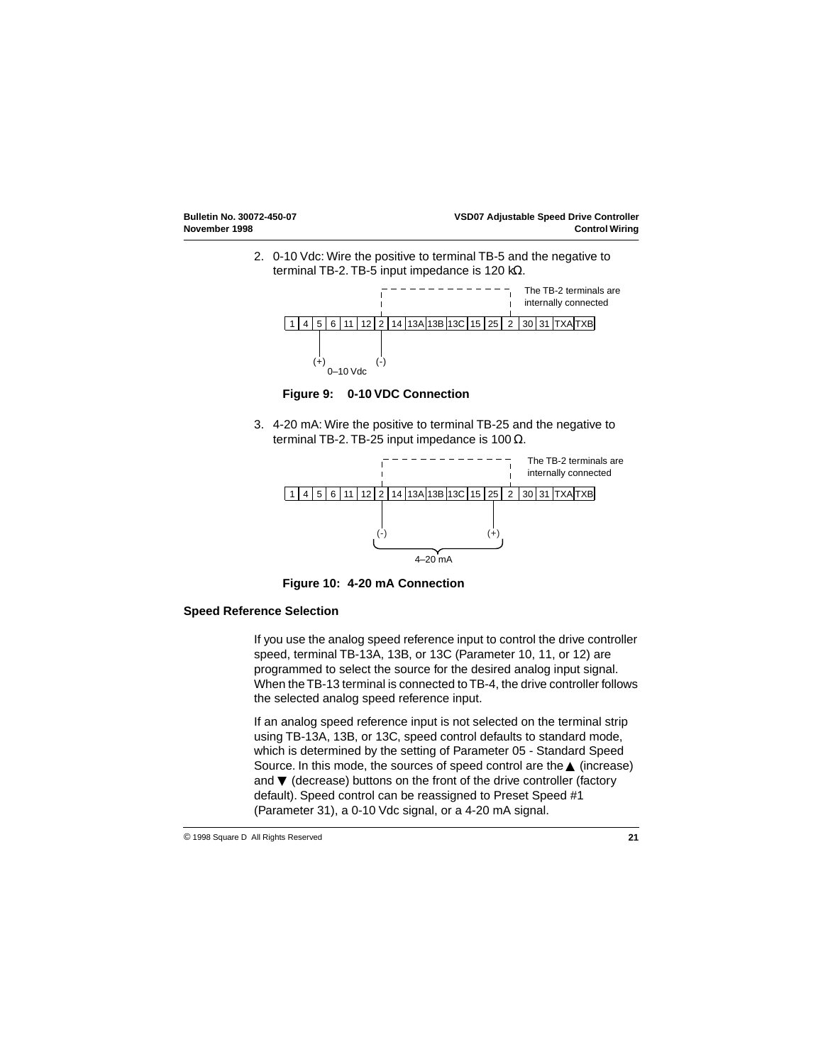2. 0-10 Vdc: Wire the positive to terminal TB-5 and the negative to terminal TB-2. TB-5 input impedance is 120 kΩ.

| 1 | 4 | 5 | 6 | 11 | 12 | 2 | 14 | 13A | 13B | 13C | 15 | 25 | 2 | 30 | 31 | TXA | TXB |
|---|---|---|---|---|---|---|---|---|---|---|---|---|---|---|---|---|---|

The TB-2 terminals are internally connected

(+) 0–10 Vdc (-)

**Figure 9: 0-10 VDC Connection**

3. 4-20 mA: Wire the positive to terminal TB-25 and the negative to terminal TB-2. TB-25 input impedance is 100 Ω.

| 1 | 4 | 5 | 6 | 11 | 12 | 2 | 14 | 13A | 13B | 13C | 15 | 25 | 2 | 30 | 31 | TXA | TXB |
|---|---|---|---|---|---|---|---|---|---|---|---|---|---|---|---|---|---|

The TB-2 terminals are internally connected

(-) (+) 4–20 mA

**Figure 10: 4-20 mA Connection**

### Speed Reference Selection

If you use the analog speed reference input to control the drive controller speed, terminal TB-13A, 13B, or 13C (Parameter 10, 11, or 12) are programmed to select the source for the desired analog input signal. When the TB-13 terminal is connected to TB-4, the drive controller follows the selected analog speed reference input.

If an analog speed reference input is not selected on the terminal strip using TB-13A, 13B, or 13C, speed control defaults to standard mode, which is determined by the setting of Parameter 05 - Standard Speed Source. In this mode, the sources of speed control are the ▲ (increase) and ▼ (decrease) buttons on the front of the drive controller (factory default). Speed control can be reassigned to Preset Speed #1 (Parameter 31), a 0-10 Vdc signal, or a 4-20 mA signal.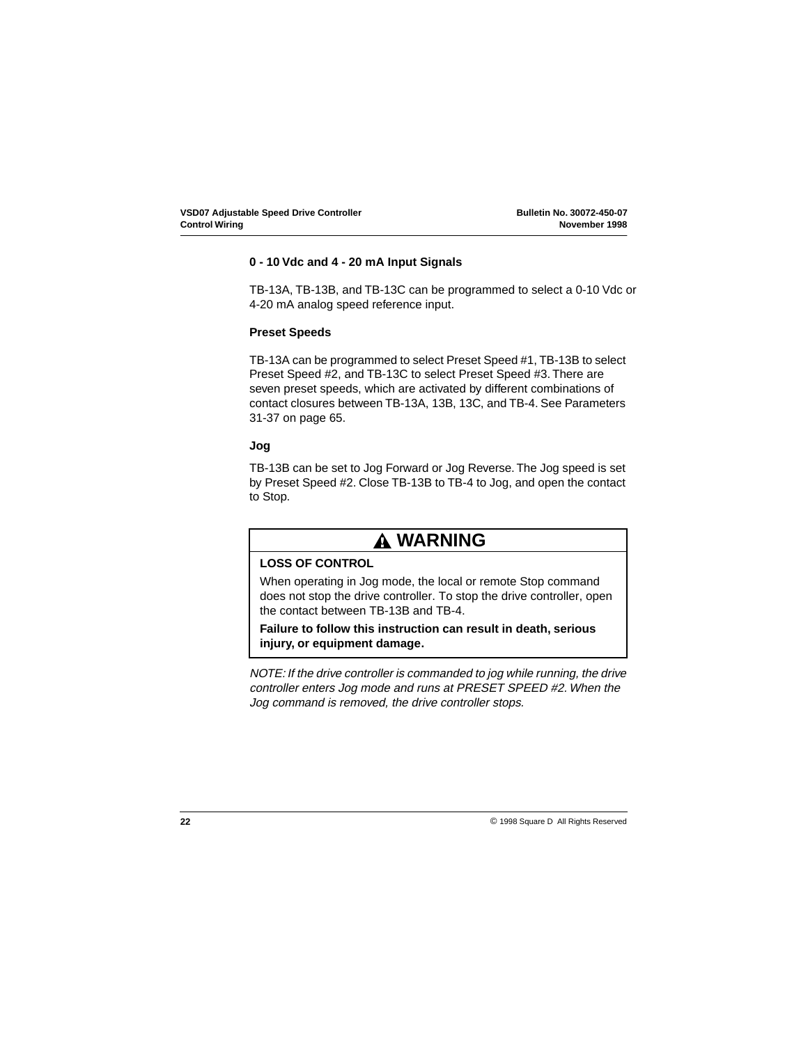### 0 - 10 Vdc and 4 - 20 mA Input Signals

TB-13A, TB-13B, and TB-13C can be programmed to select a 0-10 Vdc or 4-20 mA analog speed reference input.

### Preset Speeds

TB-13A can be programmed to select Preset Speed #1, TB-13B to select Preset Speed #2, and TB-13C to select Preset Speed #3. There are seven preset speeds, which are activated by different combinations of contact closures between TB-13A, 13B, 13C, and TB-4. See Parameters 31-37 on page 65.

### Jog

TB-13B can be set to Jog Forward or Jog Reverse. The Jog speed is set by Preset Speed #2. Close TB-13B to TB-4 to Jog, and open the contact to Stop.

> **⚠ WARNING**
>
> **LOSS OF CONTROL**
>
> When operating in Jog mode, the local or remote Stop command does not stop the drive controller. To stop the drive controller, open the contact between TB-13B and TB-4.
>
> **Failure to follow this instruction can result in death, serious injury, or equipment damage.**

*NOTE: If the drive controller is commanded to jog while running, the drive controller enters Jog mode and runs at PRESET SPEED #2. When the Jog command is removed, the drive controller stops.*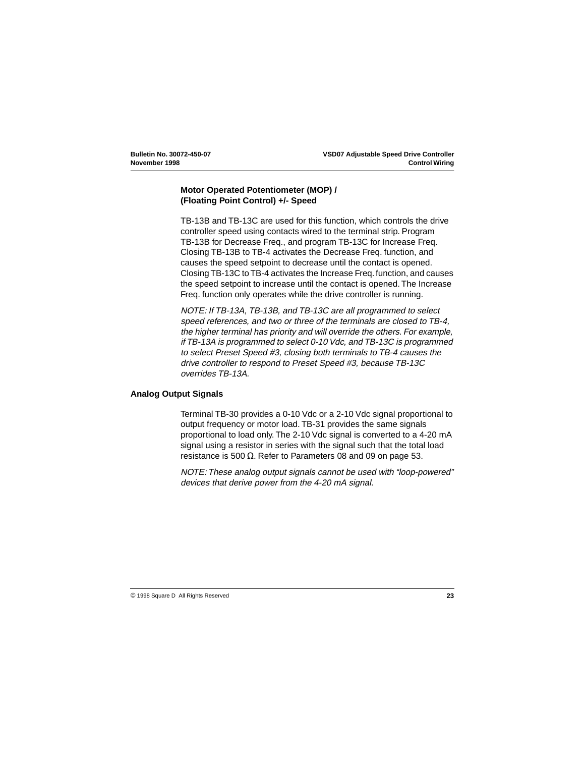### Motor Operated Potentiometer (MOP) / (Floating Point Control) +/- Speed

TB-13B and TB-13C are used for this function, which controls the drive controller speed using contacts wired to the terminal strip. Program TB-13B for Decrease Freq., and program TB-13C for Increase Freq. Closing TB-13B to TB-4 activates the Decrease Freq. function, and causes the speed setpoint to decrease until the contact is opened. Closing TB-13C to TB-4 activates the Increase Freq. function, and causes the speed setpoint to increase until the contact is opened. The Increase Freq. function only operates while the drive controller is running.

*NOTE: If TB-13A, TB-13B, and TB-13C are all programmed to select speed references, and two or three of the terminals are closed to TB-4, the higher terminal has priority and will override the others. For example, if TB-13A is programmed to select 0-10 Vdc, and TB-13C is programmed to select Preset Speed #3, closing both terminals to TB-4 causes the drive controller to respond to Preset Speed #3, because TB-13C overrides TB-13A.*

## Analog Output Signals

Terminal TB-30 provides a 0-10 Vdc or a 2-10 Vdc signal proportional to output frequency or motor load. TB-31 provides the same signals proportional to load only. The 2-10 Vdc signal is converted to a 4-20 mA signal using a resistor in series with the signal such that the total load resistance is 500 $\Omega$. Refer to Parameters 08 and 09 on page 53.

*NOTE: These analog output signals cannot be used with “loop-powered” devices that derive power from the 4-20 mA signal.*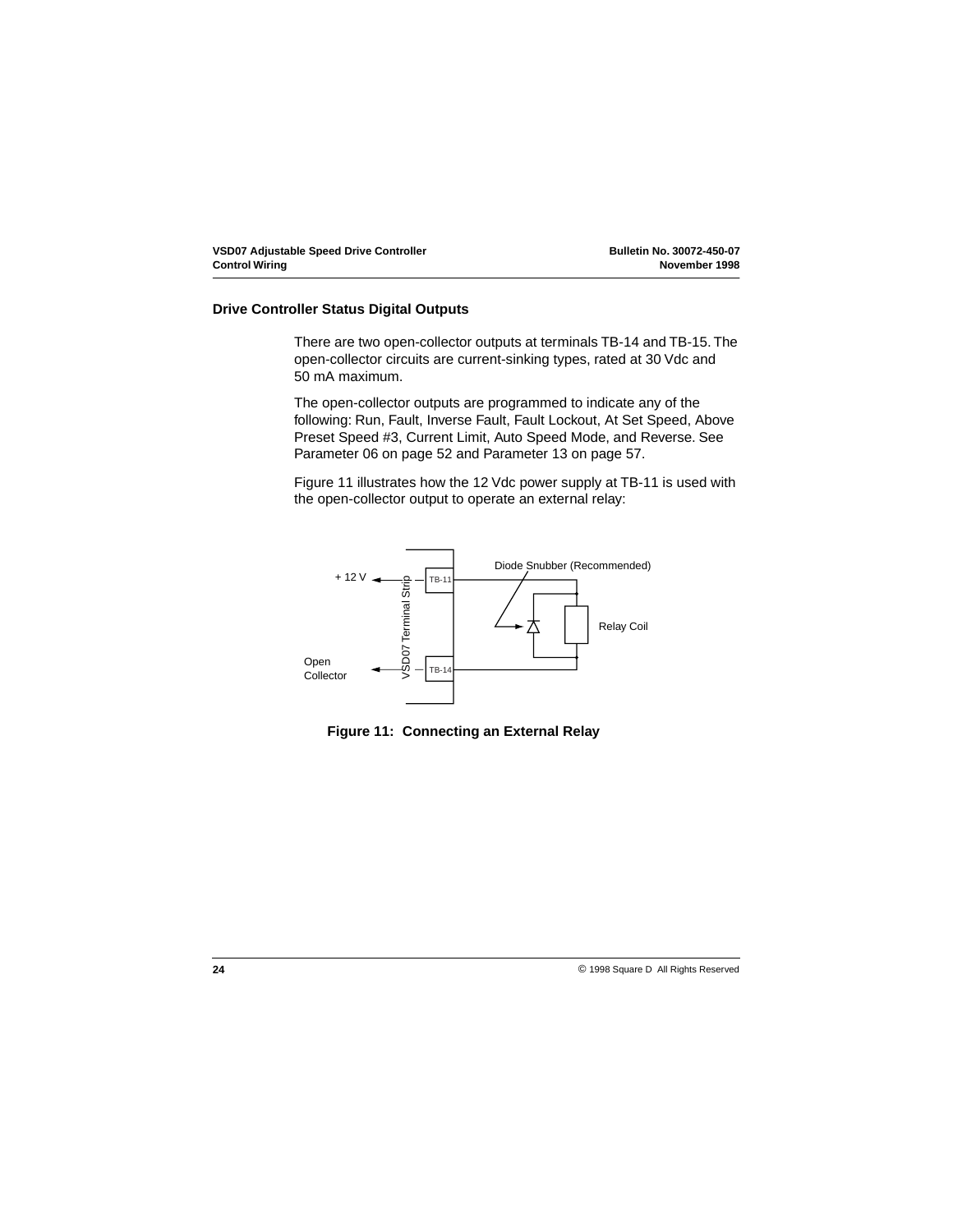## Drive Controller Status Digital Outputs

There are two open-collector outputs at terminals TB-14 and TB-15. The open-collector circuits are current-sinking types, rated at 30 Vdc and 50 mA maximum.

The open-collector outputs are programmed to indicate any of the following: Run, Fault, Inverse Fault, Fault Lockout, At Set Speed, Above Preset Speed #3, Current Limit, Auto Speed Mode, and Reverse. See Parameter 06 on page 52 and Parameter 13 on page 57.

Figure 11 illustrates how the 12 Vdc power supply at TB-11 is used with the open-collector output to operate an external relay:

+ 12 V — TB-11

VSD07 Terminal Strip

Open Collector — TB-14

Diode Snubber (Recommended)

Relay Coil

**Figure 11: Connecting an External Relay**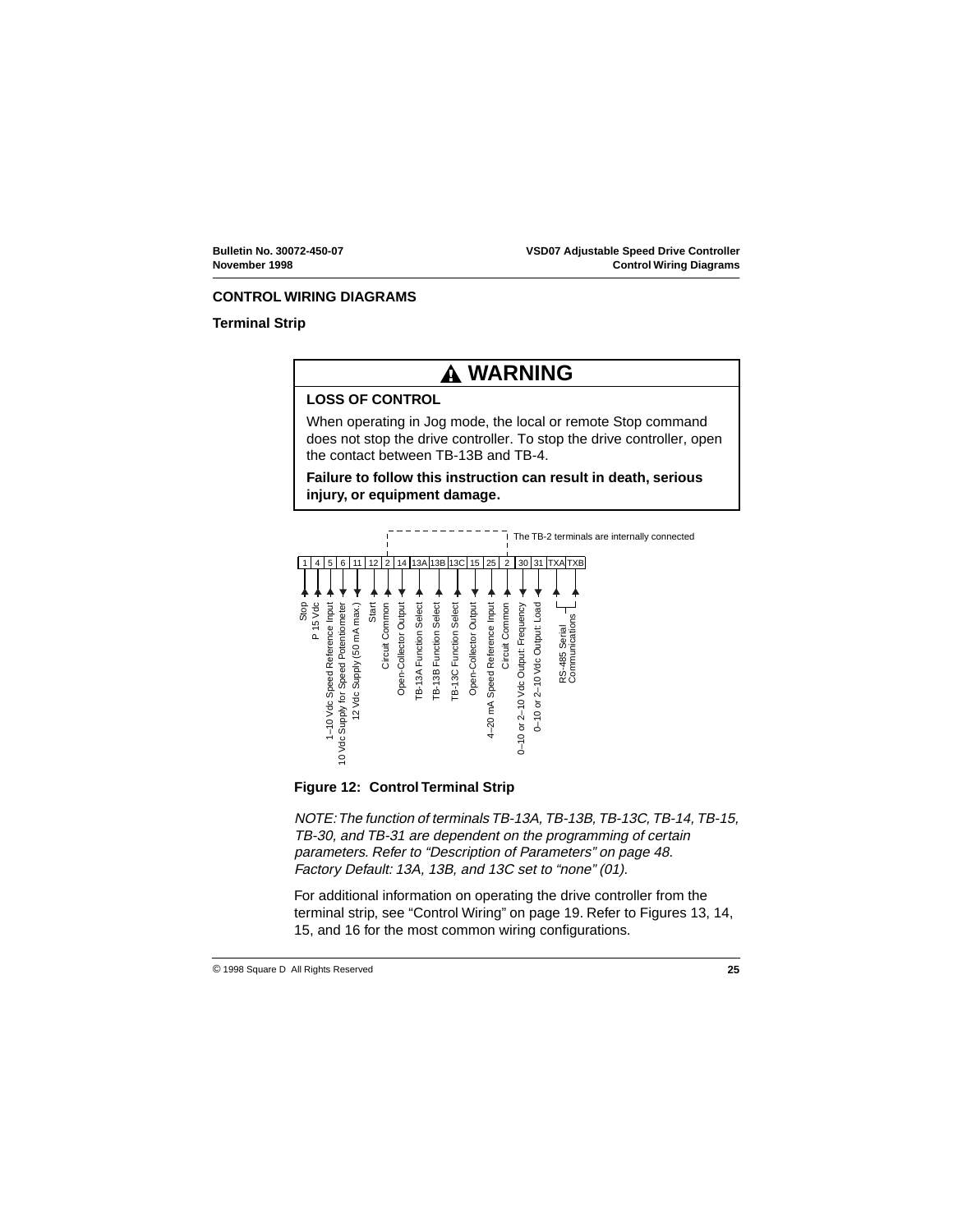## CONTROL WIRING DIAGRAMS

### Terminal Strip

> **⚠ WARNING**
>
> **LOSS OF CONTROL**
>
> When operating in Jog mode, the local or remote Stop command does not stop the drive controller. To stop the drive controller, open the contact between TB-13B and TB-4.
>
> **Failure to follow this instruction can result in death, serious injury, or equipment damage.**

The TB-2 terminals are internally connected

| Terminal | Function |
|---|---|
| 1 | Stop |
| 4 | P 15 Vdc |
| 5 | 1–10 Vdc Speed Reference Input |
| 6 | 10 Vdc Supply for Speed Potentiometer |
| 11 | 12 Vdc Supply (50 mA max.) |
| 12 | Start |
| 2 | Circuit Common |
| 14 | Open-Collector Output |
| 13A | TB-13A Function Select |
| 13B | TB-13B Function Select |
| 13C | TB-13C Function Select |
| 15 | Open-Collector Output |
| 25 | 4–20 mA Speed Reference Input |
| 2 | Circuit Common |
| 30 | 0–10 or 2–10 Vdc Output: Frequency |
| 31 | 0–10 or 2–10 Vdc Output: Load |
| TXA, TXB | RS–485 Serial Communications |

**Figure 12: Control Terminal Strip**

*NOTE: The function of terminals TB-13A, TB-13B, TB-13C, TB-14, TB-15, TB-30, and TB-31 are dependent on the programming of certain parameters. Refer to “Description of Parameters” on page 48. Factory Default: 13A, 13B, and 13C set to “none” (01).*

For additional information on operating the drive controller from the terminal strip, see “Control Wiring” on page 19. Refer to Figures 13, 14, 15, and 16 for the most common wiring configurations.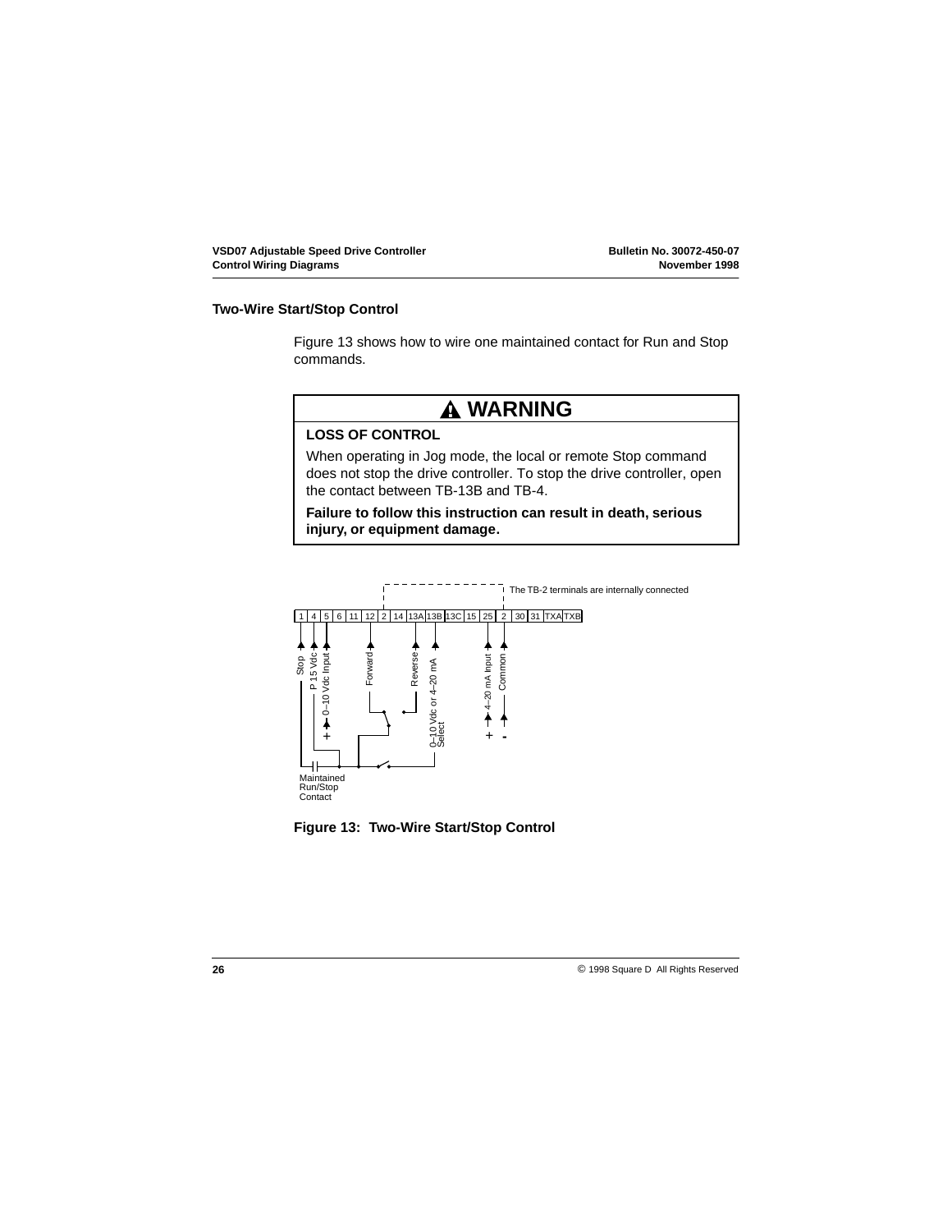## Two-Wire Start/Stop Control

Figure 13 shows how to wire one maintained contact for Run and Stop commands.

> **⚠ WARNING**
>
> **LOSS OF CONTROL**
>
> When operating in Jog mode, the local or remote Stop command does not stop the drive controller. To stop the drive controller, open the contact between TB-13B and TB-4.
>
> **Failure to follow this instruction can result in death, serious injury, or equipment damage.**

The TB-2 terminals are internally connected

| 1 | 4 | 5 | 6 | 11 | 12 | 2 | 14 | 13A | 13B | 13C | 15 | 25 | 2 | 30 | 31 | TXA | TXB |
|---|---|---|---|---|---|---|---|---|---|---|---|---|---|---|---|---|---|

Stop
P 15 Vdc
0–10 Vdc Input +
Forward
Reverse
0–10 Vdc or 4–20 mA Select
4–20 mA Input +
Common -
Maintained Run/Stop Contact

**Figure 13: Two-Wire Start/Stop Control**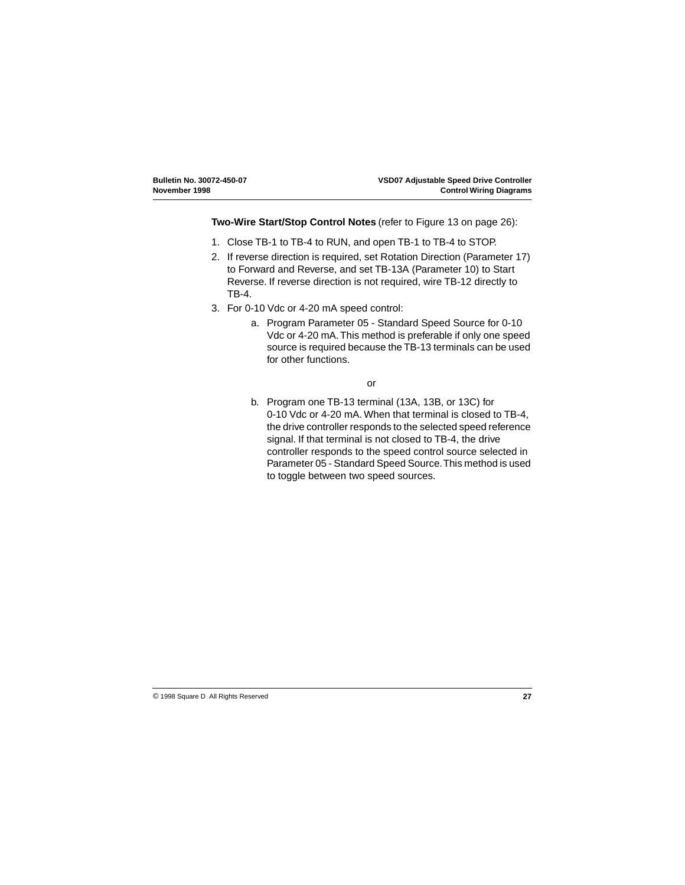**Two-Wire Start/Stop Control Notes** (refer to Figure 13 on page 26):

1. Close TB-1 to TB-4 to RUN, and open TB-1 to TB-4 to STOP.
2. If reverse direction is required, set Rotation Direction (Parameter 17) to Forward and Reverse, and set TB-13A (Parameter 10) to Start Reverse. If reverse direction is not required, wire TB-12 directly to TB-4.
3. For 0-10 Vdc or 4-20 mA speed control:
   a. Program Parameter 05 - Standard Speed Source for 0-10 Vdc or 4-20 mA. This method is preferable if only one speed source is required because the TB-13 terminals can be used for other functions.

      or

   b. Program one TB-13 terminal (13A, 13B, or 13C) for 0-10 Vdc or 4-20 mA. When that terminal is closed to TB-4, the drive controller responds to the selected speed reference signal. If that terminal is not closed to TB-4, the drive controller responds to the speed control source selected in Parameter 05 - Standard Speed Source. This method is used to toggle between two speed sources.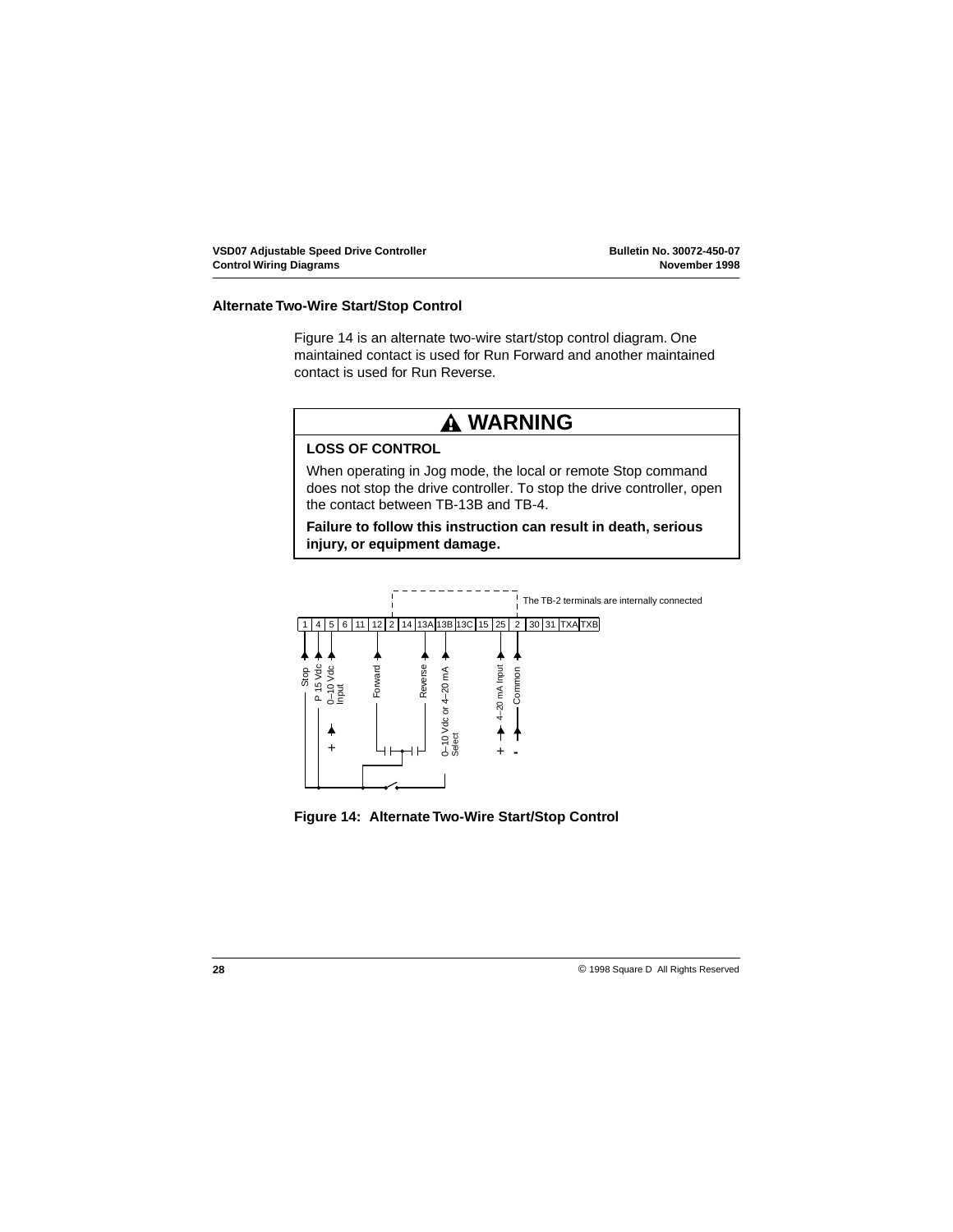## Alternate Two-Wire Start/Stop Control

Figure 14 is an alternate two-wire start/stop control diagram. One maintained contact is used for Run Forward and another maintained contact is used for Run Reverse.

> ⚠ **WARNING**
>
> **LOSS OF CONTROL**
>
> When operating in Jog mode, the local or remote Stop command does not stop the drive controller. To stop the drive controller, open the contact between TB-13B and TB-4.
>
> **Failure to follow this instruction can result in death, serious injury, or equipment damage.**

The TB-2 terminals are internally connected

| 1 | 4 | 5 | 6 | 11 | 12 | 2 | 14 | 13A | 13B | 13C | 15 | 25 | 2 | 30 | 31 | TXA | TXB |
|---|---|---|---|---|---|---|---|---|---|---|---|---|---|---|---|---|---|

Stop, P 15 Vdc, 0–10 Vdc Input (+), Forward, Reverse, 0–10 Vdc or 4–20 mA Select, 4–20 mA Input (+), Common (-)

**Figure 14: Alternate Two-Wire Start/Stop Control**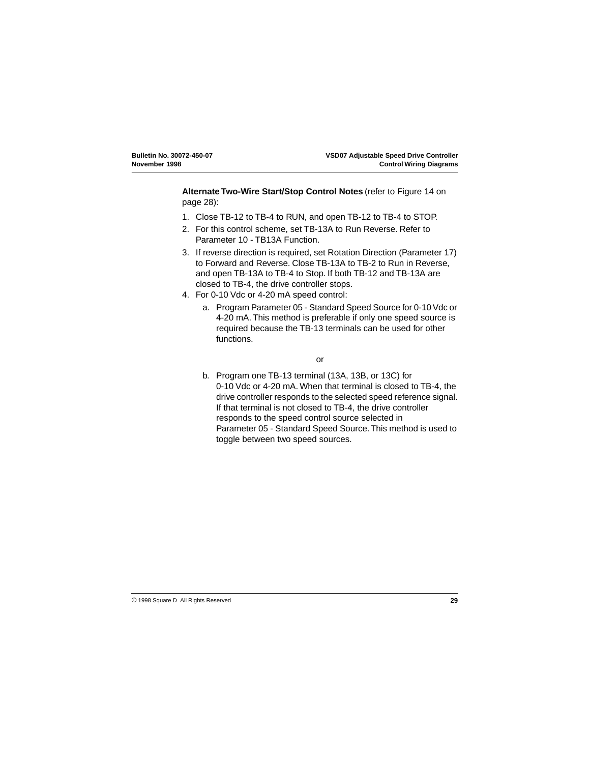**Alternate Two-Wire Start/Stop Control Notes** (refer to Figure 14 on page 28):

1. Close TB-12 to TB-4 to RUN, and open TB-12 to TB-4 to STOP.
2. For this control scheme, set TB-13A to Run Reverse. Refer to Parameter 10 - TB13A Function.
3. If reverse direction is required, set Rotation Direction (Parameter 17) to Forward and Reverse. Close TB-13A to TB-2 to Run in Reverse, and open TB-13A to TB-4 to Stop. If both TB-12 and TB-13A are closed to TB-4, the drive controller stops.
4. For 0-10 Vdc or 4-20 mA speed control:
   a. Program Parameter 05 - Standard Speed Source for 0-10 Vdc or 4-20 mA. This method is preferable if only one speed source is required because the TB-13 terminals can be used for other functions.

      or

   b. Program one TB-13 terminal (13A, 13B, or 13C) for 0-10 Vdc or 4-20 mA. When that terminal is closed to TB-4, the drive controller responds to the selected speed reference signal. If that terminal is not closed to TB-4, the drive controller responds to the speed control source selected in Parameter 05 - Standard Speed Source. This method is used to toggle between two speed sources.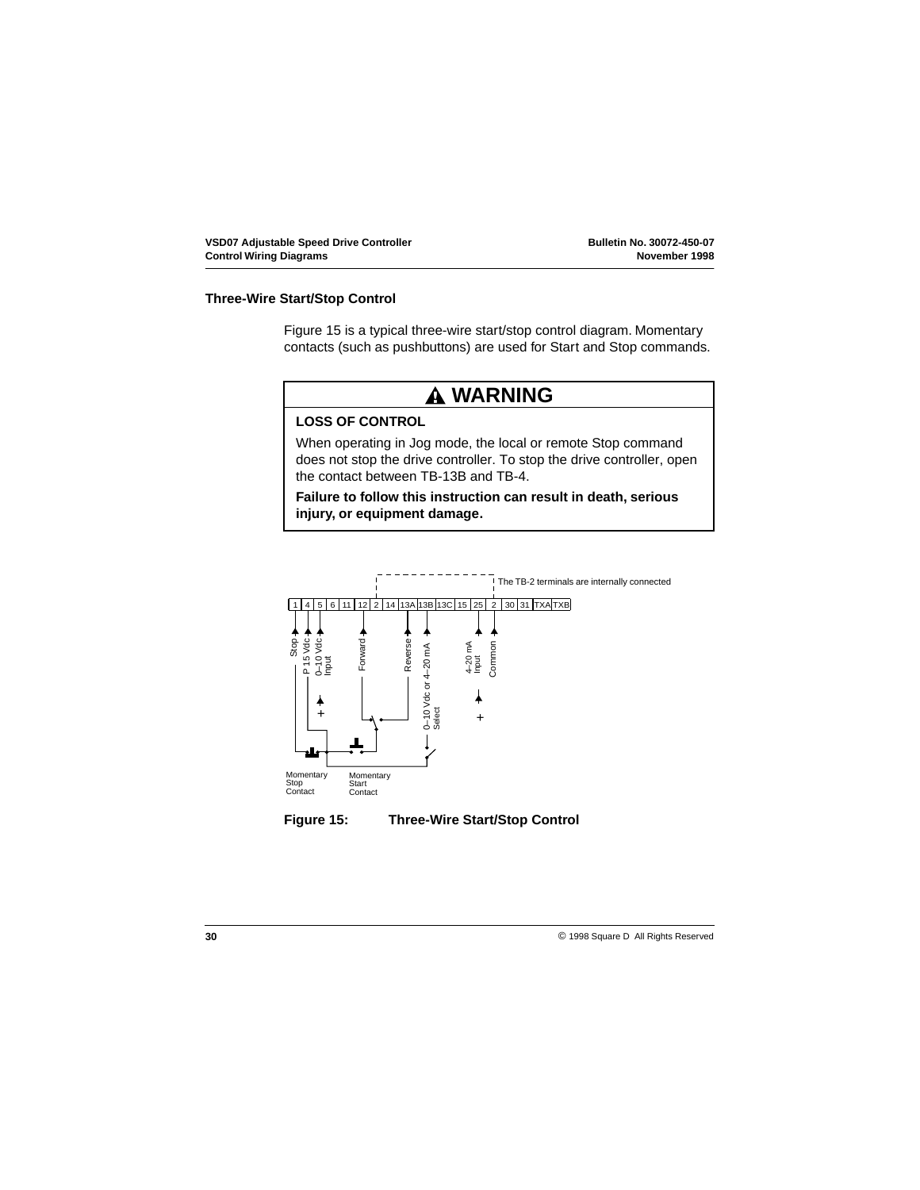### Three-Wire Start/Stop Control

Figure 15 is a typical three-wire start/stop control diagram. Momentary contacts (such as pushbuttons) are used for Start and Stop commands.

> **⚠ WARNING**
>
> **LOSS OF CONTROL**
>
> When operating in Jog mode, the local or remote Stop command does not stop the drive controller. To stop the drive controller, open the contact between TB-13B and TB-4.
>
> **Failure to follow this instruction can result in death, serious injury, or equipment damage.**

The TB-2 terminals are internally connected

| 1 | 4 | 5 | 6 | 11 | 12 | 2 | 14 | 13A | 13B | 13C | 15 | 25 | 2 | 30 | 31 | TXA | TXB |
|---|---|---|---|---|---|---|---|---|---|---|---|---|---|---|---|---|---|

Stop, P 15 Vdc, 0–10 Vdc Input, Forward, Reverse, 0–10 Vdc or 4–20 mA Select, 4–20 mA Input, Common

Momentary Stop Contact

Momentary Start Contact

**Figure 15: Three-Wire Start/Stop Control**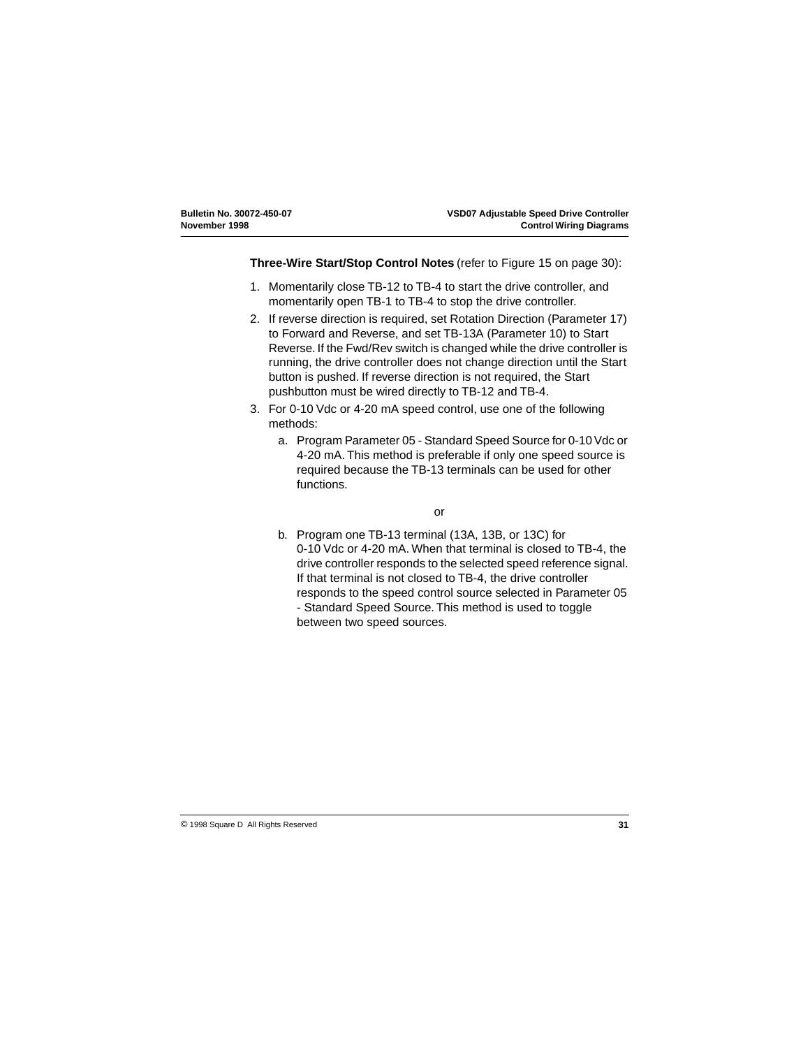**Three-Wire Start/Stop Control Notes** (refer to Figure 15 on page 30):

1. Momentarily close TB-12 to TB-4 to start the drive controller, and momentarily open TB-1 to TB-4 to stop the drive controller.
2. If reverse direction is required, set Rotation Direction (Parameter 17) to Forward and Reverse, and set TB-13A (Parameter 10) to Start Reverse. If the Fwd/Rev switch is changed while the drive controller is running, the drive controller does not change direction until the Start button is pushed. If reverse direction is not required, the Start pushbutton must be wired directly to TB-12 and TB-4.
3. For 0-10 Vdc or 4-20 mA speed control, use one of the following methods:
   a. Program Parameter 05 - Standard Speed Source for 0-10 Vdc or 4-20 mA. This method is preferable if only one speed source is required because the TB-13 terminals can be used for other functions.

      or

   b. Program one TB-13 terminal (13A, 13B, or 13C) for 0-10 Vdc or 4-20 mA. When that terminal is closed to TB-4, the drive controller responds to the selected speed reference signal. If that terminal is not closed to TB-4, the drive controller responds to the speed control source selected in Parameter 05 - Standard Speed Source. This method is used to toggle between two speed sources.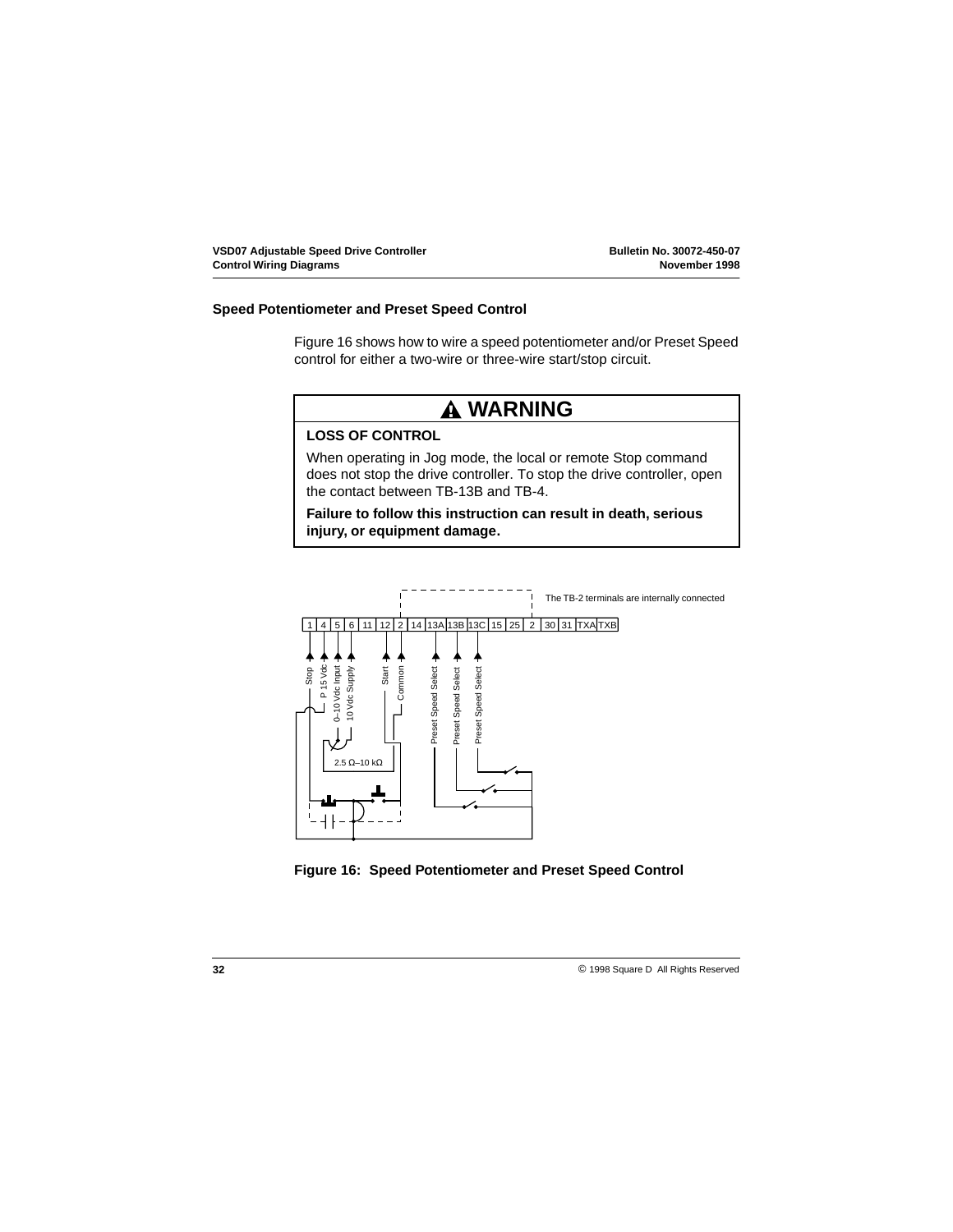## Speed Potentiometer and Preset Speed Control

Figure 16 shows how to wire a speed potentiometer and/or Preset Speed control for either a two-wire or three-wire start/stop circuit.

> **⚠ WARNING**
>
> **LOSS OF CONTROL**
>
> When operating in Jog mode, the local or remote Stop command does not stop the drive controller. To stop the drive controller, open the contact between TB-13B and TB-4.
>
> **Failure to follow this instruction can result in death, serious injury, or equipment damage.**

The TB-2 terminals are internally connected

| 1 | 4 | 5 | 6 | 11 | 12 | 2 | 14 | 13A | 13B | 13C | 15 | 25 | 2 | 30 | 31 | TXA | TXB |
|---|---|---|---|---|---|---|---|---|---|---|---|---|---|---|---|---|---|

Stop, P 15 Vdc, 0–10 Vdc Input, 10 Vdc Supply, Start, Common, Preset Speed Select, Preset Speed Select, Preset Speed Select

2.5 Ω–10 kΩ

**Figure 16: Speed Potentiometer and Preset Speed Control**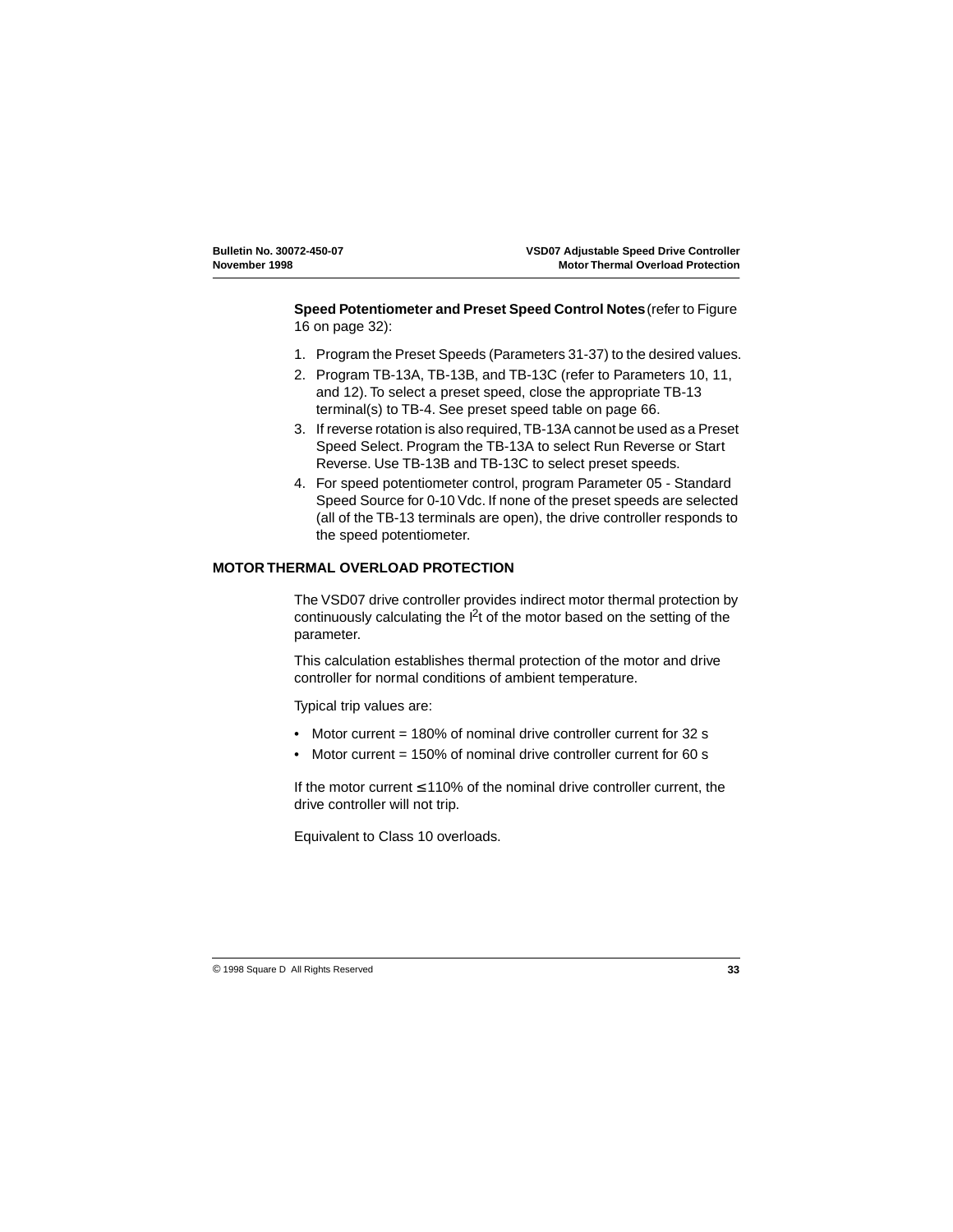**Speed Potentiometer and Preset Speed Control Notes** (refer to Figure 16 on page 32):

1. Program the Preset Speeds (Parameters 31-37) to the desired values.
2. Program TB-13A, TB-13B, and TB-13C (refer to Parameters 10, 11, and 12). To select a preset speed, close the appropriate TB-13 terminal(s) to TB-4. See preset speed table on page 66.
3. If reverse rotation is also required, TB-13A cannot be used as a Preset Speed Select. Program the TB-13A to select Run Reverse or Start Reverse. Use TB-13B and TB-13C to select preset speeds.
4. For speed potentiometer control, program Parameter 05 - Standard Speed Source for 0-10 Vdc. If none of the preset speeds are selected (all of the TB-13 terminals are open), the drive controller responds to the speed potentiometer.

## MOTOR THERMAL OVERLOAD PROTECTION

The VSD07 drive controller provides indirect motor thermal protection by continuously calculating the $I^2t$ of the motor based on the setting of the parameter.

This calculation establishes thermal protection of the motor and drive controller for normal conditions of ambient temperature.

Typical trip values are:

- Motor current = 180% of nominal drive controller current for 32 s
- Motor current = 150% of nominal drive controller current for 60 s

If the motor current ≤ 110% of the nominal drive controller current, the drive controller will not trip.

Equivalent to Class 10 overloads.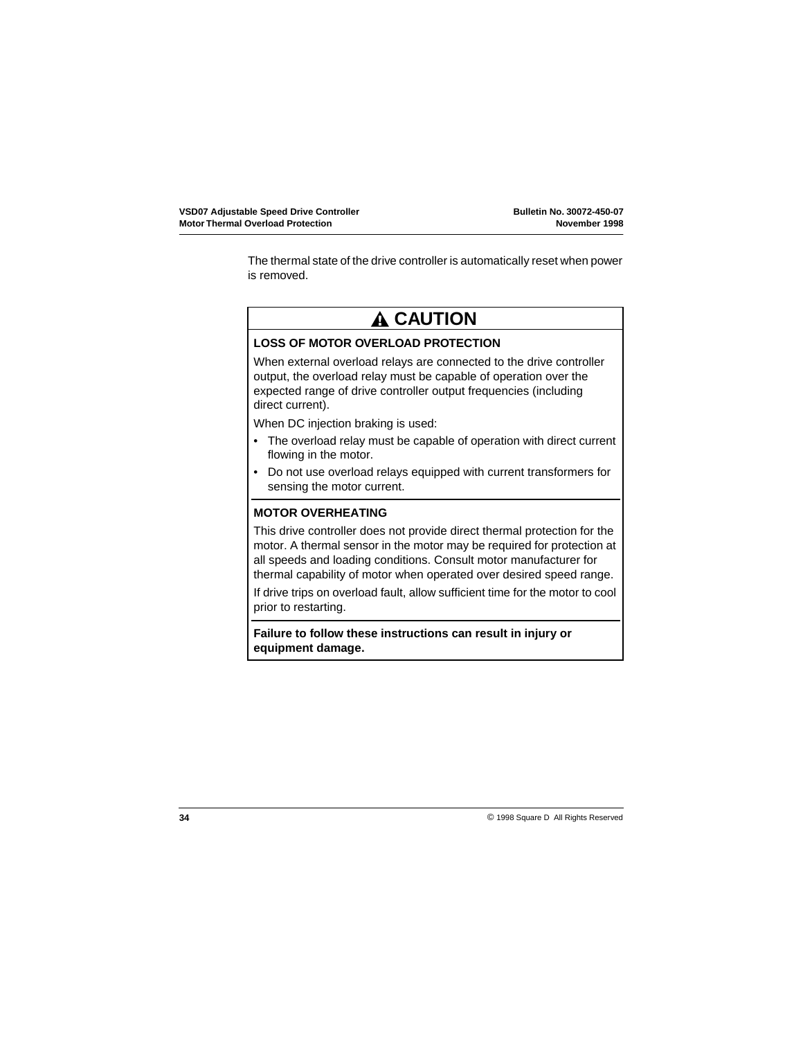The thermal state of the drive controller is automatically reset when power is removed.

## ⚠ CAUTION

**LOSS OF MOTOR OVERLOAD PROTECTION**

When external overload relays are connected to the drive controller output, the overload relay must be capable of operation over the expected range of drive controller output frequencies (including direct current).

When DC injection braking is used:

- The overload relay must be capable of operation with direct current flowing in the motor.
- Do not use overload relays equipped with current transformers for sensing the motor current.

**MOTOR OVERHEATING**

This drive controller does not provide direct thermal protection for the motor. A thermal sensor in the motor may be required for protection at all speeds and loading conditions. Consult motor manufacturer for thermal capability of motor when operated over desired speed range.

If drive trips on overload fault, allow sufficient time for the motor to cool prior to restarting.

**Failure to follow these instructions can result in injury or equipment damage.**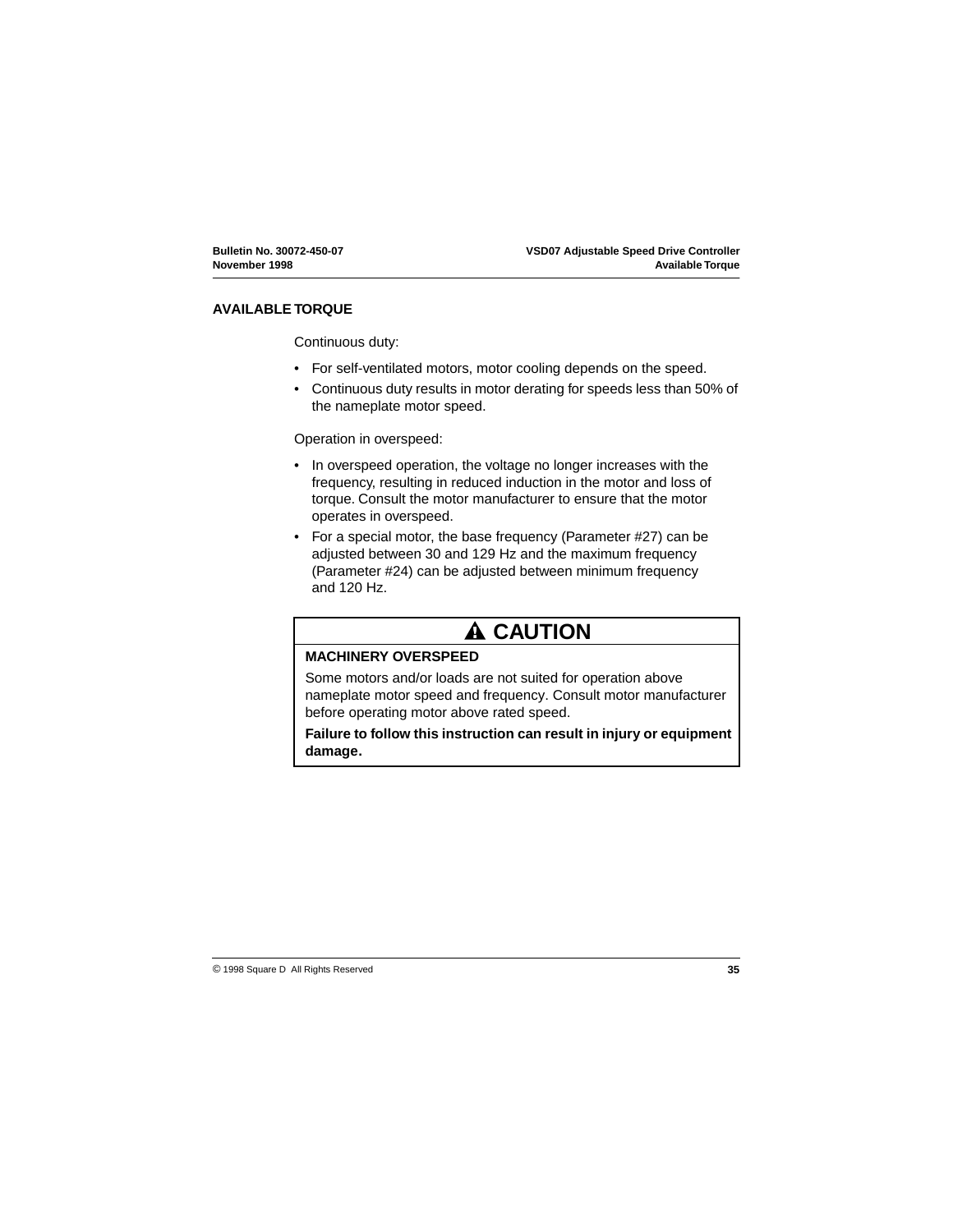## AVAILABLE TORQUE

Continuous duty:

- For self-ventilated motors, motor cooling depends on the speed.
- Continuous duty results in motor derating for speeds less than 50% of the nameplate motor speed.

Operation in overspeed:

- In overspeed operation, the voltage no longer increases with the frequency, resulting in reduced induction in the motor and loss of torque. Consult the motor manufacturer to ensure that the motor operates in overspeed.
- For a special motor, the base frequency (Parameter #27) can be adjusted between 30 and 129 Hz and the maximum frequency (Parameter #24) can be adjusted between minimum frequency and 120 Hz.

> **⚠ CAUTION**
>
> **MACHINERY OVERSPEED**
>
> Some motors and/or loads are not suited for operation above nameplate motor speed and frequency. Consult motor manufacturer before operating motor above rated speed.
>
> **Failure to follow this instruction can result in injury or equipment damage.**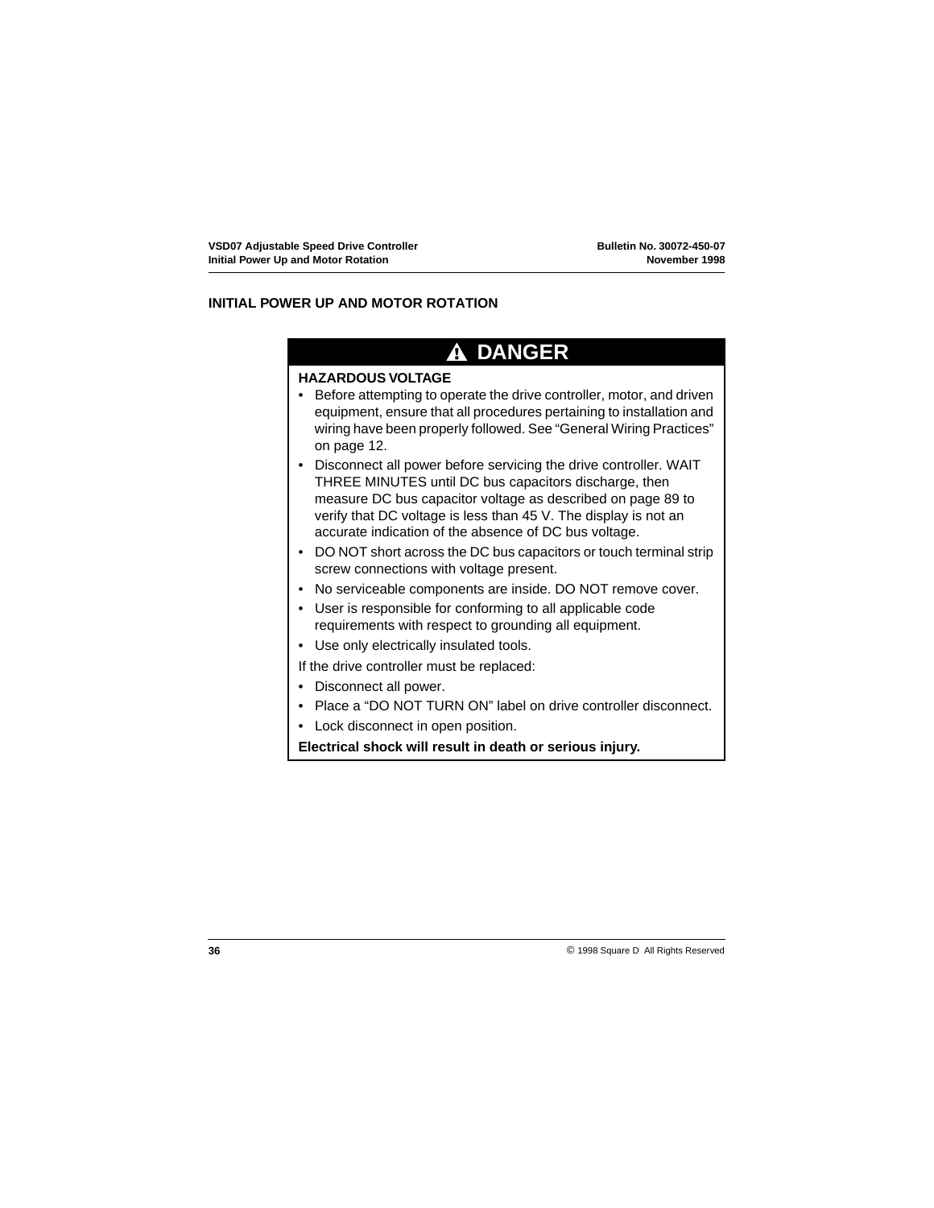## INITIAL POWER UP AND MOTOR ROTATION

**⚠ DANGER**

**HAZARDOUS VOLTAGE**

- Before attempting to operate the drive controller, motor, and driven equipment, ensure that all procedures pertaining to installation and wiring have been properly followed. See “General Wiring Practices” on page 12.
- Disconnect all power before servicing the drive controller. WAIT THREE MINUTES until DC bus capacitors discharge, then measure DC bus capacitor voltage as described on page 89 to verify that DC voltage is less than 45 V. The display is not an accurate indication of the absence of DC bus voltage.
- DO NOT short across the DC bus capacitors or touch terminal strip screw connections with voltage present.
- No serviceable components are inside. DO NOT remove cover.
- User is responsible for conforming to all applicable code requirements with respect to grounding all equipment.
- Use only electrically insulated tools.

If the drive controller must be replaced:

- Disconnect all power.
- Place a “DO NOT TURN ON” label on drive controller disconnect.
- Lock disconnect in open position.

**Electrical shock will result in death or serious injury.**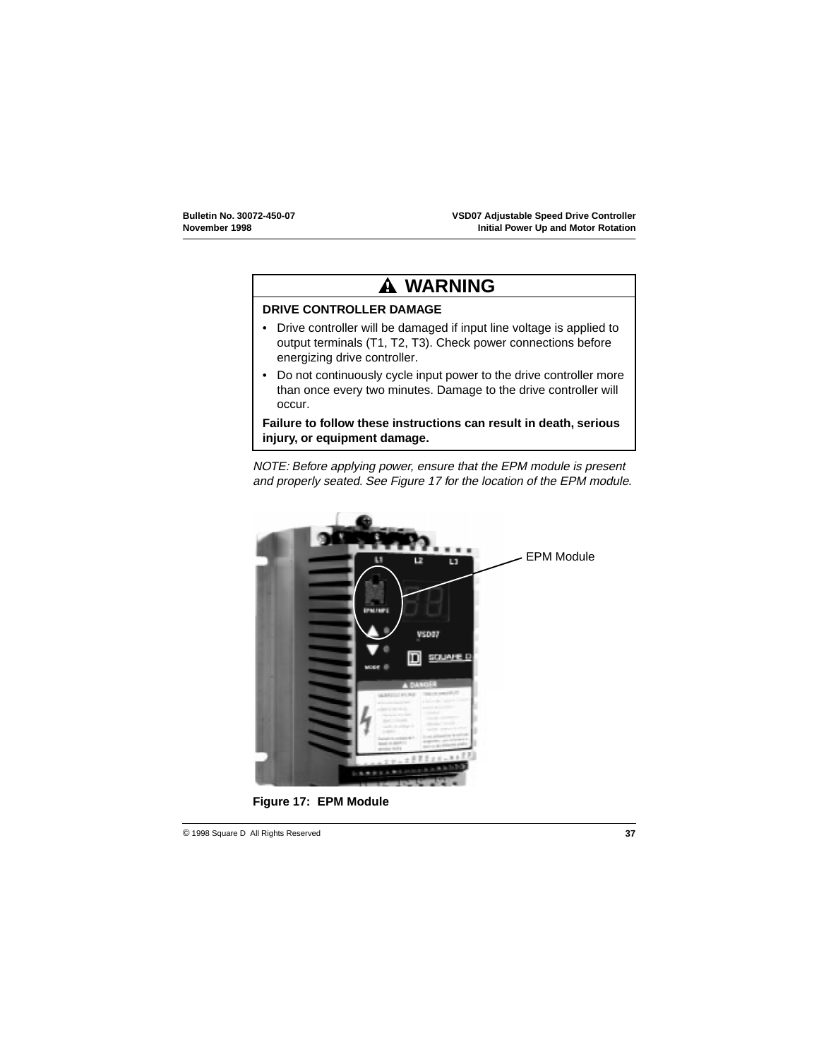## ⚠ WARNING

**DRIVE CONTROLLER DAMAGE**

- Drive controller will be damaged if input line voltage is applied to output terminals (T1, T2, T3). Check power connections before energizing drive controller.
- Do not continuously cycle input power to the drive controller more than once every two minutes. Damage to the drive controller will occur.

**Failure to follow these instructions can result in death, serious injury, or equipment damage.**

*NOTE: Before applying power, ensure that the EPM module is present and properly seated. See Figure 17 for the location of the EPM module.*

EPM Module

**Figure 17: EPM Module**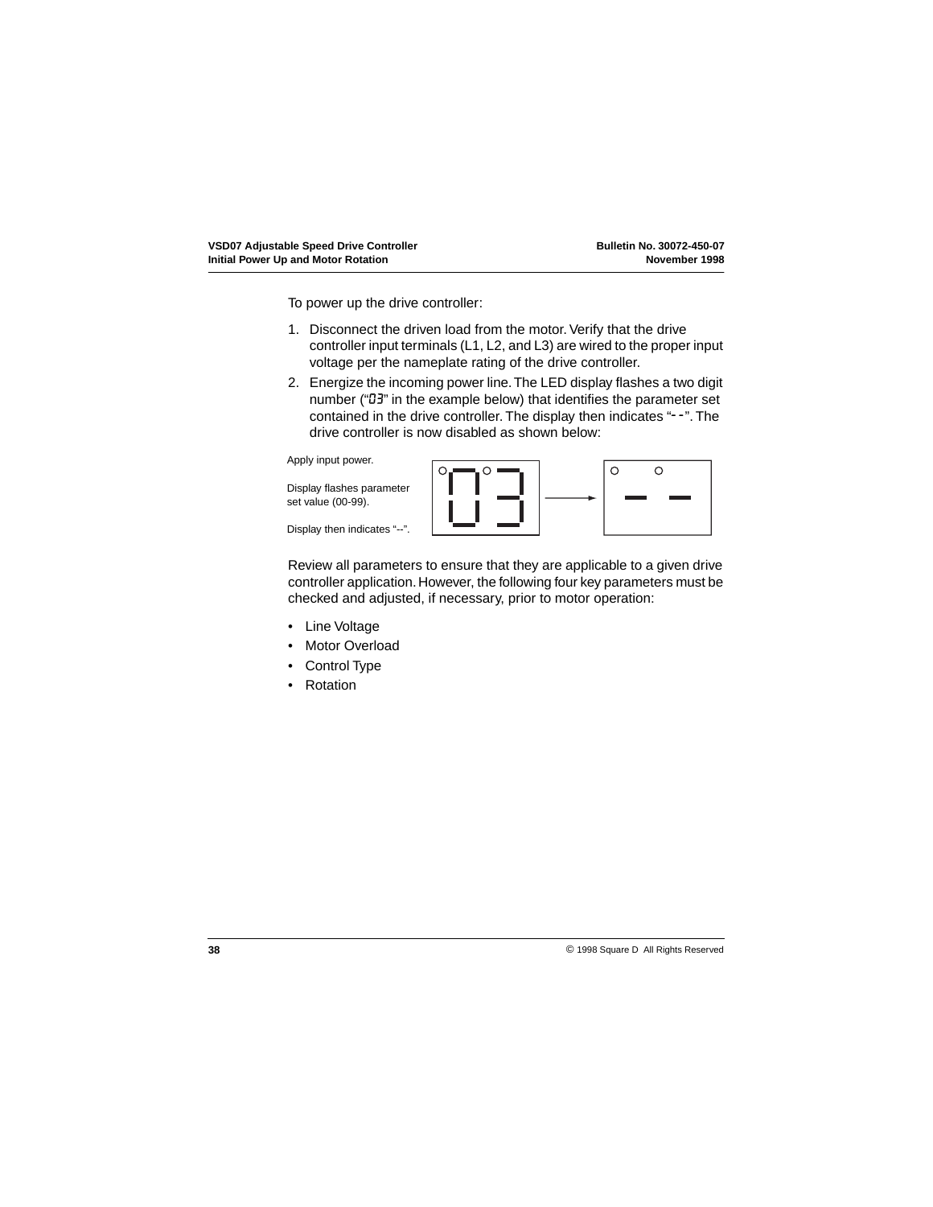To power up the drive controller:

1. Disconnect the driven load from the motor. Verify that the drive controller input terminals (L1, L2, and L3) are wired to the proper input voltage per the nameplate rating of the drive controller.
2. Energize the incoming power line. The LED display flashes a two digit number ("03" in the example below) that identifies the parameter set contained in the drive controller. The display then indicates "--". The drive controller is now disabled as shown below:

Apply input power.

Display flashes parameter set value (00-99).

Display then indicates "--".

Review all parameters to ensure that they are applicable to a given drive controller application. However, the following four key parameters must be checked and adjusted, if necessary, prior to motor operation:

- Line Voltage
- Motor Overload
- Control Type
- Rotation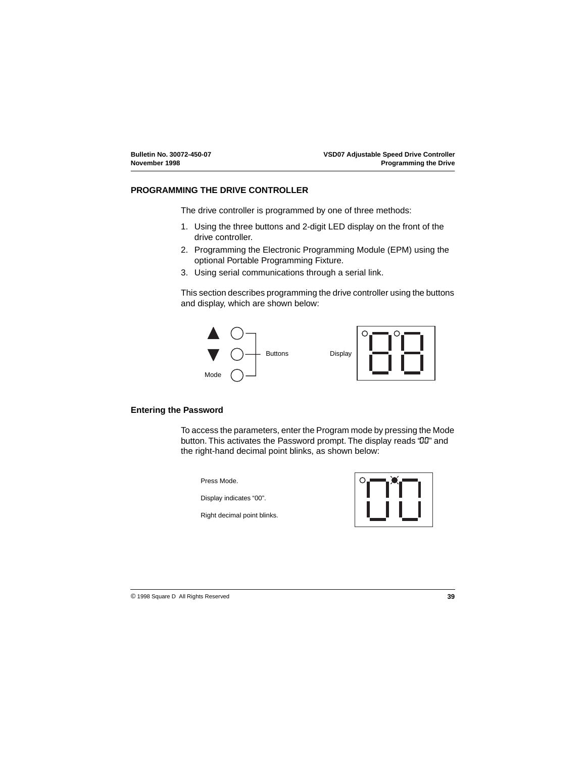## PROGRAMMING THE DRIVE CONTROLLER

The drive controller is programmed by one of three methods:

1. Using the three buttons and 2-digit LED display on the front of the drive controller.
2. Programming the Electronic Programming Module (EPM) using the optional Portable Programming Fixture.
3. Using serial communications through a serial link.

This section describes programming the drive controller using the buttons and display, which are shown below:

▲ Buttons
▼
Mode

Display

### Entering the Password

To access the parameters, enter the Program mode by pressing the Mode button. This activates the Password prompt. The display reads "00" and the right-hand decimal point blinks, as shown below:

Press Mode.

Display indicates "00".

Right decimal point blinks.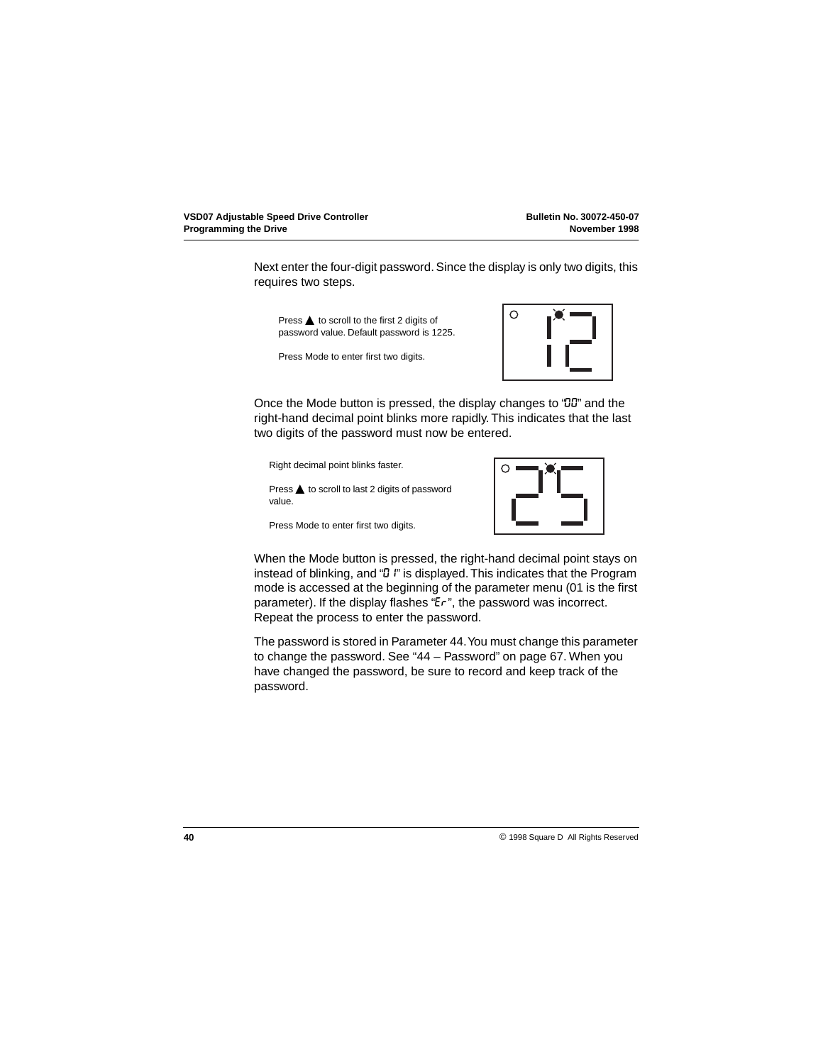Next enter the four-digit password. Since the display is only two digits, this requires two steps.

Press ▲ to scroll to the first 2 digits of password value. Default password is 1225.

Press Mode to enter first two digits.

Once the Mode button is pressed, the display changes to "00" and the right-hand decimal point blinks more rapidly. This indicates that the last two digits of the password must now be entered.

Right decimal point blinks faster.

Press ▲ to scroll to last 2 digits of password value.

Press Mode to enter first two digits.

When the Mode button is pressed, the right-hand decimal point stays on instead of blinking, and "01" is displayed. This indicates that the Program mode is accessed at the beginning of the parameter menu (01 is the first parameter). If the display flashes "Er", the password was incorrect. Repeat the process to enter the password.

The password is stored in Parameter 44. You must change this parameter to change the password. See "44 – Password" on page 67. When you have changed the password, be sure to record and keep track of the password.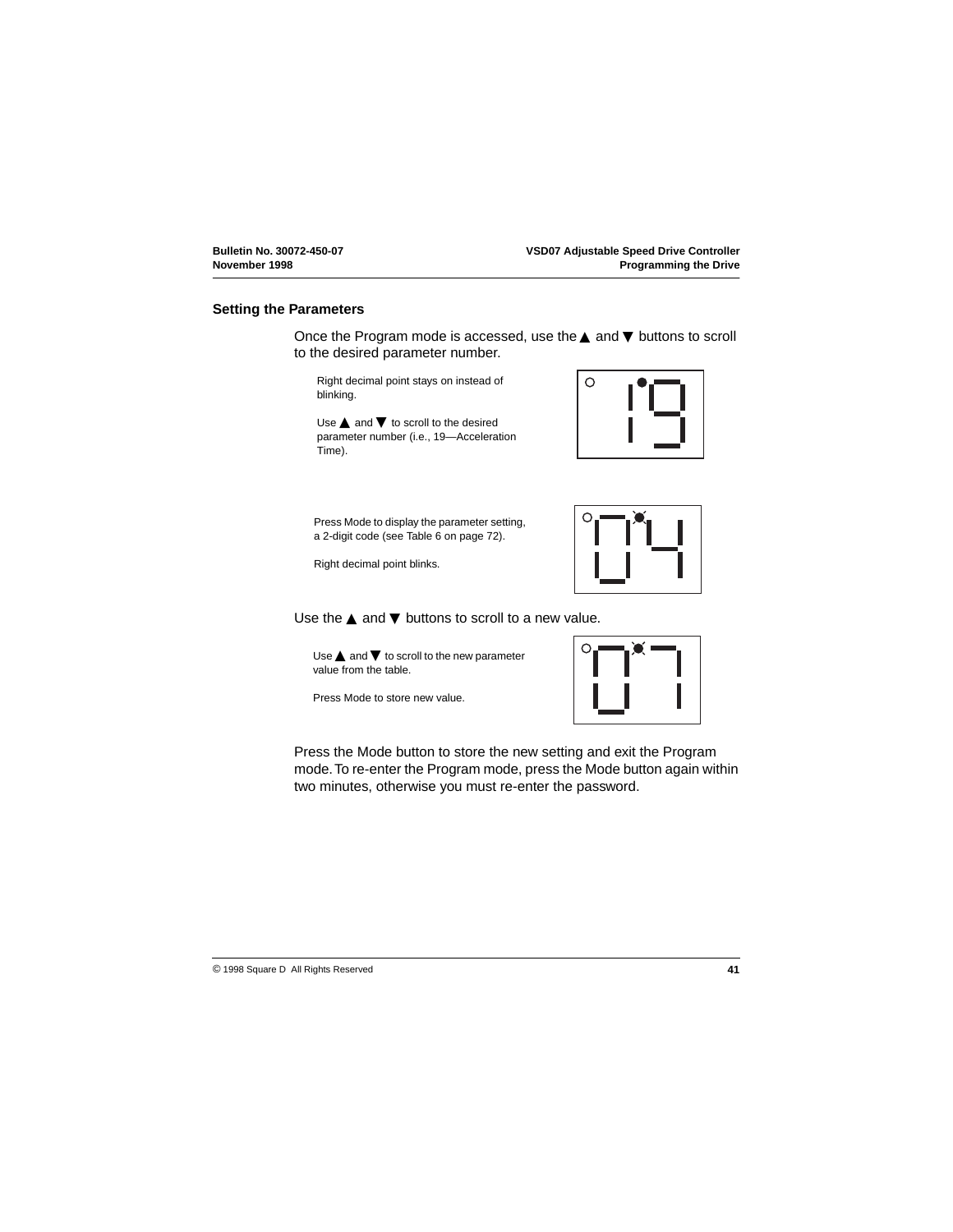## Setting the Parameters

Once the Program mode is accessed, use the ▲ and ▼ buttons to scroll to the desired parameter number.

Right decimal point stays on instead of blinking.

Use ▲ and ▼ to scroll to the desired parameter number (i.e., 19—Acceleration Time).

Press Mode to display the parameter setting, a 2-digit code (see Table 6 on page 72).

Right decimal point blinks.

Use the ▲ and ▼ buttons to scroll to a new value.

Use ▲ and ▼ to scroll to the new parameter value from the table.

Press Mode to store new value.

Press the Mode button to store the new setting and exit the Program mode. To re-enter the Program mode, press the Mode button again within two minutes, otherwise you must re-enter the password.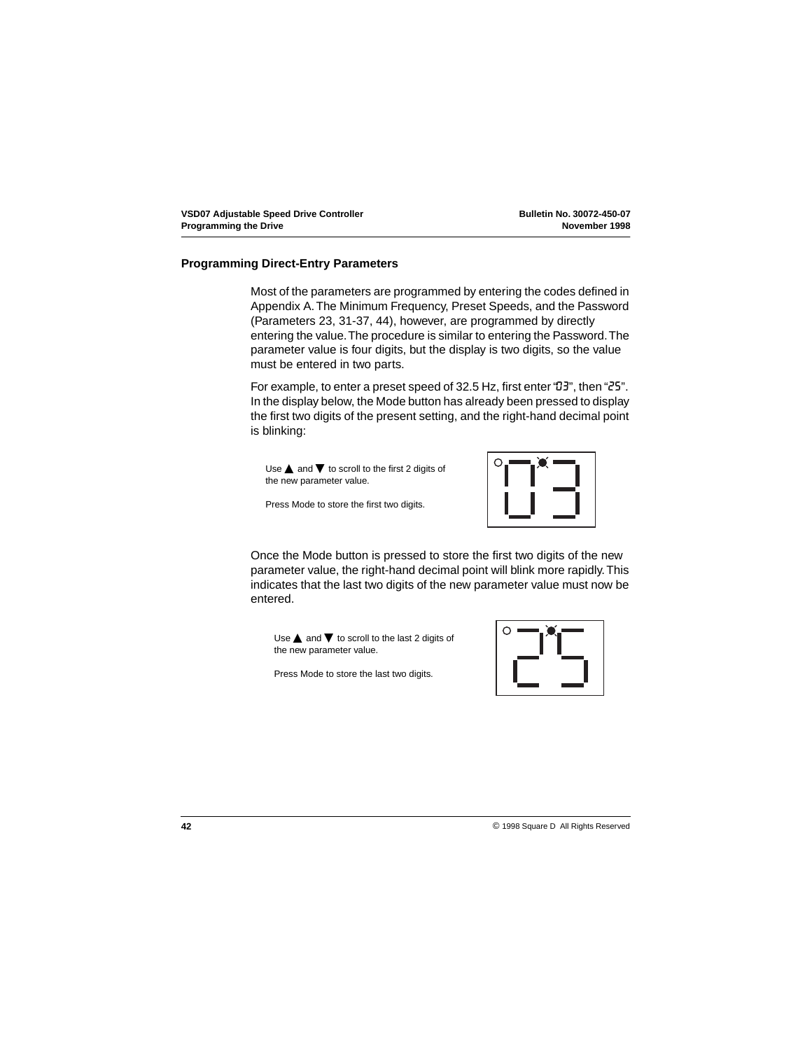## Programming Direct-Entry Parameters

Most of the parameters are programmed by entering the codes defined in Appendix A. The Minimum Frequency, Preset Speeds, and the Password (Parameters 23, 31-37, 44), however, are programmed by directly entering the value. The procedure is similar to entering the Password. The parameter value is four digits, but the display is two digits, so the value must be entered in two parts.

For example, to enter a preset speed of 32.5 Hz, first enter "03", then "25". In the display below, the Mode button has already been pressed to display the first two digits of the present setting, and the right-hand decimal point is blinking:

Use ▲ and ▼ to scroll to the first 2 digits of the new parameter value.

Press Mode to store the first two digits.

Once the Mode button is pressed to store the first two digits of the new parameter value, the right-hand decimal point will blink more rapidly. This indicates that the last two digits of the new parameter value must now be entered.

Use ▲ and ▼ to scroll to the last 2 digits of the new parameter value.

Press Mode to store the last two digits.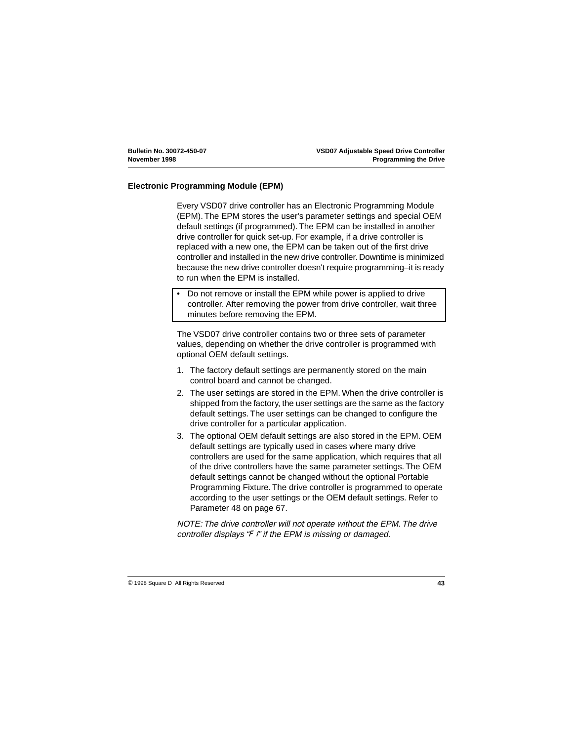## Electronic Programming Module (EPM)

Every VSD07 drive controller has an Electronic Programming Module (EPM). The EPM stores the user's parameter settings and special OEM default settings (if programmed). The EPM can be installed in another drive controller for quick set-up. For example, if a drive controller is replaced with a new one, the EPM can be taken out of the first drive controller and installed in the new drive controller. Downtime is minimized because the new drive controller doesn't require programming–it is ready to run when the EPM is installed.

- Do not remove or install the EPM while power is applied to drive controller. After removing the power from drive controller, wait three minutes before removing the EPM.

The VSD07 drive controller contains two or three sets of parameter values, depending on whether the drive controller is programmed with optional OEM default settings.

1. The factory default settings are permanently stored on the main control board and cannot be changed.
2. The user settings are stored in the EPM. When the drive controller is shipped from the factory, the user settings are the same as the factory default settings. The user settings can be changed to configure the drive controller for a particular application.
3. The optional OEM default settings are also stored in the EPM. OEM default settings are typically used in cases where many drive controllers are used for the same application, which requires that all of the drive controllers have the same parameter settings. The OEM default settings cannot be changed without the optional Portable Programming Fixture. The drive controller is programmed to operate according to the user settings or the OEM default settings. Refer to Parameter 48 on page 67.

*NOTE: The drive controller will not operate without the EPM. The drive controller displays "F 1" if the EPM is missing or damaged.*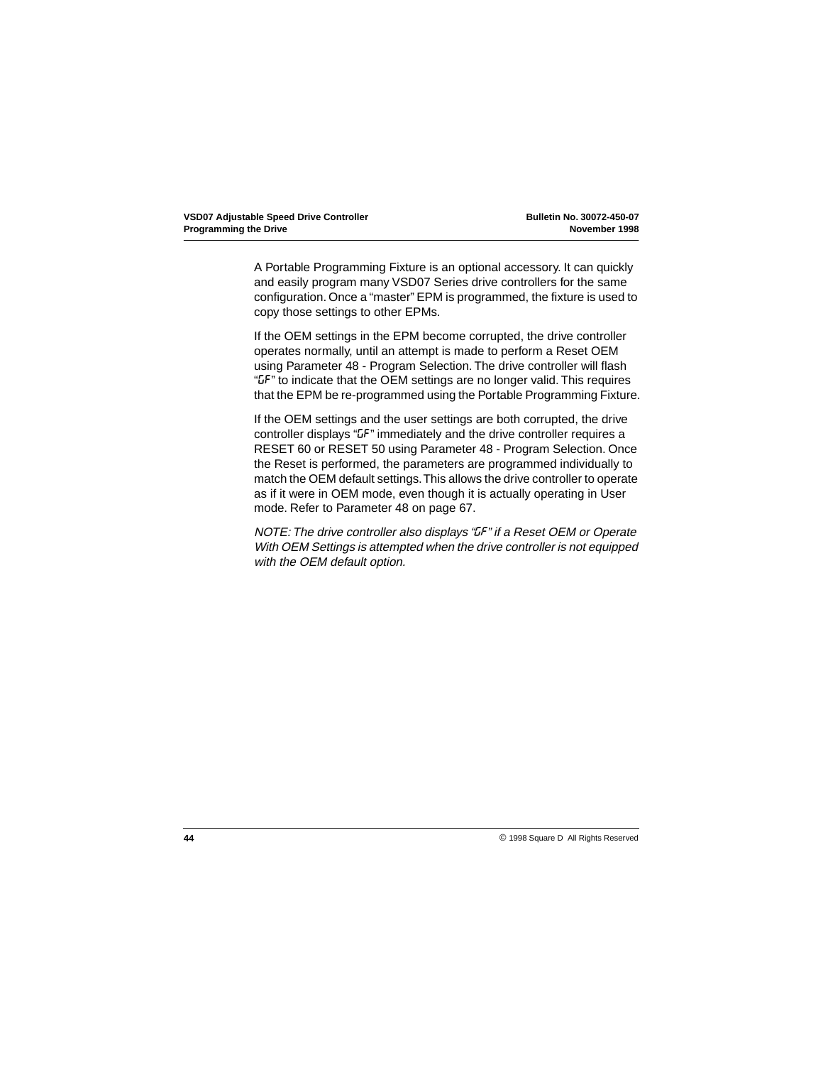A Portable Programming Fixture is an optional accessory. It can quickly and easily program many VSD07 Series drive controllers for the same configuration. Once a “master” EPM is programmed, the fixture is used to copy those settings to other EPMs.

If the OEM settings in the EPM become corrupted, the drive controller operates normally, until an attempt is made to perform a Reset OEM using Parameter 48 - Program Selection. The drive controller will flash “GF” to indicate that the OEM settings are no longer valid. This requires that the EPM be re-programmed using the Portable Programming Fixture.

If the OEM settings and the user settings are both corrupted, the drive controller displays “GF” immediately and the drive controller requires a RESET 60 or RESET 50 using Parameter 48 - Program Selection. Once the Reset is performed, the parameters are programmed individually to match the OEM default settings. This allows the drive controller to operate as if it were in OEM mode, even though it is actually operating in User mode. Refer to Parameter 48 on page 67.

*NOTE: The drive controller also displays “GF” if a Reset OEM or Operate With OEM Settings is attempted when the drive controller is not equipped with the OEM default option.*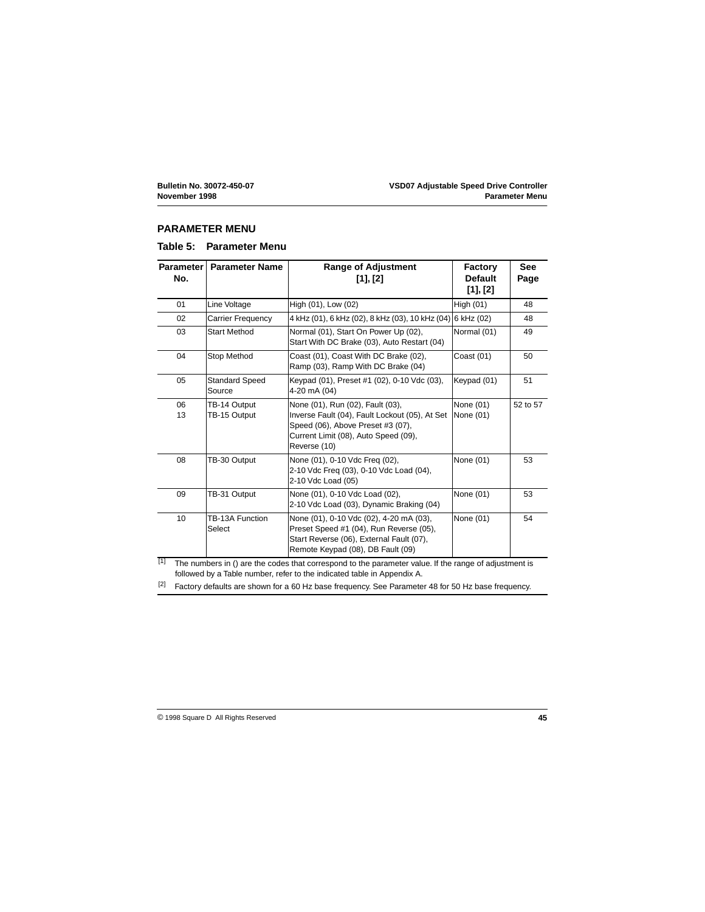## PARAMETER MENU

### Table 5: Parameter Menu

| Parameter No. | Parameter Name | Range of Adjustment [1], [2] | Factory Default [1], [2] | See Page |
|---|---|---|---|---|
| 01 | Line Voltage | High (01), Low (02) | High (01) | 48 |
| 02 | Carrier Frequency | 4 kHz (01), 6 kHz (02), 8 kHz (03), 10 kHz (04) | 6 kHz (02) | 48 |
| 03 | Start Method | Normal (01), Start On Power Up (02), Start With DC Brake (03), Auto Restart (04) | Normal (01) | 49 |
| 04 | Stop Method | Coast (01), Coast With DC Brake (02), Ramp (03), Ramp With DC Brake (04) | Coast (01) | 50 |
| 05 | Standard Speed Source | Keypad (01), Preset #1 (02), 0-10 Vdc (03), 4-20 mA (04) | Keypad (01) | 51 |
| 06<br>13 | TB-14 Output<br>TB-15 Output | None (01), Run (02), Fault (03), Inverse Fault (04), Fault Lockout (05), At Set Speed (06), Above Preset #3 (07), Current Limit (08), Auto Speed (09), Reverse (10) | None (01)<br>None (01) | 52 to 57 |
| 08 | TB-30 Output | None (01), 0-10 Vdc Freq (02), 2-10 Vdc Freq (03), 0-10 Vdc Load (04), 2-10 Vdc Load (05) | None (01) | 53 |
| 09 | TB-31 Output | None (01), 0-10 Vdc Load (02), 2-10 Vdc Load (03), Dynamic Braking (04) | None (01) | 53 |
| 10 | TB-13A Function Select | None (01), 0-10 Vdc (02), 4-20 mA (03), Preset Speed #1 (04), Run Reverse (05), Start Reverse (06), External Fault (07), Remote Keypad (08), DB Fault (09) | None (01) | 54 |

[1] The numbers in () are the codes that correspond to the parameter value. If the range of adjustment is followed by a Table number, refer to the indicated table in Appendix A.

[2] Factory defaults are shown for a 60 Hz base frequency. See Parameter 48 for 50 Hz base frequency.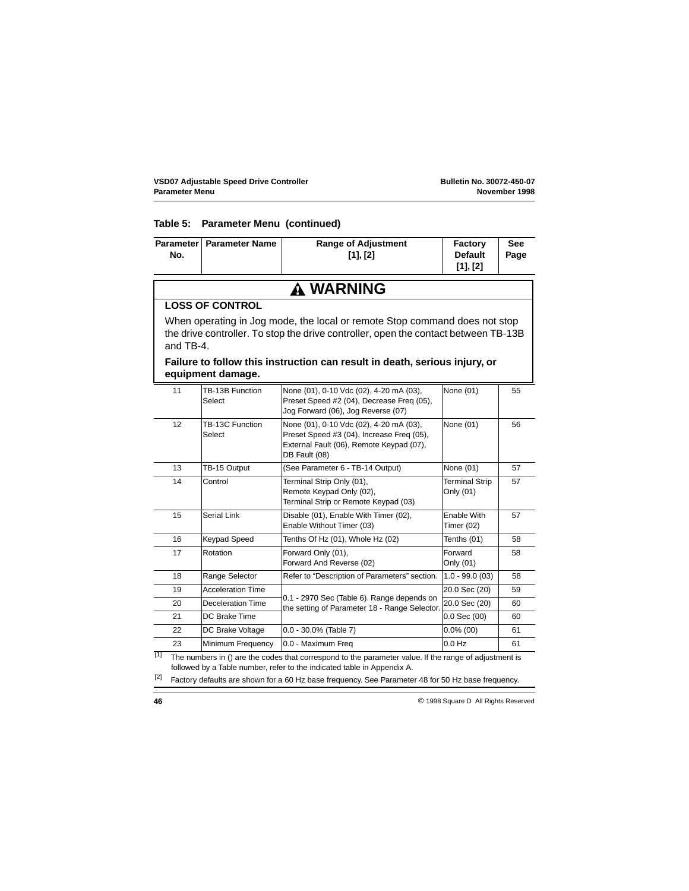## Table 5: Parameter Menu (continued)

| Parameter No. | Parameter Name | Range of Adjustment [1], [2] | Factory Default [1], [2] | See Page |
|---|---|---|---|---|

### ⚠ WARNING

**LOSS OF CONTROL**

When operating in Jog mode, the local or remote Stop command does not stop the drive controller. To stop the drive controller, open the contact between TB-13B and TB-4.

**Failure to follow this instruction can result in death, serious injury, or equipment damage.**

| Parameter No. | Parameter Name | Range of Adjustment [1], [2] | Factory Default [1], [2] | See Page |
|---|---|---|---|---|
| 11 | TB-13B Function Select | None (01), 0-10 Vdc (02), 4-20 mA (03), Preset Speed #2 (04), Decrease Freq (05), Jog Forward (06), Jog Reverse (07) | None (01) | 55 |
| 12 | TB-13C Function Select | None (01), 0-10 Vdc (02), 4-20 mA (03), Preset Speed #3 (04), Increase Freq (05), External Fault (06), Remote Keypad (07), DB Fault (08) | None (01) | 56 |
| 13 | TB-15 Output | (See Parameter 6 - TB-14 Output) | None (01) | 57 |
| 14 | Control | Terminal Strip Only (01), Remote Keypad Only (02), Terminal Strip or Remote Keypad (03) | Terminal Strip Only (01) | 57 |
| 15 | Serial Link | Disable (01), Enable With Timer (02), Enable Without Timer (03) | Enable With Timer (02) | 57 |
| 16 | Keypad Speed | Tenths Of Hz (01), Whole Hz (02) | Tenths (01) | 58 |
| 17 | Rotation | Forward Only (01), Forward And Reverse (02) | Forward Only (01) | 58 |
| 18 | Range Selector | Refer to "Description of Parameters" section. | 1.0 - 99.0 (03) | 58 |
| 19 | Acceleration Time | 0.1 - 2970 Sec (Table 6). Range depends on the setting of Parameter 18 - Range Selector. | 20.0 Sec (20) | 59 |
| 20 | Deceleration Time | | 20.0 Sec (20) | 60 |
| 21 | DC Brake Time | | 0.0 Sec (00) | 60 |
| 22 | DC Brake Voltage | 0.0 - 30.0% (Table 7) | 0.0% (00) | 61 |
| 23 | Minimum Frequency | 0.0 - Maximum Freq | 0.0 Hz | 61 |

[1] The numbers in () are the codes that correspond to the parameter value. If the range of adjustment is followed by a Table number, refer to the indicated table in Appendix A.

[2] Factory defaults are shown for a 60 Hz base frequency. See Parameter 48 for 50 Hz base frequency.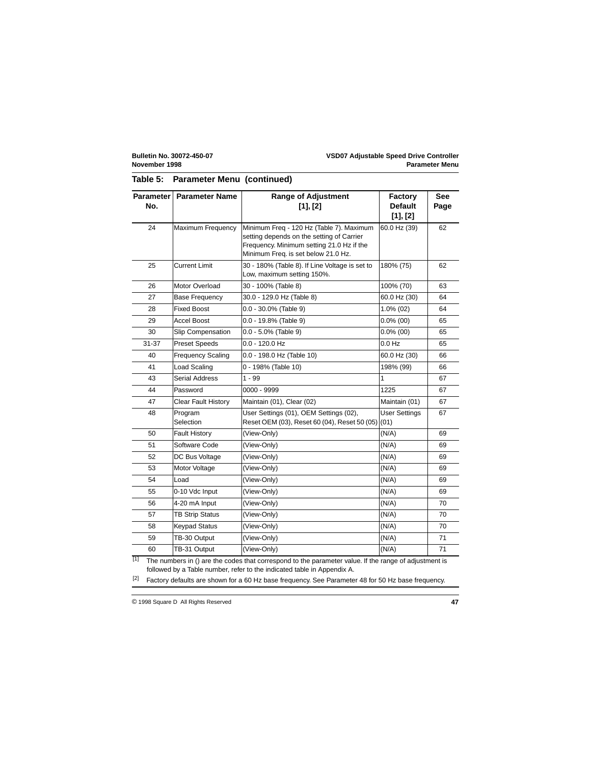**Table 5: Parameter Menu (continued)**

| Parameter No. | Parameter Name | Range of Adjustment [1], [2] | Factory Default [1], [2] | See Page |
|---|---|---|---|---|
| 24 | Maximum Frequency | Minimum Freq - 120 Hz (Table 7). Maximum setting depends on the setting of Carrier Frequency. Minimum setting 21.0 Hz if the Minimum Freq. is set below 21.0 Hz. | 60.0 Hz (39) | 62 |
| 25 | Current Limit | 30 - 180% (Table 8). If Line Voltage is set to Low, maximum setting 150%. | 180% (75) | 62 |
| 26 | Motor Overload | 30 - 100% (Table 8) | 100% (70) | 63 |
| 27 | Base Frequency | 30.0 - 129.0 Hz (Table 8) | 60.0 Hz (30) | 64 |
| 28 | Fixed Boost | 0.0 - 30.0% (Table 9) | 1.0% (02) | 64 |
| 29 | Accel Boost | 0.0 - 19.8% (Table 9) | 0.0% (00) | 65 |
| 30 | Slip Compensation | 0.0 - 5.0% (Table 9) | 0.0% (00) | 65 |
| 31-37 | Preset Speeds | 0.0 - 120.0 Hz | 0.0 Hz | 65 |
| 40 | Frequency Scaling | 0.0 - 198.0 Hz (Table 10) | 60.0 Hz (30) | 66 |
| 41 | Load Scaling | 0 - 198% (Table 10) | 198% (99) | 66 |
| 43 | Serial Address | 1 - 99 | 1 | 67 |
| 44 | Password | 0000 - 9999 | 1225 | 67 |
| 47 | Clear Fault History | Maintain (01), Clear (02) | Maintain (01) | 67 |
| 48 | Program Selection | User Settings (01), OEM Settings (02), Reset OEM (03), Reset 60 (04), Reset 50 (05) | User Settings (01) | 67 |
| 50 | Fault History | (View-Only) | (N/A) | 69 |
| 51 | Software Code | (View-Only) | (N/A) | 69 |
| 52 | DC Bus Voltage | (View-Only) | (N/A) | 69 |
| 53 | Motor Voltage | (View-Only) | (N/A) | 69 |
| 54 | Load | (View-Only) | (N/A) | 69 |
| 55 | 0-10 Vdc Input | (View-Only) | (N/A) | 69 |
| 56 | 4-20 mA Input | (View-Only) | (N/A) | 70 |
| 57 | TB Strip Status | (View-Only) | (N/A) | 70 |
| 58 | Keypad Status | (View-Only) | (N/A) | 70 |
| 59 | TB-30 Output | (View-Only) | (N/A) | 71 |
| 60 | TB-31 Output | (View-Only) | (N/A) | 71 |

[1] The numbers in () are the codes that correspond to the parameter value. If the range of adjustment is followed by a Table number, refer to the indicated table in Appendix A.

[2] Factory defaults are shown for a 60 Hz base frequency. See Parameter 48 for 50 Hz base frequency.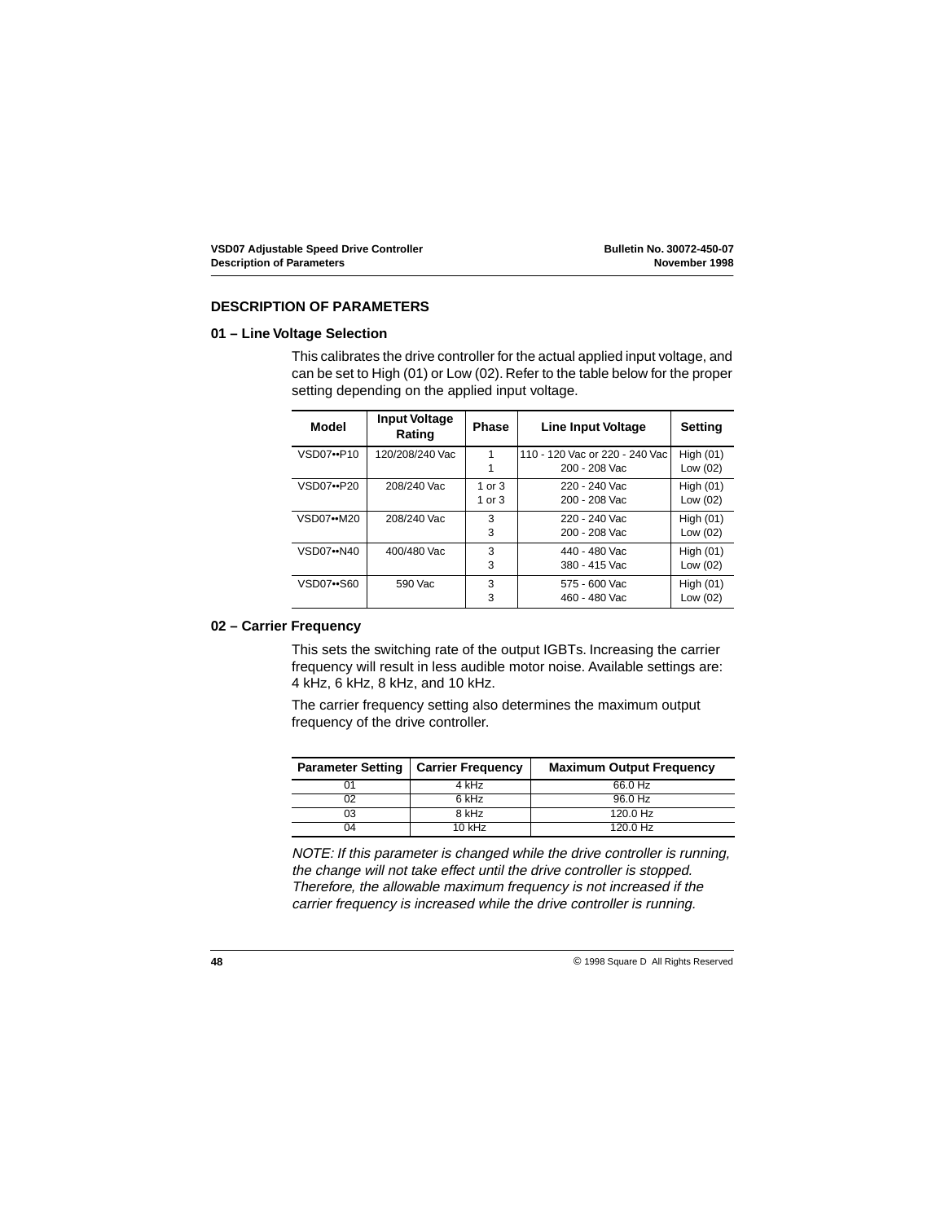## DESCRIPTION OF PARAMETERS

### 01 – Line Voltage Selection

This calibrates the drive controller for the actual applied input voltage, and can be set to High (01) or Low (02). Refer to the table below for the proper setting depending on the applied input voltage.

| Model | Input Voltage Rating | Phase | Line Input Voltage | Setting |
|---|---|---|---|---|
| VSD07••P10 | 120/208/240 Vac | 1<br>1 | 110 - 120 Vac or 220 - 240 Vac<br>200 - 208 Vac | High (01)<br>Low (02) |
| VSD07••P20 | 208/240 Vac | 1 or 3<br>1 or 3 | 220 - 240 Vac<br>200 - 208 Vac | High (01)<br>Low (02) |
| VSD07••M20 | 208/240 Vac | 3<br>3 | 220 - 240 Vac<br>200 - 208 Vac | High (01)<br>Low (02) |
| VSD07••N40 | 400/480 Vac | 3<br>3 | 440 - 480 Vac<br>380 - 415 Vac | High (01)<br>Low (02) |
| VSD07••S60 | 590 Vac | 3<br>3 | 575 - 600 Vac<br>460 - 480 Vac | High (01)<br>Low (02) |

### 02 – Carrier Frequency

This sets the switching rate of the output IGBTs. Increasing the carrier frequency will result in less audible motor noise. Available settings are: 4 kHz, 6 kHz, 8 kHz, and 10 kHz.

The carrier frequency setting also determines the maximum output frequency of the drive controller.

| Parameter Setting | Carrier Frequency | Maximum Output Frequency |
|---|---|---|
| 01 | 4 kHz | 66.0 Hz |
| 02 | 6 kHz | 96.0 Hz |
| 03 | 8 kHz | 120.0 Hz |
| 04 | 10 kHz | 120.0 Hz |

*NOTE: If this parameter is changed while the drive controller is running, the change will not take effect until the drive controller is stopped. Therefore, the allowable maximum frequency is not increased if the carrier frequency is increased while the drive controller is running.*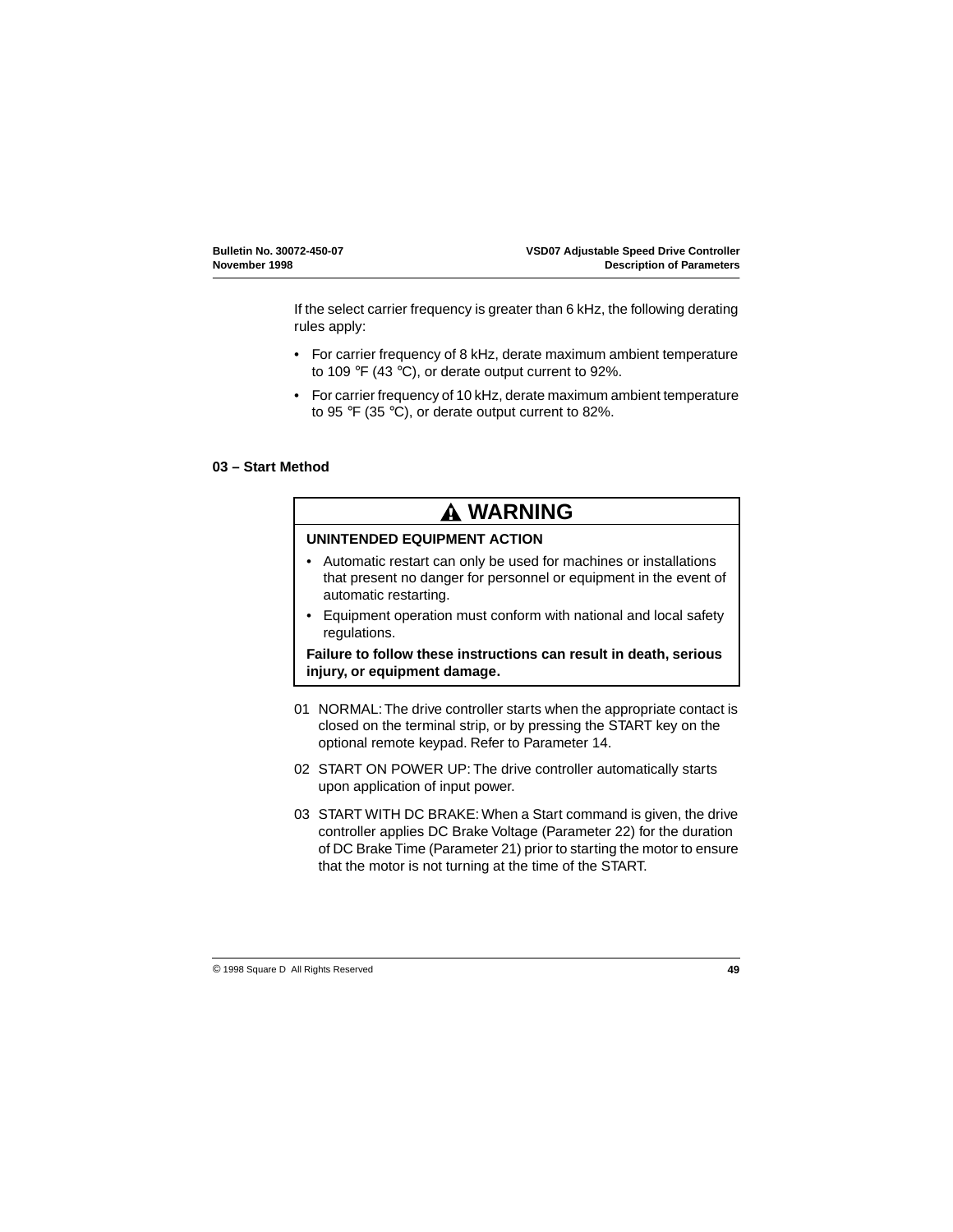If the select carrier frequency is greater than 6 kHz, the following derating rules apply:

- For carrier frequency of 8 kHz, derate maximum ambient temperature to 109 °F (43 °C), or derate output current to 92%.
- For carrier frequency of 10 kHz, derate maximum ambient temperature to 95 °F (35 °C), or derate output current to 82%.

## 03 – Start Method

> **⚠ WARNING**
>
> **UNINTENDED EQUIPMENT ACTION**
>
> - Automatic restart can only be used for machines or installations that present no danger for personnel or equipment in the event of automatic restarting.
> - Equipment operation must conform with national and local safety regulations.
>
> **Failure to follow these instructions can result in death, serious injury, or equipment damage.**

01 NORMAL: The drive controller starts when the appropriate contact is closed on the terminal strip, or by pressing the START key on the optional remote keypad. Refer to Parameter 14.

02 START ON POWER UP: The drive controller automatically starts upon application of input power.

03 START WITH DC BRAKE: When a Start command is given, the drive controller applies DC Brake Voltage (Parameter 22) for the duration of DC Brake Time (Parameter 21) prior to starting the motor to ensure that the motor is not turning at the time of the START.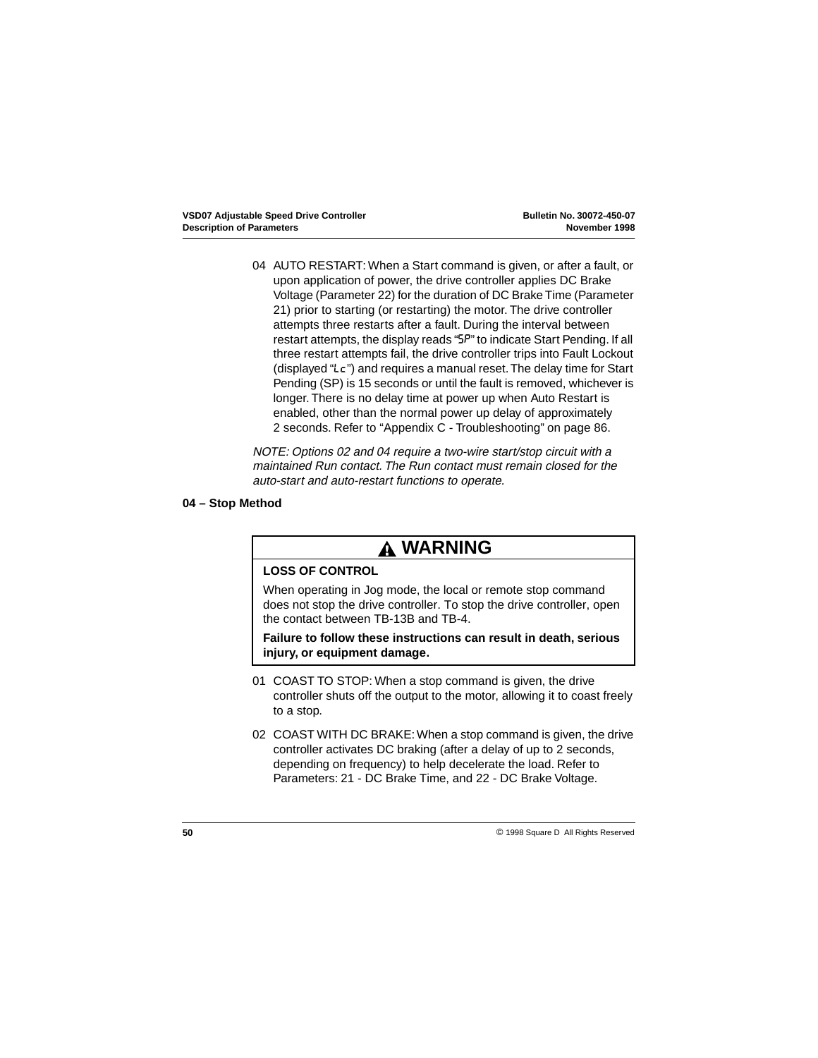04 AUTO RESTART: When a Start command is given, or after a fault, or upon application of power, the drive controller applies DC Brake Voltage (Parameter 22) for the duration of DC Brake Time (Parameter 21) prior to starting (or restarting) the motor. The drive controller attempts three restarts after a fault. During the interval between restart attempts, the display reads "SP" to indicate Start Pending. If all three restart attempts fail, the drive controller trips into Fault Lockout (displayed "Lc") and requires a manual reset. The delay time for Start Pending (SP) is 15 seconds or until the fault is removed, whichever is longer. There is no delay time at power up when Auto Restart is enabled, other than the normal power up delay of approximately 2 seconds. Refer to "Appendix C - Troubleshooting" on page 86.

*NOTE: Options 02 and 04 require a two-wire start/stop circuit with a maintained Run contact. The Run contact must remain closed for the auto-start and auto-restart functions to operate.*

**04 – Stop Method**

> **⚠ WARNING**
>
> **LOSS OF CONTROL**
>
> When operating in Jog mode, the local or remote stop command does not stop the drive controller. To stop the drive controller, open the contact between TB-13B and TB-4.
>
> **Failure to follow these instructions can result in death, serious injury, or equipment damage.**

01 COAST TO STOP: When a stop command is given, the drive controller shuts off the output to the motor, allowing it to coast freely to a stop.

02 COAST WITH DC BRAKE: When a stop command is given, the drive controller activates DC braking (after a delay of up to 2 seconds, depending on frequency) to help decelerate the load. Refer to Parameters: 21 - DC Brake Time, and 22 - DC Brake Voltage.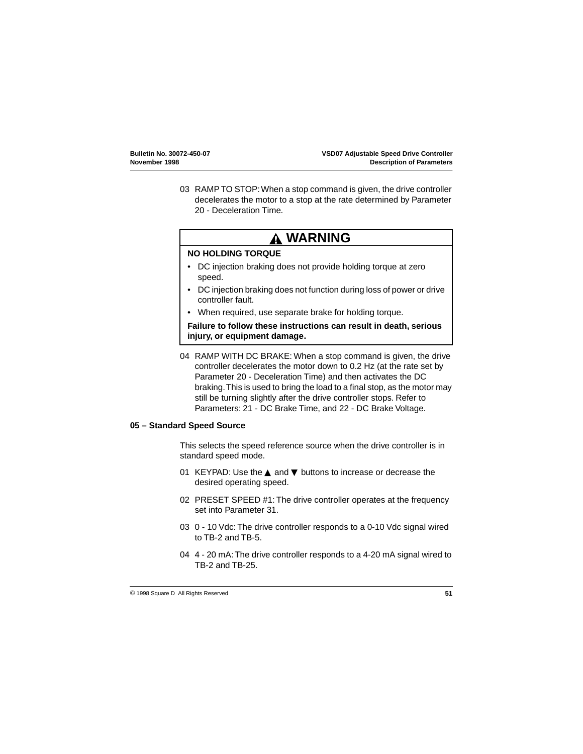03 RAMP TO STOP: When a stop command is given, the drive controller decelerates the motor to a stop at the rate determined by Parameter 20 - Deceleration Time.

> **⚠ WARNING**
>
> **NO HOLDING TORQUE**
>
> - DC injection braking does not provide holding torque at zero speed.
> - DC injection braking does not function during loss of power or drive controller fault.
> - When required, use separate brake for holding torque.
>
> **Failure to follow these instructions can result in death, serious injury, or equipment damage.**

04 RAMP WITH DC BRAKE: When a stop command is given, the drive controller decelerates the motor down to 0.2 Hz (at the rate set by Parameter 20 - Deceleration Time) and then activates the DC braking. This is used to bring the load to a final stop, as the motor may still be turning slightly after the drive controller stops. Refer to Parameters: 21 - DC Brake Time, and 22 - DC Brake Voltage.

### 05 – Standard Speed Source

This selects the speed reference source when the drive controller is in standard speed mode.

01 KEYPAD: Use the ▲ and ▼ buttons to increase or decrease the desired operating speed.

02 PRESET SPEED #1: The drive controller operates at the frequency set into Parameter 31.

03 0 - 10 Vdc: The drive controller responds to a 0-10 Vdc signal wired to TB-2 and TB-5.

04 4 - 20 mA: The drive controller responds to a 4-20 mA signal wired to TB-2 and TB-25.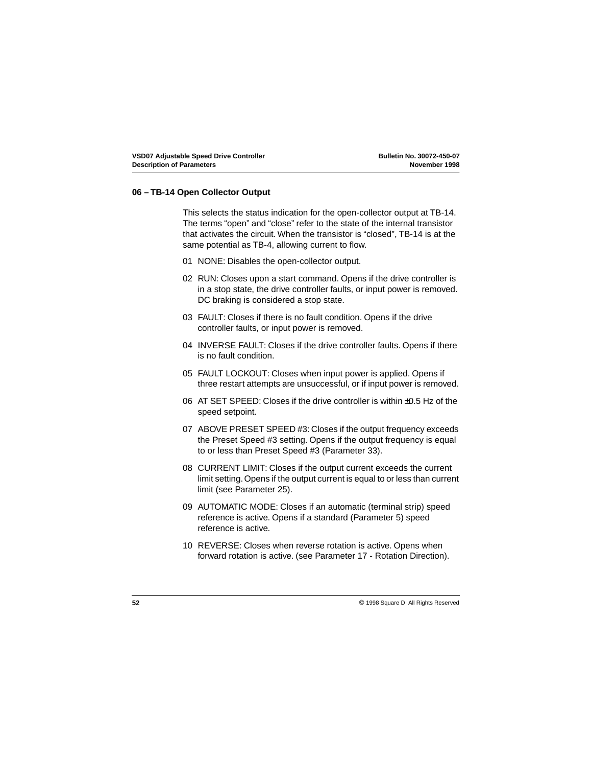## 06 – TB-14 Open Collector Output

This selects the status indication for the open-collector output at TB-14. The terms "open" and "close" refer to the state of the internal transistor that activates the circuit. When the transistor is "closed", TB-14 is at the same potential as TB-4, allowing current to flow.

01 NONE: Disables the open-collector output.

02 RUN: Closes upon a start command. Opens if the drive controller is in a stop state, the drive controller faults, or input power is removed. DC braking is considered a stop state.

03 FAULT: Closes if there is no fault condition. Opens if the drive controller faults, or input power is removed.

04 INVERSE FAULT: Closes if the drive controller faults. Opens if there is no fault condition.

05 FAULT LOCKOUT: Closes when input power is applied. Opens if three restart attempts are unsuccessful, or if input power is removed.

06 AT SET SPEED: Closes if the drive controller is within ±0.5 Hz of the speed setpoint.

07 ABOVE PRESET SPEED #3: Closes if the output frequency exceeds the Preset Speed #3 setting. Opens if the output frequency is equal to or less than Preset Speed #3 (Parameter 33).

08 CURRENT LIMIT: Closes if the output current exceeds the current limit setting. Opens if the output current is equal to or less than current limit (see Parameter 25).

09 AUTOMATIC MODE: Closes if an automatic (terminal strip) speed reference is active. Opens if a standard (Parameter 5) speed reference is active.

10 REVERSE: Closes when reverse rotation is active. Opens when forward rotation is active. (see Parameter 17 - Rotation Direction).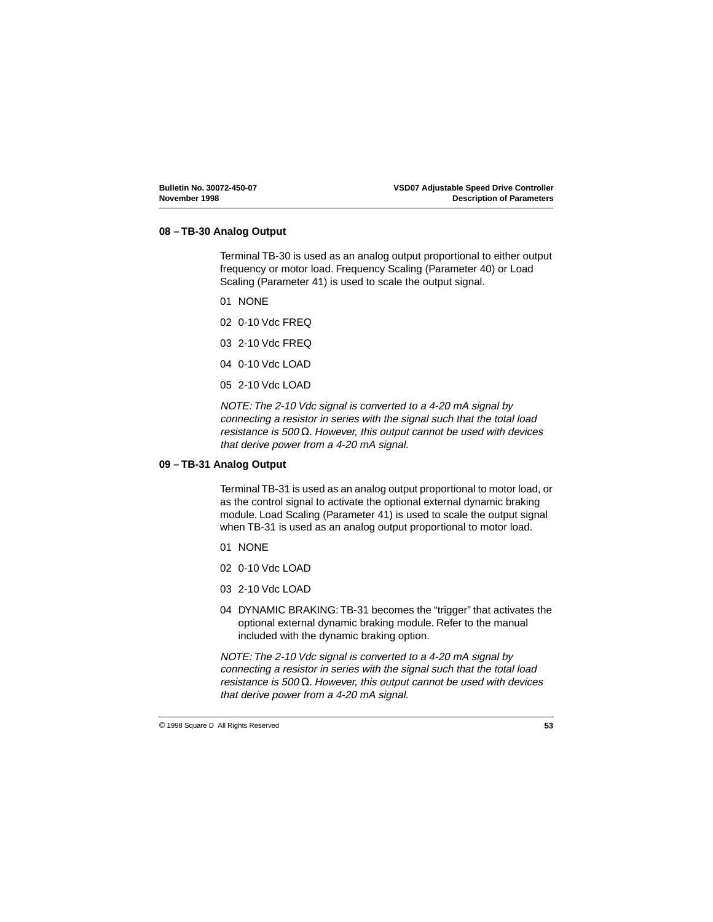## 08 – TB-30 Analog Output

Terminal TB-30 is used as an analog output proportional to either output frequency or motor load. Frequency Scaling (Parameter 40) or Load Scaling (Parameter 41) is used to scale the output signal.

01 NONE

02 0-10 Vdc FREQ

03 2-10 Vdc FREQ

04 0-10 Vdc LOAD

05 2-10 Vdc LOAD

*NOTE: The 2-10 Vdc signal is converted to a 4-20 mA signal by connecting a resistor in series with the signal such that the total load resistance is 500 Ω. However, this output cannot be used with devices that derive power from a 4-20 mA signal.*

## 09 – TB-31 Analog Output

Terminal TB-31 is used as an analog output proportional to motor load, or as the control signal to activate the optional external dynamic braking module. Load Scaling (Parameter 41) is used to scale the output signal when TB-31 is used as an analog output proportional to motor load.

01 NONE

02 0-10 Vdc LOAD

03 2-10 Vdc LOAD

04 DYNAMIC BRAKING: TB-31 becomes the “trigger” that activates the optional external dynamic braking module. Refer to the manual included with the dynamic braking option.

*NOTE: The 2-10 Vdc signal is converted to a 4-20 mA signal by connecting a resistor in series with the signal such that the total load resistance is 500 Ω. However, this output cannot be used with devices that derive power from a 4-20 mA signal.*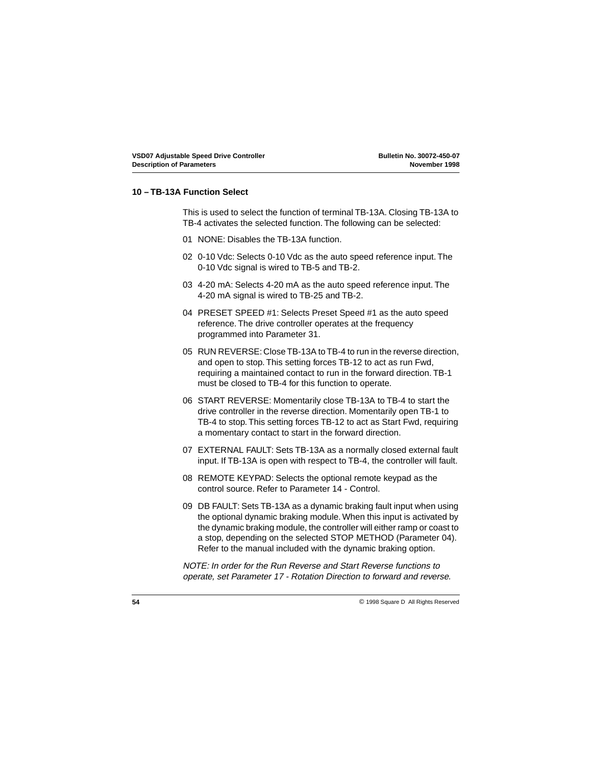## 10 – TB-13A Function Select

This is used to select the function of terminal TB-13A. Closing TB-13A to TB-4 activates the selected function. The following can be selected:

01 NONE: Disables the TB-13A function.

02 0-10 Vdc: Selects 0-10 Vdc as the auto speed reference input. The 0-10 Vdc signal is wired to TB-5 and TB-2.

03 4-20 mA: Selects 4-20 mA as the auto speed reference input. The 4-20 mA signal is wired to TB-25 and TB-2.

04 PRESET SPEED #1: Selects Preset Speed #1 as the auto speed reference. The drive controller operates at the frequency programmed into Parameter 31.

05 RUN REVERSE: Close TB-13A to TB-4 to run in the reverse direction, and open to stop. This setting forces TB-12 to act as run Fwd, requiring a maintained contact to run in the forward direction. TB-1 must be closed to TB-4 for this function to operate.

06 START REVERSE: Momentarily close TB-13A to TB-4 to start the drive controller in the reverse direction. Momentarily open TB-1 to TB-4 to stop. This setting forces TB-12 to act as Start Fwd, requiring a momentary contact to start in the forward direction.

07 EXTERNAL FAULT: Sets TB-13A as a normally closed external fault input. If TB-13A is open with respect to TB-4, the controller will fault.

08 REMOTE KEYPAD: Selects the optional remote keypad as the control source. Refer to Parameter 14 - Control.

09 DB FAULT: Sets TB-13A as a dynamic braking fault input when using the optional dynamic braking module. When this input is activated by the dynamic braking module, the controller will either ramp or coast to a stop, depending on the selected STOP METHOD (Parameter 04). Refer to the manual included with the dynamic braking option.

*NOTE: In order for the Run Reverse and Start Reverse functions to operate, set Parameter 17 - Rotation Direction to forward and reverse.*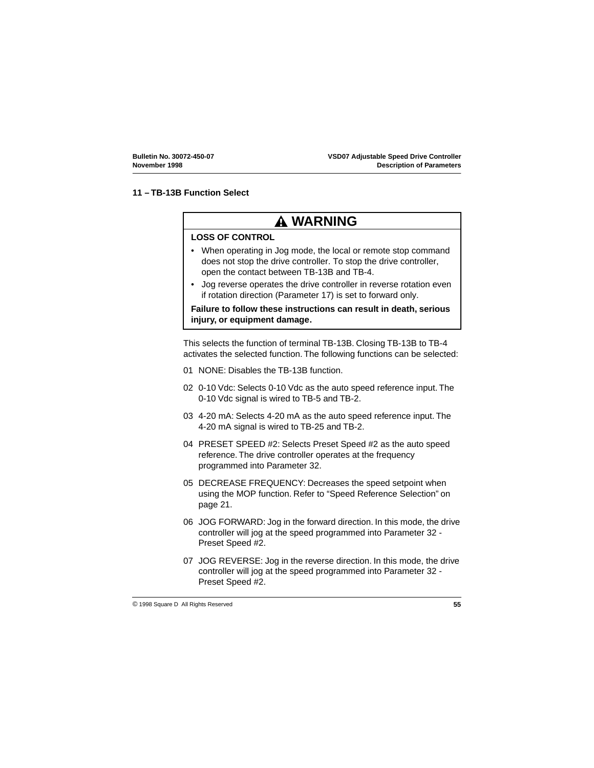## 11 – TB-13B Function Select

> **⚠ WARNING**
>
> **LOSS OF CONTROL**
>
> - When operating in Jog mode, the local or remote stop command does not stop the drive controller. To stop the drive controller, open the contact between TB-13B and TB-4.
> - Jog reverse operates the drive controller in reverse rotation even if rotation direction (Parameter 17) is set to forward only.
>
> **Failure to follow these instructions can result in death, serious injury, or equipment damage.**

This selects the function of terminal TB-13B. Closing TB-13B to TB-4 activates the selected function. The following functions can be selected:

01 NONE: Disables the TB-13B function.

02 0-10 Vdc: Selects 0-10 Vdc as the auto speed reference input. The 0-10 Vdc signal is wired to TB-5 and TB-2.

03 4-20 mA: Selects 4-20 mA as the auto speed reference input. The 4-20 mA signal is wired to TB-25 and TB-2.

04 PRESET SPEED #2: Selects Preset Speed #2 as the auto speed reference. The drive controller operates at the frequency programmed into Parameter 32.

05 DECREASE FREQUENCY: Decreases the speed setpoint when using the MOP function. Refer to "Speed Reference Selection" on page 21.

06 JOG FORWARD: Jog in the forward direction. In this mode, the drive controller will jog at the speed programmed into Parameter 32 - Preset Speed #2.

07 JOG REVERSE: Jog in the reverse direction. In this mode, the drive controller will jog at the speed programmed into Parameter 32 - Preset Speed #2.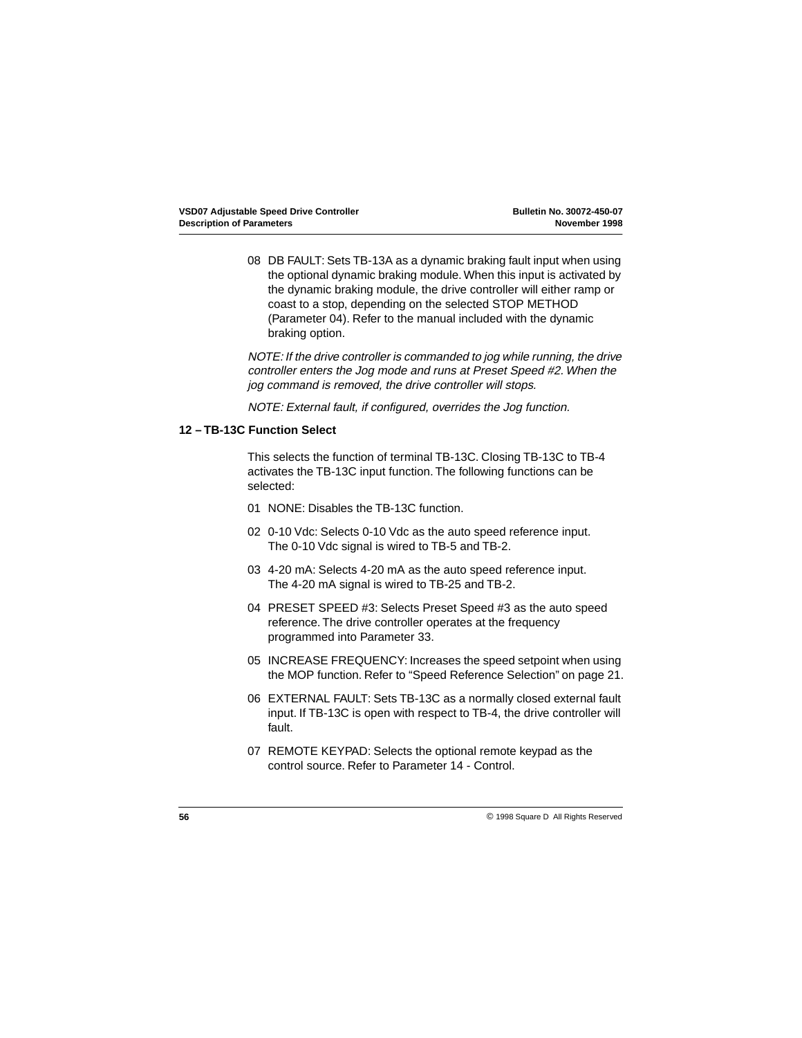08 DB FAULT: Sets TB-13A as a dynamic braking fault input when using the optional dynamic braking module. When this input is activated by the dynamic braking module, the drive controller will either ramp or coast to a stop, depending on the selected STOP METHOD (Parameter 04). Refer to the manual included with the dynamic braking option.

*NOTE: If the drive controller is commanded to jog while running, the drive controller enters the Jog mode and runs at Preset Speed #2. When the jog command is removed, the drive controller will stops.*

*NOTE: External fault, if configured, overrides the Jog function.*

### 12 – TB-13C Function Select

This selects the function of terminal TB-13C. Closing TB-13C to TB-4 activates the TB-13C input function. The following functions can be selected:

01 NONE: Disables the TB-13C function.

02 0-10 Vdc: Selects 0-10 Vdc as the auto speed reference input. The 0-10 Vdc signal is wired to TB-5 and TB-2.

03 4-20 mA: Selects 4-20 mA as the auto speed reference input. The 4-20 mA signal is wired to TB-25 and TB-2.

04 PRESET SPEED #3: Selects Preset Speed #3 as the auto speed reference. The drive controller operates at the frequency programmed into Parameter 33.

05 INCREASE FREQUENCY: Increases the speed setpoint when using the MOP function. Refer to "Speed Reference Selection" on page 21.

06 EXTERNAL FAULT: Sets TB-13C as a normally closed external fault input. If TB-13C is open with respect to TB-4, the drive controller will fault.

07 REMOTE KEYPAD: Selects the optional remote keypad as the control source. Refer to Parameter 14 - Control.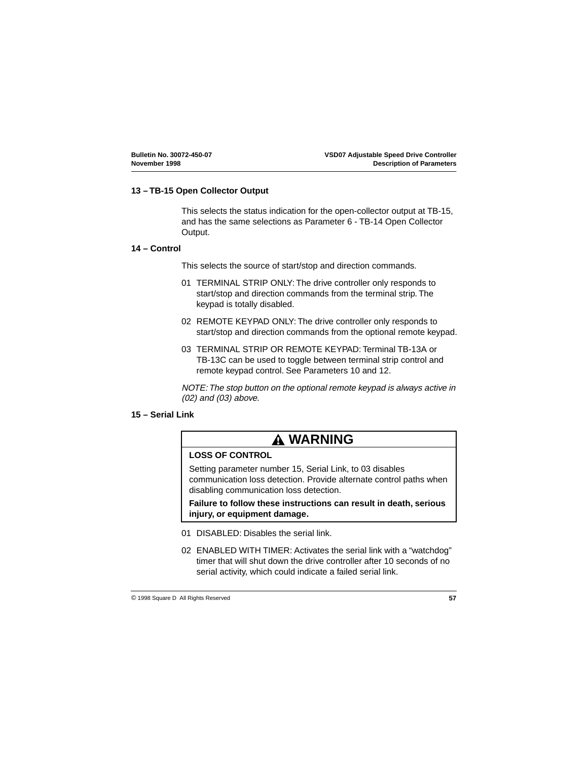## 13 – TB-15 Open Collector Output

This selects the status indication for the open-collector output at TB-15, and has the same selections as Parameter 6 - TB-14 Open Collector Output.

## 14 – Control

This selects the source of start/stop and direction commands.

01 TERMINAL STRIP ONLY: The drive controller only responds to start/stop and direction commands from the terminal strip. The keypad is totally disabled.

02 REMOTE KEYPAD ONLY: The drive controller only responds to start/stop and direction commands from the optional remote keypad.

03 TERMINAL STRIP OR REMOTE KEYPAD: Terminal TB-13A or TB-13C can be used to toggle between terminal strip control and remote keypad control. See Parameters 10 and 12.

*NOTE: The stop button on the optional remote keypad is always active in (02) and (03) above.*

## 15 – Serial Link

> **⚠ WARNING**
>
> **LOSS OF CONTROL**
>
> Setting parameter number 15, Serial Link, to 03 disables communication loss detection. Provide alternate control paths when disabling communication loss detection.
>
> **Failure to follow these instructions can result in death, serious injury, or equipment damage.**

01 DISABLED: Disables the serial link.

02 ENABLED WITH TIMER: Activates the serial link with a “watchdog” timer that will shut down the drive controller after 10 seconds of no serial activity, which could indicate a failed serial link.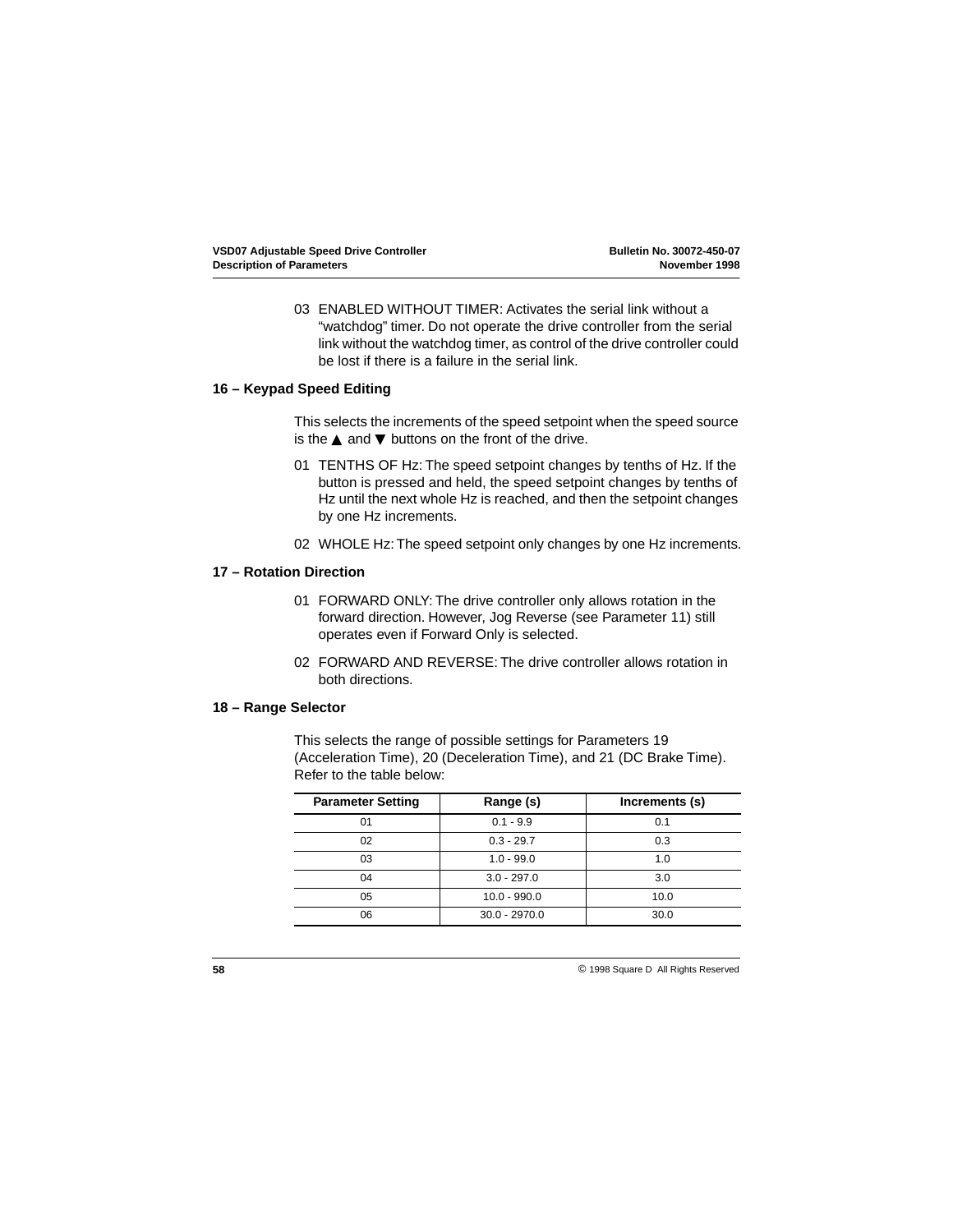03 ENABLED WITHOUT TIMER: Activates the serial link without a "watchdog" timer. Do not operate the drive controller from the serial link without the watchdog timer, as control of the drive controller could be lost if there is a failure in the serial link.

### 16 – Keypad Speed Editing

This selects the increments of the speed setpoint when the speed source is the ▲ and ▼ buttons on the front of the drive.

01 TENTHS OF Hz: The speed setpoint changes by tenths of Hz. If the button is pressed and held, the speed setpoint changes by tenths of Hz until the next whole Hz is reached, and then the setpoint changes by one Hz increments.

02 WHOLE Hz: The speed setpoint only changes by one Hz increments.

### 17 – Rotation Direction

01 FORWARD ONLY: The drive controller only allows rotation in the forward direction. However, Jog Reverse (see Parameter 11) still operates even if Forward Only is selected.

02 FORWARD AND REVERSE: The drive controller allows rotation in both directions.

### 18 – Range Selector

This selects the range of possible settings for Parameters 19 (Acceleration Time), 20 (Deceleration Time), and 21 (DC Brake Time). Refer to the table below:

| Parameter Setting | Range (s) | Increments (s) |
|---|---|---|
| 01 | 0.1 - 9.9 | 0.1 |
| 02 | 0.3 - 29.7 | 0.3 |
| 03 | 1.0 - 99.0 | 1.0 |
| 04 | 3.0 - 297.0 | 3.0 |
| 05 | 10.0 - 990.0 | 10.0 |
| 06 | 30.0 - 2970.0 | 30.0 |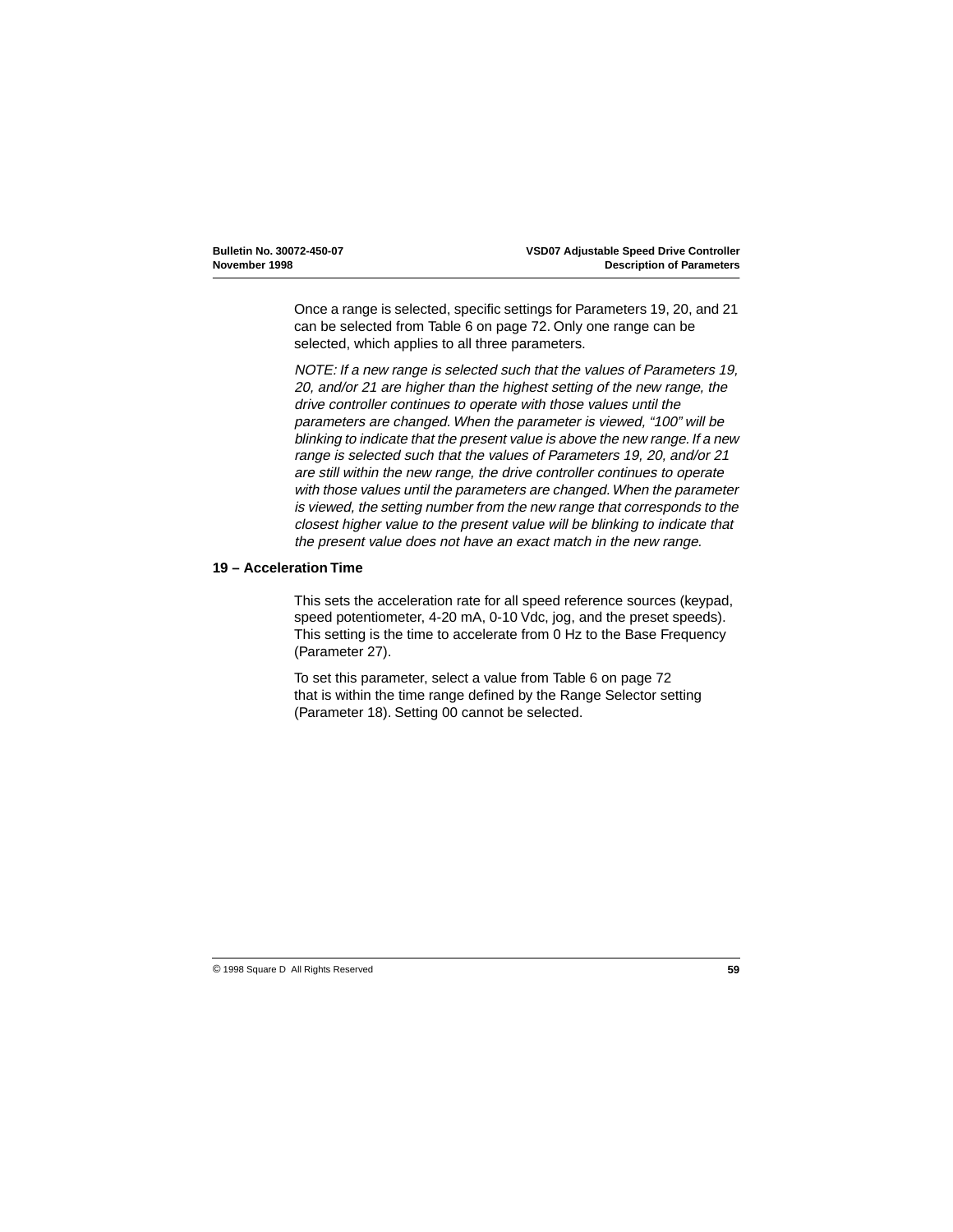Once a range is selected, specific settings for Parameters 19, 20, and 21 can be selected from Table 6 on page 72. Only one range can be selected, which applies to all three parameters.

*NOTE: If a new range is selected such that the values of Parameters 19, 20, and/or 21 are higher than the highest setting of the new range, the drive controller continues to operate with those values until the parameters are changed. When the parameter is viewed, "100" will be blinking to indicate that the present value is above the new range. If a new range is selected such that the values of Parameters 19, 20, and/or 21 are still within the new range, the drive controller continues to operate with those values until the parameters are changed. When the parameter is viewed, the setting number from the new range that corresponds to the closest higher value to the present value will be blinking to indicate that the present value does not have an exact match in the new range.*

## 19 – Acceleration Time

This sets the acceleration rate for all speed reference sources (keypad, speed potentiometer, 4-20 mA, 0-10 Vdc, jog, and the preset speeds). This setting is the time to accelerate from 0 Hz to the Base Frequency (Parameter 27).

To set this parameter, select a value from Table 6 on page 72 that is within the time range defined by the Range Selector setting (Parameter 18). Setting 00 cannot be selected.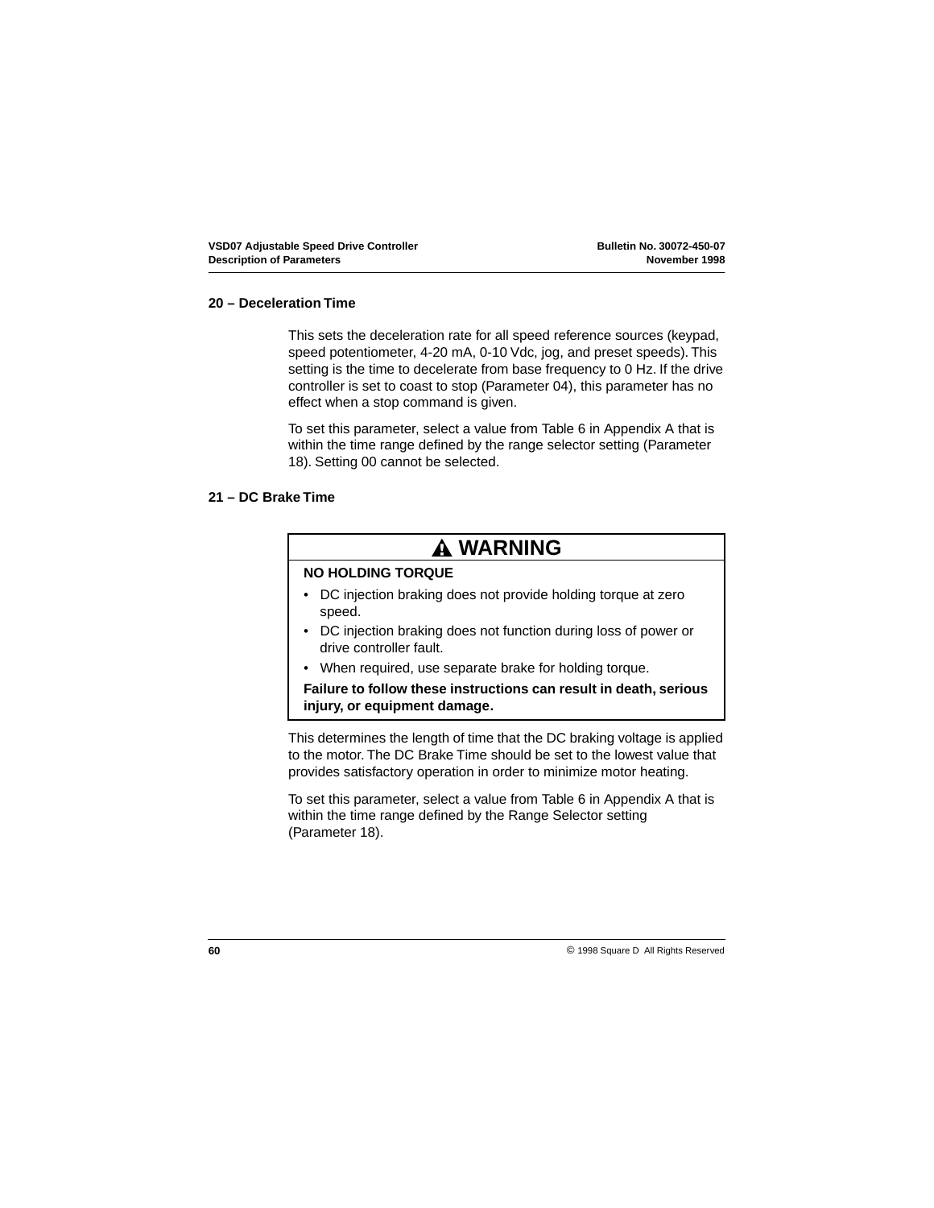## 20 – Deceleration Time

This sets the deceleration rate for all speed reference sources (keypad, speed potentiometer, 4-20 mA, 0-10 Vdc, jog, and preset speeds). This setting is the time to decelerate from base frequency to 0 Hz. If the drive controller is set to coast to stop (Parameter 04), this parameter has no effect when a stop command is given.

To set this parameter, select a value from Table 6 in Appendix A that is within the time range defined by the range selector setting (Parameter 18). Setting 00 cannot be selected.

## 21 – DC Brake Time

> **⚠ WARNING**
>
> **NO HOLDING TORQUE**
>
> - DC injection braking does not provide holding torque at zero speed.
> - DC injection braking does not function during loss of power or drive controller fault.
> - When required, use separate brake for holding torque.
>
> **Failure to follow these instructions can result in death, serious injury, or equipment damage.**

This determines the length of time that the DC braking voltage is applied to the motor. The DC Brake Time should be set to the lowest value that provides satisfactory operation in order to minimize motor heating.

To set this parameter, select a value from Table 6 in Appendix A that is within the time range defined by the Range Selector setting (Parameter 18).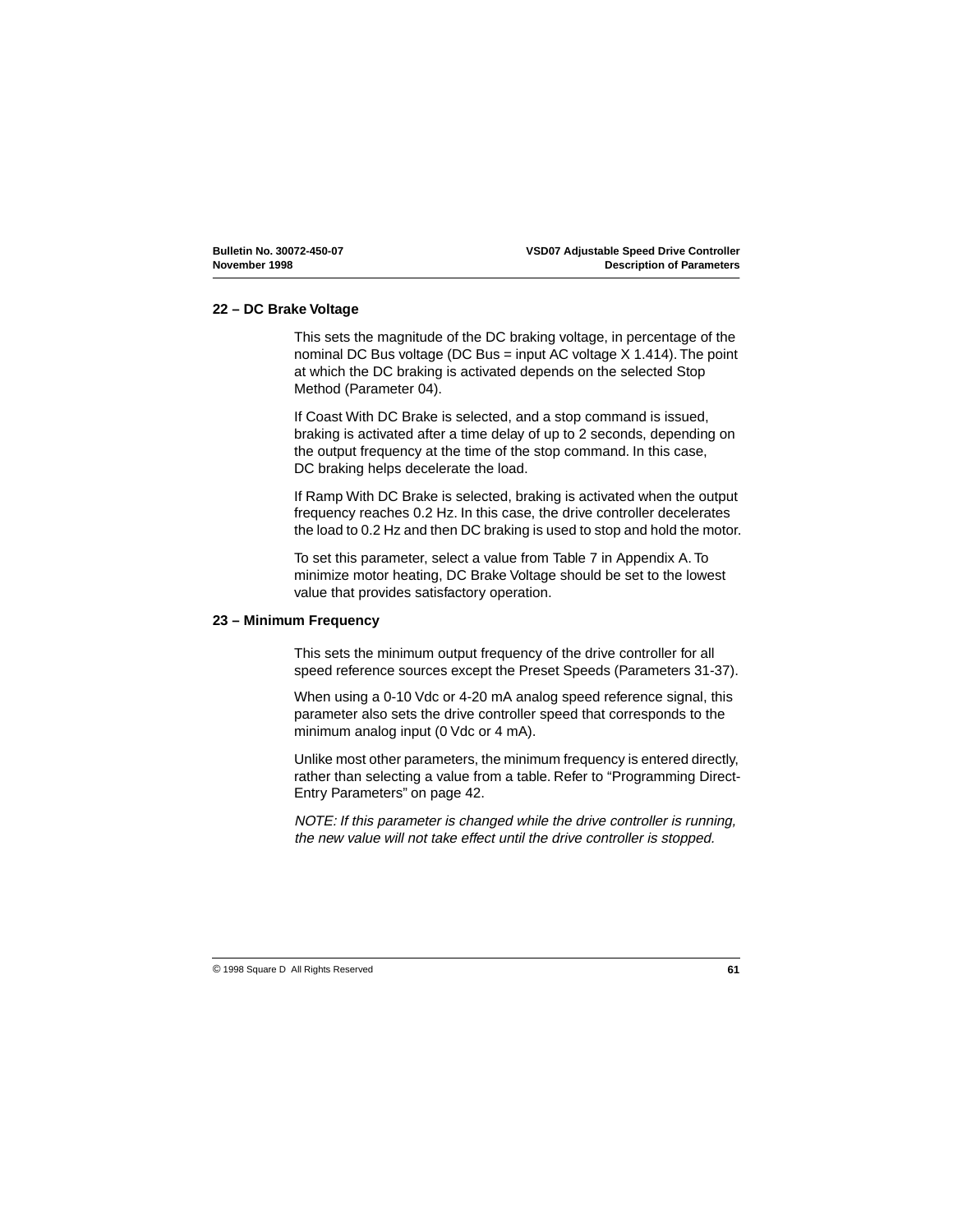## 22 – DC Brake Voltage

This sets the magnitude of the DC braking voltage, in percentage of the nominal DC Bus voltage (DC Bus = input AC voltage X 1.414). The point at which the DC braking is activated depends on the selected Stop Method (Parameter 04).

If Coast With DC Brake is selected, and a stop command is issued, braking is activated after a time delay of up to 2 seconds, depending on the output frequency at the time of the stop command. In this case, DC braking helps decelerate the load.

If Ramp With DC Brake is selected, braking is activated when the output frequency reaches 0.2 Hz. In this case, the drive controller decelerates the load to 0.2 Hz and then DC braking is used to stop and hold the motor.

To set this parameter, select a value from Table 7 in Appendix A. To minimize motor heating, DC Brake Voltage should be set to the lowest value that provides satisfactory operation.

## 23 – Minimum Frequency

This sets the minimum output frequency of the drive controller for all speed reference sources except the Preset Speeds (Parameters 31-37).

When using a 0-10 Vdc or 4-20 mA analog speed reference signal, this parameter also sets the drive controller speed that corresponds to the minimum analog input (0 Vdc or 4 mA).

Unlike most other parameters, the minimum frequency is entered directly, rather than selecting a value from a table. Refer to "Programming Direct-Entry Parameters" on page 42.

*NOTE: If this parameter is changed while the drive controller is running, the new value will not take effect until the drive controller is stopped.*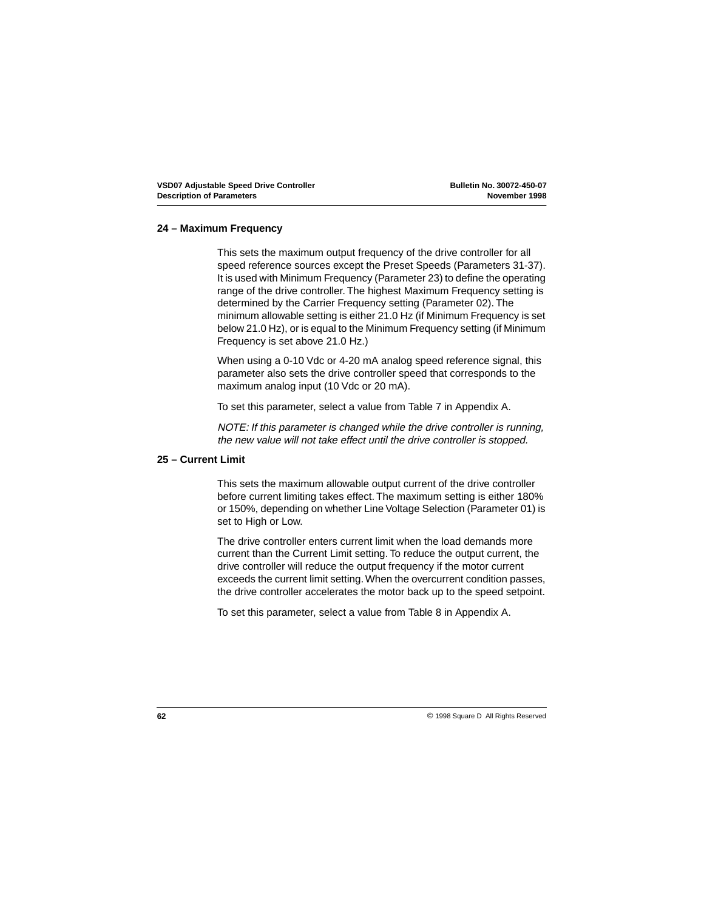## 24 – Maximum Frequency

This sets the maximum output frequency of the drive controller for all speed reference sources except the Preset Speeds (Parameters 31-37). It is used with Minimum Frequency (Parameter 23) to define the operating range of the drive controller. The highest Maximum Frequency setting is determined by the Carrier Frequency setting (Parameter 02). The minimum allowable setting is either 21.0 Hz (if Minimum Frequency is set below 21.0 Hz), or is equal to the Minimum Frequency setting (if Minimum Frequency is set above 21.0 Hz.)

When using a 0-10 Vdc or 4-20 mA analog speed reference signal, this parameter also sets the drive controller speed that corresponds to the maximum analog input (10 Vdc or 20 mA).

To set this parameter, select a value from Table 7 in Appendix A.

*NOTE: If this parameter is changed while the drive controller is running, the new value will not take effect until the drive controller is stopped.*

## 25 – Current Limit

This sets the maximum allowable output current of the drive controller before current limiting takes effect. The maximum setting is either 180% or 150%, depending on whether Line Voltage Selection (Parameter 01) is set to High or Low.

The drive controller enters current limit when the load demands more current than the Current Limit setting. To reduce the output current, the drive controller will reduce the output frequency if the motor current exceeds the current limit setting. When the overcurrent condition passes, the drive controller accelerates the motor back up to the speed setpoint.

To set this parameter, select a value from Table 8 in Appendix A.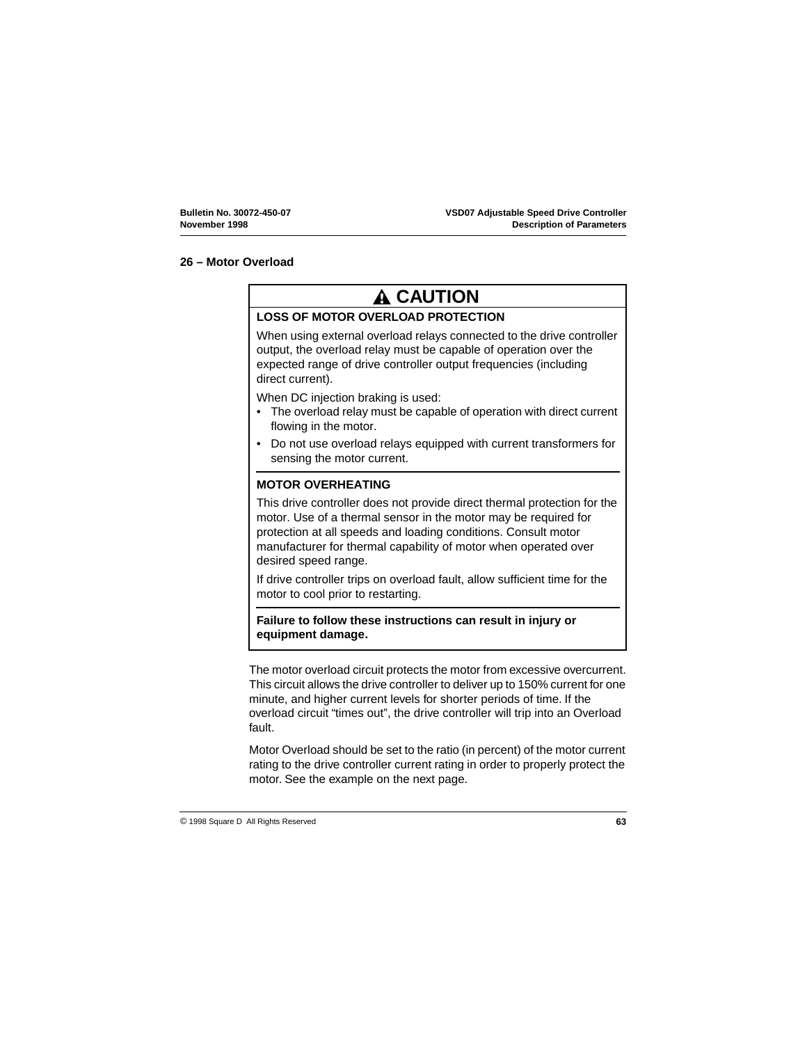## 26 – Motor Overload

**⚠ CAUTION**

**LOSS OF MOTOR OVERLOAD PROTECTION**

When using external overload relays connected to the drive controller output, the overload relay must be capable of operation over the expected range of drive controller output frequencies (including direct current).

When DC injection braking is used:

- The overload relay must be capable of operation with direct current flowing in the motor.
- Do not use overload relays equipped with current transformers for sensing the motor current.

**MOTOR OVERHEATING**

This drive controller does not provide direct thermal protection for the motor. Use of a thermal sensor in the motor may be required for protection at all speeds and loading conditions. Consult motor manufacturer for thermal capability of motor when operated over desired speed range.

If drive controller trips on overload fault, allow sufficient time for the motor to cool prior to restarting.

**Failure to follow these instructions can result in injury or equipment damage.**

The motor overload circuit protects the motor from excessive overcurrent. This circuit allows the drive controller to deliver up to 150% current for one minute, and higher current levels for shorter periods of time. If the overload circuit "times out", the drive controller will trip into an Overload fault.

Motor Overload should be set to the ratio (in percent) of the motor current rating to the drive controller current rating in order to properly protect the motor. See the example on the next page.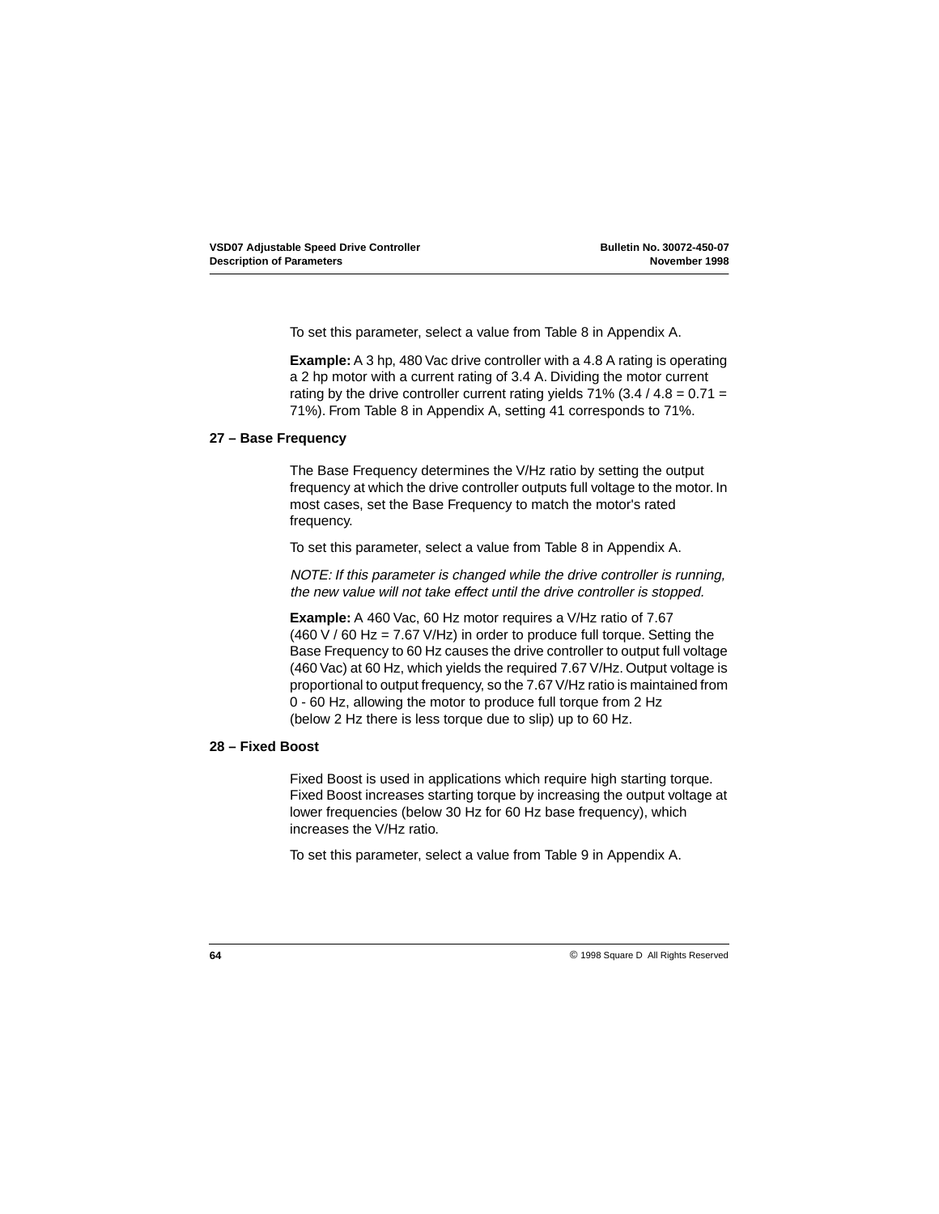To set this parameter, select a value from Table 8 in Appendix A.

**Example:** A 3 hp, 480 Vac drive controller with a 4.8 A rating is operating a 2 hp motor with a current rating of 3.4 A. Dividing the motor current rating by the drive controller current rating yields 71% (3.4 / 4.8 = 0.71 = 71%). From Table 8 in Appendix A, setting 41 corresponds to 71%.

### 27 – Base Frequency

The Base Frequency determines the V/Hz ratio by setting the output frequency at which the drive controller outputs full voltage to the motor. In most cases, set the Base Frequency to match the motor's rated frequency.

To set this parameter, select a value from Table 8 in Appendix A.

*NOTE: If this parameter is changed while the drive controller is running, the new value will not take effect until the drive controller is stopped.*

**Example:** A 460 Vac, 60 Hz motor requires a V/Hz ratio of 7.67 (460 V / 60 Hz = 7.67 V/Hz) in order to produce full torque. Setting the Base Frequency to 60 Hz causes the drive controller to output full voltage (460 Vac) at 60 Hz, which yields the required 7.67 V/Hz. Output voltage is proportional to output frequency, so the 7.67 V/Hz ratio is maintained from 0 - 60 Hz, allowing the motor to produce full torque from 2 Hz (below 2 Hz there is less torque due to slip) up to 60 Hz.

### 28 – Fixed Boost

Fixed Boost is used in applications which require high starting torque. Fixed Boost increases starting torque by increasing the output voltage at lower frequencies (below 30 Hz for 60 Hz base frequency), which increases the V/Hz ratio.

To set this parameter, select a value from Table 9 in Appendix A.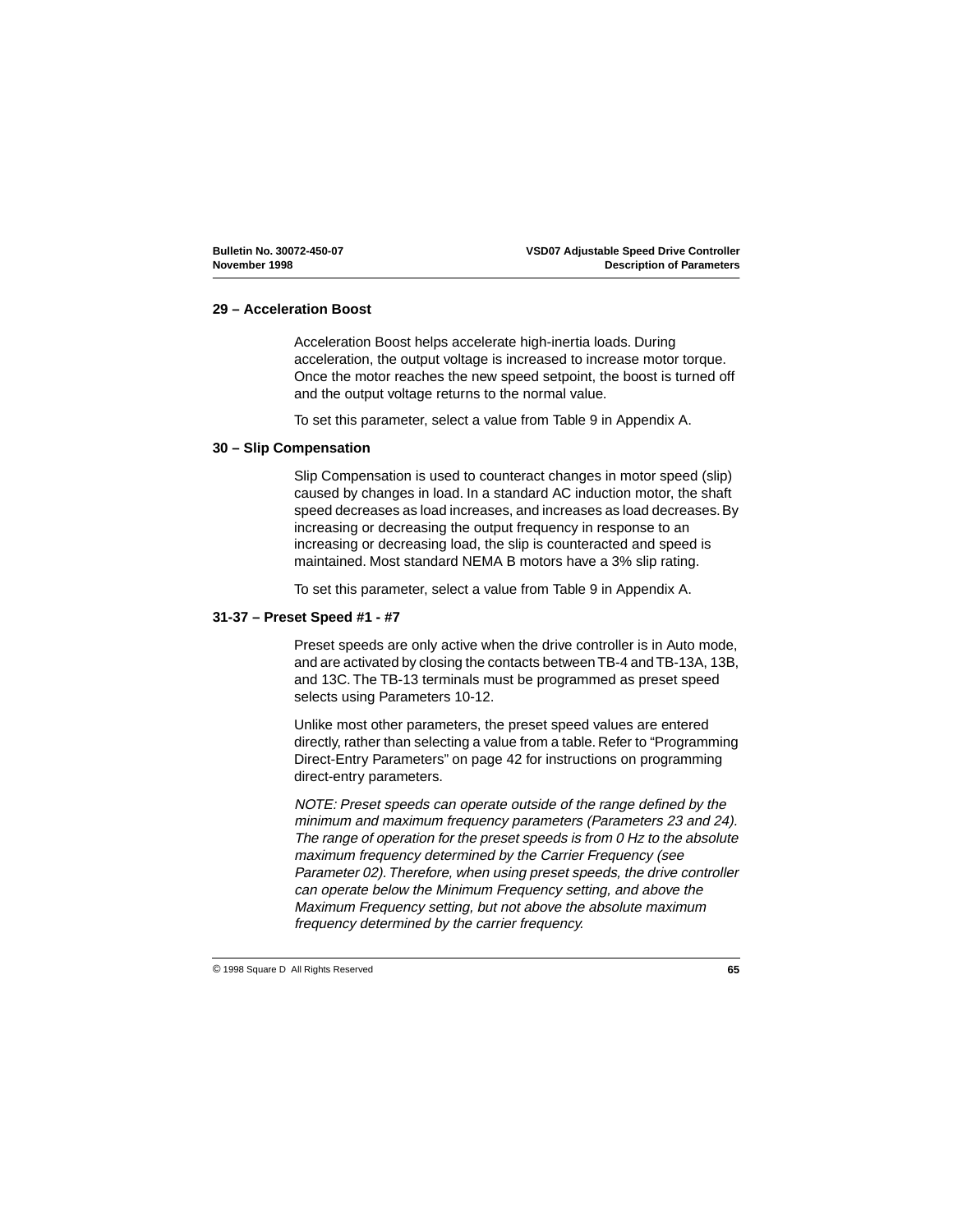## 29 – Acceleration Boost

Acceleration Boost helps accelerate high-inertia loads. During acceleration, the output voltage is increased to increase motor torque. Once the motor reaches the new speed setpoint, the boost is turned off and the output voltage returns to the normal value.

To set this parameter, select a value from Table 9 in Appendix A.

## 30 – Slip Compensation

Slip Compensation is used to counteract changes in motor speed (slip) caused by changes in load. In a standard AC induction motor, the shaft speed decreases as load increases, and increases as load decreases. By increasing or decreasing the output frequency in response to an increasing or decreasing load, the slip is counteracted and speed is maintained. Most standard NEMA B motors have a 3% slip rating.

To set this parameter, select a value from Table 9 in Appendix A.

## 31-37 – Preset Speed #1 - #7

Preset speeds are only active when the drive controller is in Auto mode, and are activated by closing the contacts between TB-4 and TB-13A, 13B, and 13C. The TB-13 terminals must be programmed as preset speed selects using Parameters 10-12.

Unlike most other parameters, the preset speed values are entered directly, rather than selecting a value from a table. Refer to “Programming Direct-Entry Parameters” on page 42 for instructions on programming direct-entry parameters.

*NOTE: Preset speeds can operate outside of the range defined by the minimum and maximum frequency parameters (Parameters 23 and 24). The range of operation for the preset speeds is from 0 Hz to the absolute maximum frequency determined by the Carrier Frequency (see Parameter 02). Therefore, when using preset speeds, the drive controller can operate below the Minimum Frequency setting, and above the Maximum Frequency setting, but not above the absolute maximum frequency determined by the carrier frequency.*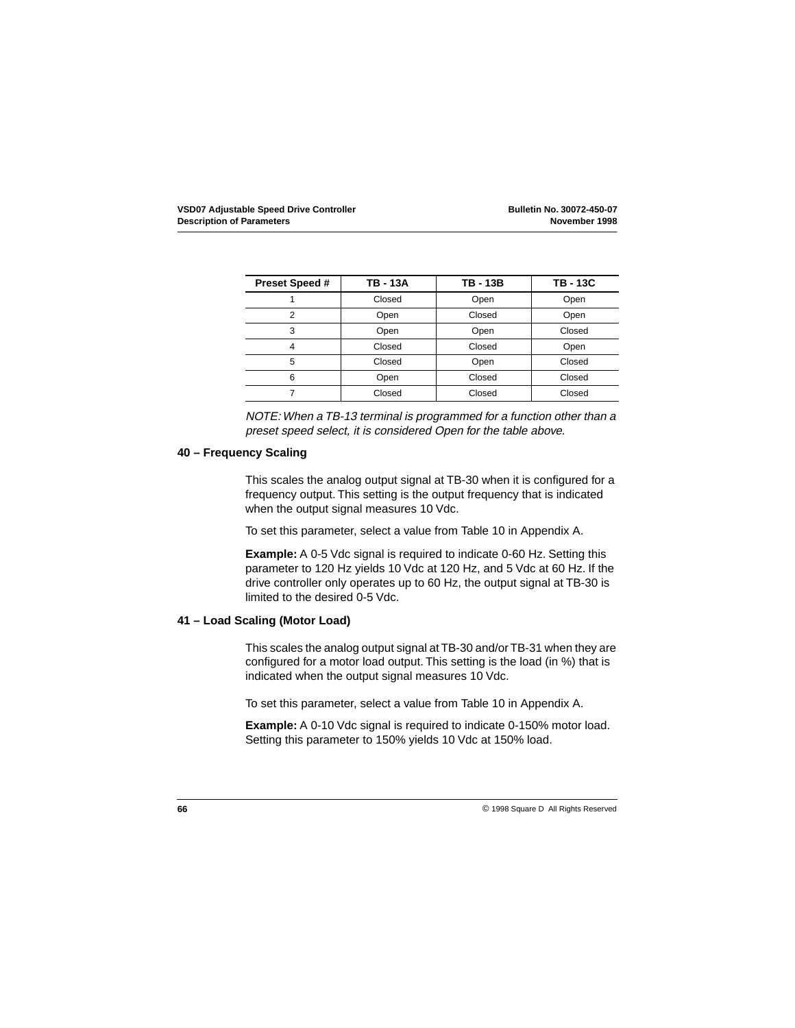| Preset Speed # | TB - 13A | TB - 13B | TB - 13C |
|---|---|---|---|
| 1 | Closed | Open | Open |
| 2 | Open | Closed | Open |
| 3 | Open | Open | Closed |
| 4 | Closed | Closed | Open |
| 5 | Closed | Open | Closed |
| 6 | Open | Closed | Closed |
| 7 | Closed | Closed | Closed |

*NOTE: When a TB-13 terminal is programmed for a function other than a preset speed select, it is considered Open for the table above.*

### 40 – Frequency Scaling

This scales the analog output signal at TB-30 when it is configured for a frequency output. This setting is the output frequency that is indicated when the output signal measures 10 Vdc.

To set this parameter, select a value from Table 10 in Appendix A.

**Example:** A 0-5 Vdc signal is required to indicate 0-60 Hz. Setting this parameter to 120 Hz yields 10 Vdc at 120 Hz, and 5 Vdc at 60 Hz. If the drive controller only operates up to 60 Hz, the output signal at TB-30 is limited to the desired 0-5 Vdc.

### 41 – Load Scaling (Motor Load)

This scales the analog output signal at TB-30 and/or TB-31 when they are configured for a motor load output. This setting is the load (in %) that is indicated when the output signal measures 10 Vdc.

To set this parameter, select a value from Table 10 in Appendix A.

**Example:** A 0-10 Vdc signal is required to indicate 0-150% motor load. Setting this parameter to 150% yields 10 Vdc at 150% load.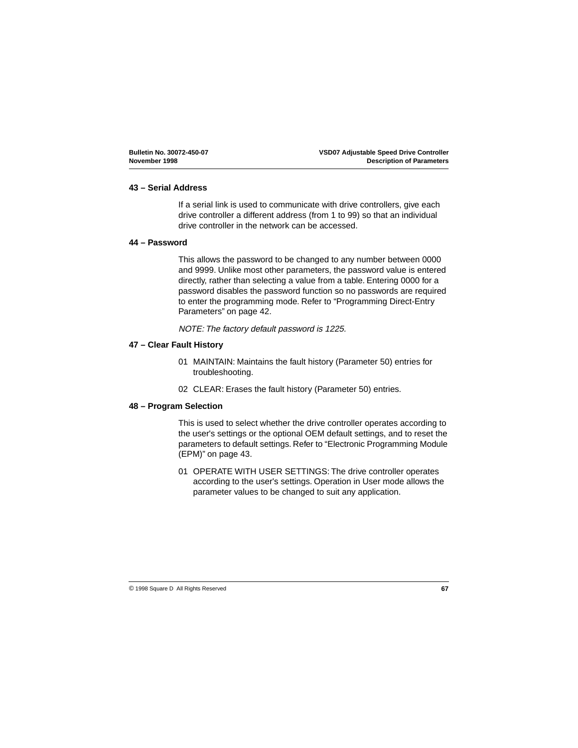### 43 – Serial Address

If a serial link is used to communicate with drive controllers, give each drive controller a different address (from 1 to 99) so that an individual drive controller in the network can be accessed.

### 44 – Password

This allows the password to be changed to any number between 0000 and 9999. Unlike most other parameters, the password value is entered directly, rather than selecting a value from a table. Entering 0000 for a password disables the password function so no passwords are required to enter the programming mode. Refer to “Programming Direct-Entry Parameters” on page 42.

*NOTE: The factory default password is 1225.*

### 47 – Clear Fault History

01 MAINTAIN: Maintains the fault history (Parameter 50) entries for troubleshooting.

02 CLEAR: Erases the fault history (Parameter 50) entries.

### 48 – Program Selection

This is used to select whether the drive controller operates according to the user's settings or the optional OEM default settings, and to reset the parameters to default settings. Refer to “Electronic Programming Module (EPM)” on page 43.

01 OPERATE WITH USER SETTINGS: The drive controller operates according to the user's settings. Operation in User mode allows the parameter values to be changed to suit any application.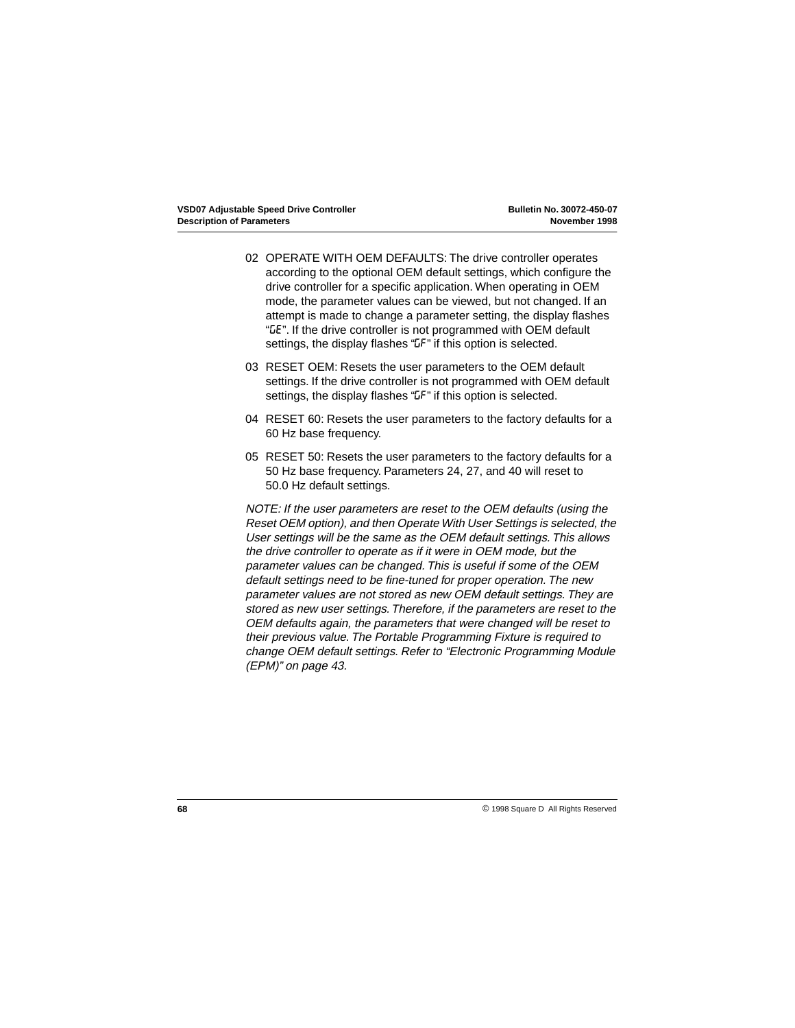02 OPERATE WITH OEM DEFAULTS: The drive controller operates according to the optional OEM default settings, which configure the drive controller for a specific application. When operating in OEM mode, the parameter values can be viewed, but not changed. If an attempt is made to change a parameter setting, the display flashes "GE". If the drive controller is not programmed with OEM default settings, the display flashes "GF" if this option is selected.

03 RESET OEM: Resets the user parameters to the OEM default settings. If the drive controller is not programmed with OEM default settings, the display flashes "GF" if this option is selected.

04 RESET 60: Resets the user parameters to the factory defaults for a 60 Hz base frequency.

05 RESET 50: Resets the user parameters to the factory defaults for a 50 Hz base frequency. Parameters 24, 27, and 40 will reset to 50.0 Hz default settings.

*NOTE: If the user parameters are reset to the OEM defaults (using the Reset OEM option), and then Operate With User Settings is selected, the User settings will be the same as the OEM default settings. This allows the drive controller to operate as if it were in OEM mode, but the parameter values can be changed. This is useful if some of the OEM default settings need to be fine-tuned for proper operation. The new parameter values are not stored as new OEM default settings. They are stored as new user settings. Therefore, if the parameters are reset to the OEM defaults again, the parameters that were changed will be reset to their previous value. The Portable Programming Fixture is required to change OEM default settings. Refer to "Electronic Programming Module (EPM)" on page 43.*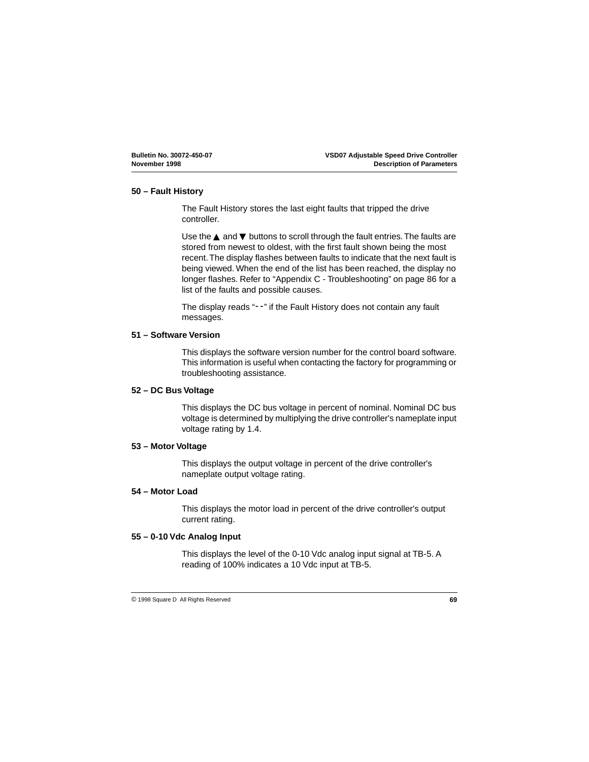### 50 – Fault History

The Fault History stores the last eight faults that tripped the drive controller.

Use the ▲ and ▼ buttons to scroll through the fault entries. The faults are stored from newest to oldest, with the first fault shown being the most recent. The display flashes between faults to indicate that the next fault is being viewed. When the end of the list has been reached, the display no longer flashes. Refer to “Appendix C - Troubleshooting” on page 86 for a list of the faults and possible causes.

The display reads “--” if the Fault History does not contain any fault messages.

### 51 – Software Version

This displays the software version number for the control board software. This information is useful when contacting the factory for programming or troubleshooting assistance.

### 52 – DC Bus Voltage

This displays the DC bus voltage in percent of nominal. Nominal DC bus voltage is determined by multiplying the drive controller's nameplate input voltage rating by 1.4.

### 53 – Motor Voltage

This displays the output voltage in percent of the drive controller's nameplate output voltage rating.

### 54 – Motor Load

This displays the motor load in percent of the drive controller's output current rating.

### 55 – 0-10 Vdc Analog Input

This displays the level of the 0-10 Vdc analog input signal at TB-5. A reading of 100% indicates a 10 Vdc input at TB-5.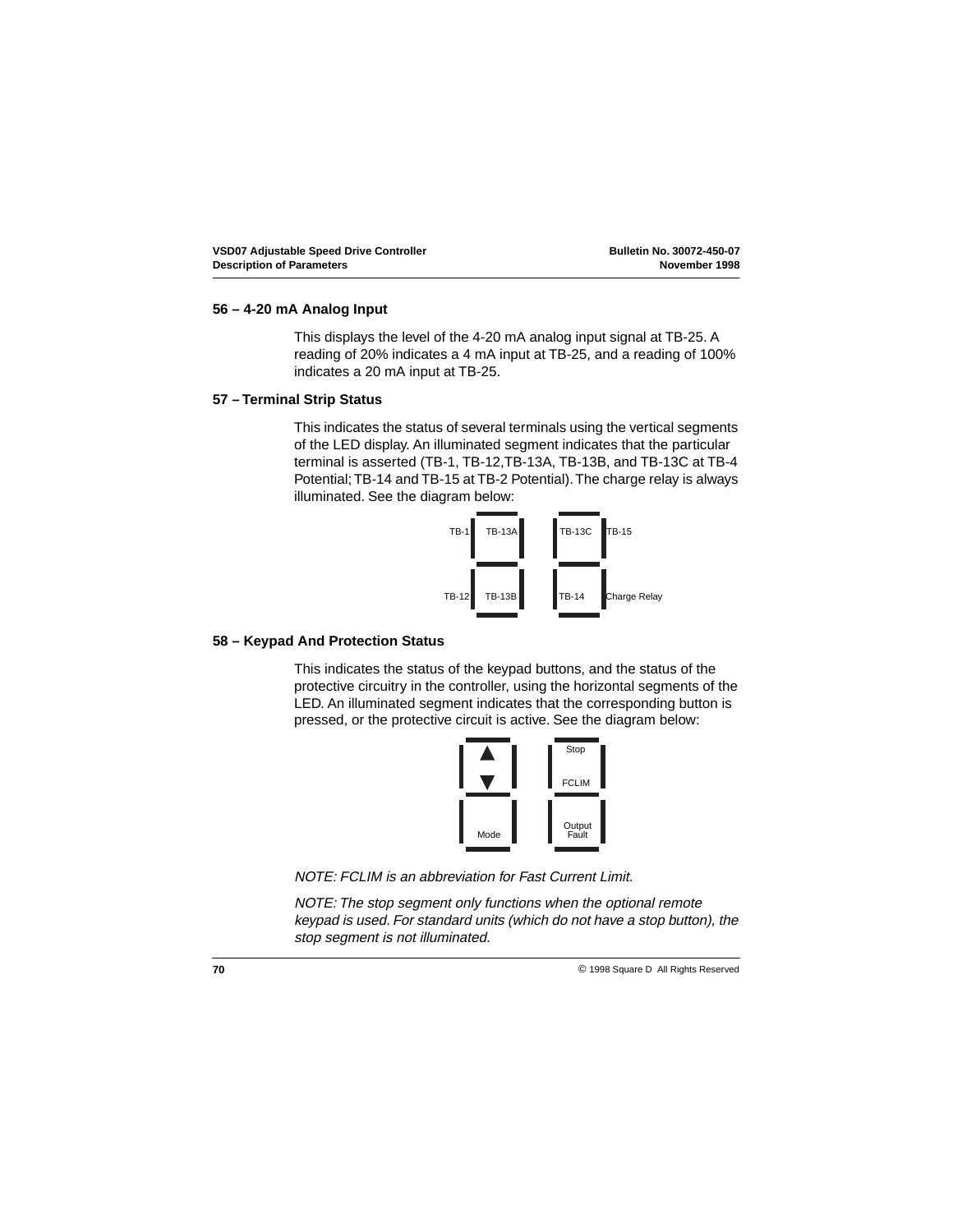## 56 – 4-20 mA Analog Input

This displays the level of the 4-20 mA analog input signal at TB-25. A reading of 20% indicates a 4 mA input at TB-25, and a reading of 100% indicates a 20 mA input at TB-25.

## 57 – Terminal Strip Status

This indicates the status of several terminals using the vertical segments of the LED display. An illuminated segment indicates that the particular terminal is asserted (TB-1, TB-12,TB-13A, TB-13B, and TB-13C at TB-4 Potential; TB-14 and TB-15 at TB-2 Potential). The charge relay is always illuminated. See the diagram below:

TB-1 TB-13A TB-13C TB-15

TB-12 TB-13B TB-14 Charge Relay

## 58 – Keypad And Protection Status

This indicates the status of the keypad buttons, and the status of the protective circuitry in the controller, using the horizontal segments of the LED. An illuminated segment indicates that the corresponding button is pressed, or the protective circuit is active. See the diagram below:

▲ ▼ Mode Stop FCLIM Output Fault

*NOTE: FCLIM is an abbreviation for Fast Current Limit.*

*NOTE: The stop segment only functions when the optional remote keypad is used. For standard units (which do not have a stop button), the stop segment is not illuminated.*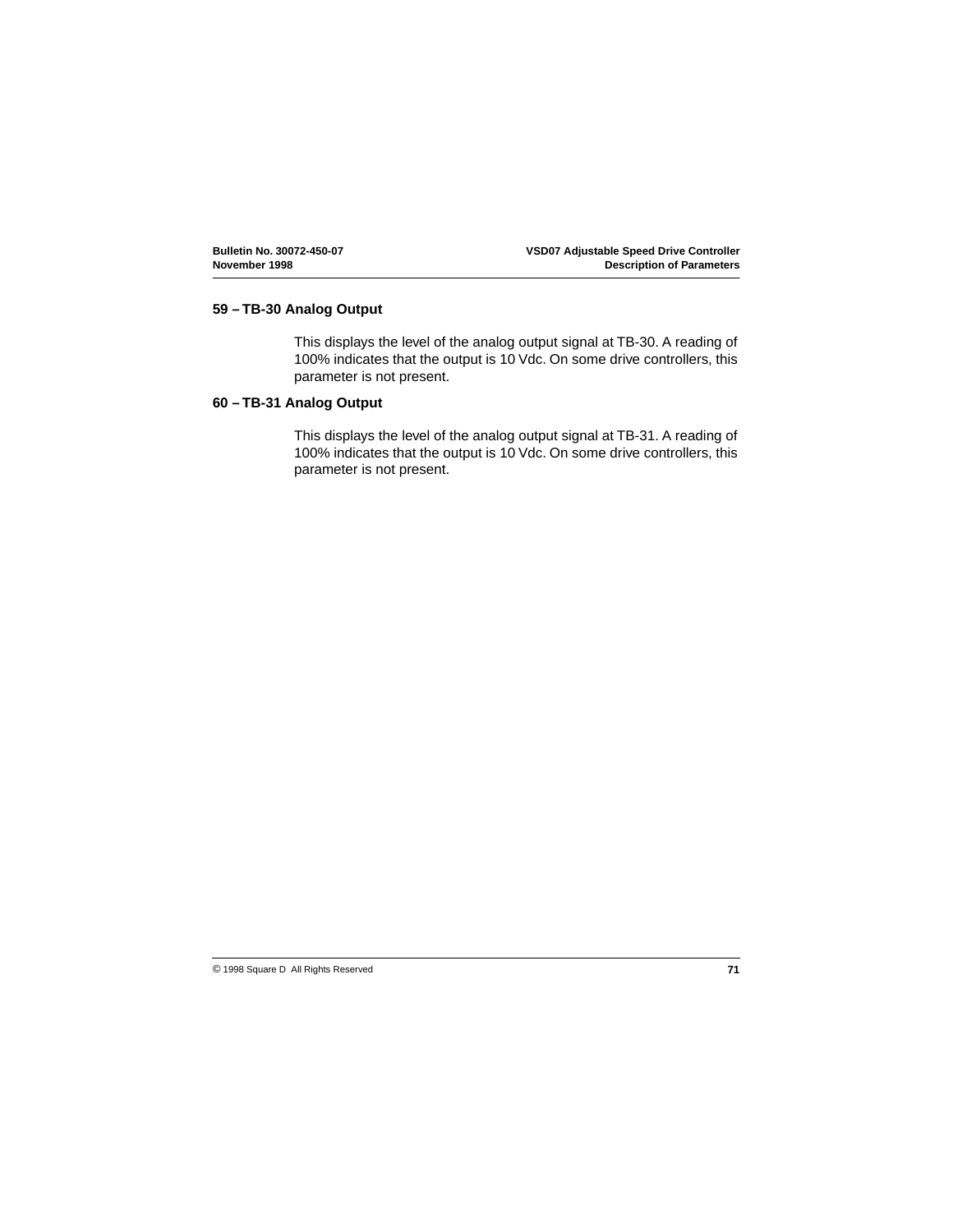### 59 – TB-30 Analog Output

This displays the level of the analog output signal at TB-30. A reading of 100% indicates that the output is 10 Vdc. On some drive controllers, this parameter is not present.

### 60 – TB-31 Analog Output

This displays the level of the analog output signal at TB-31. A reading of 100% indicates that the output is 10 Vdc. On some drive controllers, this parameter is not present.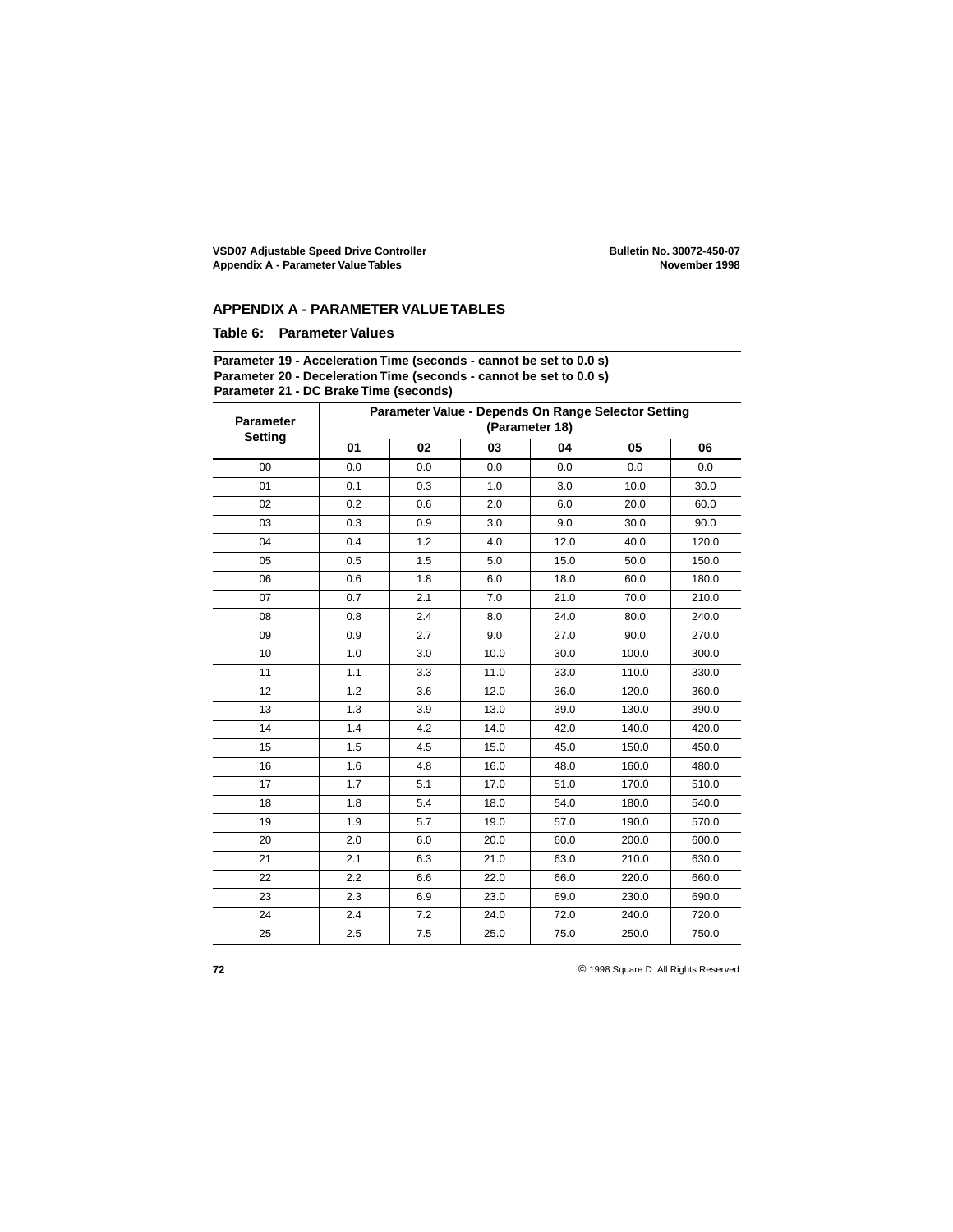## APPENDIX A - PARAMETER VALUE TABLES

### Table 6: Parameter Values

**Parameter 19 - Acceleration Time (seconds - cannot be set to 0.0 s)**
**Parameter 20 - Deceleration Time (seconds - cannot be set to 0.0 s)**
**Parameter 21 - DC Brake Time (seconds)**

| Parameter Setting | Parameter Value - Depends On Range Selector Setting (Parameter 18) | | | | | |
|---|---|---|---|---|---|---|
| | 01 | 02 | 03 | 04 | 05 | 06 |
| 00 | 0.0 | 0.0 | 0.0 | 0.0 | 0.0 | 0.0 |
| 01 | 0.1 | 0.3 | 1.0 | 3.0 | 10.0 | 30.0 |
| 02 | 0.2 | 0.6 | 2.0 | 6.0 | 20.0 | 60.0 |
| 03 | 0.3 | 0.9 | 3.0 | 9.0 | 30.0 | 90.0 |
| 04 | 0.4 | 1.2 | 4.0 | 12.0 | 40.0 | 120.0 |
| 05 | 0.5 | 1.5 | 5.0 | 15.0 | 50.0 | 150.0 |
| 06 | 0.6 | 1.8 | 6.0 | 18.0 | 60.0 | 180.0 |
| 07 | 0.7 | 2.1 | 7.0 | 21.0 | 70.0 | 210.0 |
| 08 | 0.8 | 2.4 | 8.0 | 24.0 | 80.0 | 240.0 |
| 09 | 0.9 | 2.7 | 9.0 | 27.0 | 90.0 | 270.0 |
| 10 | 1.0 | 3.0 | 10.0 | 30.0 | 100.0 | 300.0 |
| 11 | 1.1 | 3.3 | 11.0 | 33.0 | 110.0 | 330.0 |
| 12 | 1.2 | 3.6 | 12.0 | 36.0 | 120.0 | 360.0 |
| 13 | 1.3 | 3.9 | 13.0 | 39.0 | 130.0 | 390.0 |
| 14 | 1.4 | 4.2 | 14.0 | 42.0 | 140.0 | 420.0 |
| 15 | 1.5 | 4.5 | 15.0 | 45.0 | 150.0 | 450.0 |
| 16 | 1.6 | 4.8 | 16.0 | 48.0 | 160.0 | 480.0 |
| 17 | 1.7 | 5.1 | 17.0 | 51.0 | 170.0 | 510.0 |
| 18 | 1.8 | 5.4 | 18.0 | 54.0 | 180.0 | 540.0 |
| 19 | 1.9 | 5.7 | 19.0 | 57.0 | 190.0 | 570.0 |
| 20 | 2.0 | 6.0 | 20.0 | 60.0 | 200.0 | 600.0 |
| 21 | 2.1 | 6.3 | 21.0 | 63.0 | 210.0 | 630.0 |
| 22 | 2.2 | 6.6 | 22.0 | 66.0 | 220.0 | 660.0 |
| 23 | 2.3 | 6.9 | 23.0 | 69.0 | 230.0 | 690.0 |
| 24 | 2.4 | 7.2 | 24.0 | 72.0 | 240.0 | 720.0 |
| 25 | 2.5 | 7.5 | 25.0 | 75.0 | 250.0 | 750.0 |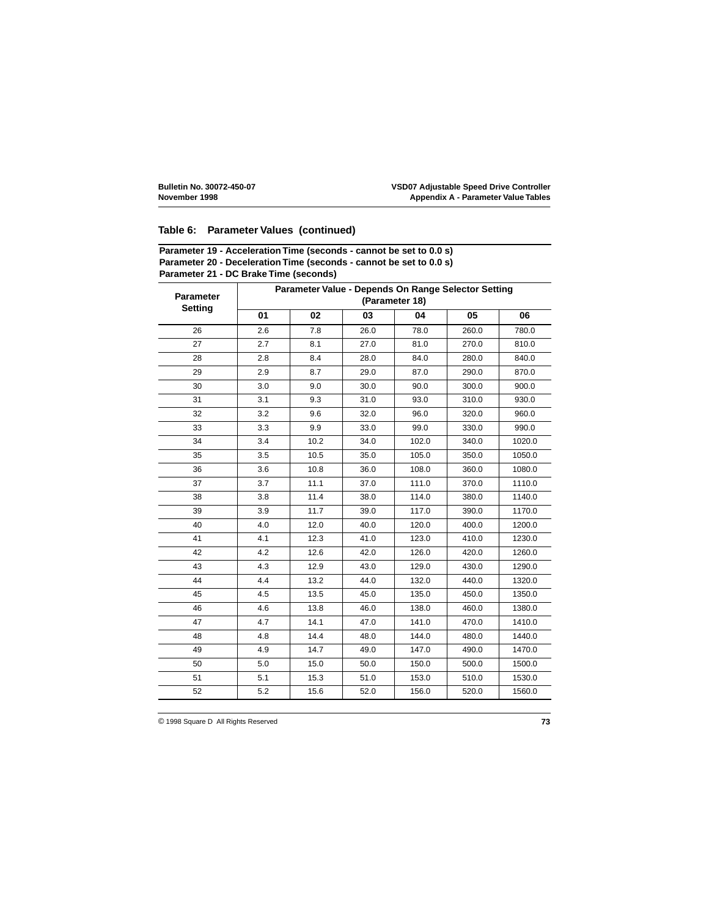## Table 6: Parameter Values (continued)

**Parameter 19 - Acceleration Time (seconds - cannot be set to 0.0 s)**
**Parameter 20 - Deceleration Time (seconds - cannot be set to 0.0 s)**
**Parameter 21 - DC Brake Time (seconds)**

| Parameter Setting | Parameter Value - Depends On Range Selector Setting (Parameter 18) | | | | | |
|---|---|---|---|---|---|---|
| | 01 | 02 | 03 | 04 | 05 | 06 |
| 26 | 2.6 | 7.8 | 26.0 | 78.0 | 260.0 | 780.0 |
| 27 | 2.7 | 8.1 | 27.0 | 81.0 | 270.0 | 810.0 |
| 28 | 2.8 | 8.4 | 28.0 | 84.0 | 280.0 | 840.0 |
| 29 | 2.9 | 8.7 | 29.0 | 87.0 | 290.0 | 870.0 |
| 30 | 3.0 | 9.0 | 30.0 | 90.0 | 300.0 | 900.0 |
| 31 | 3.1 | 9.3 | 31.0 | 93.0 | 310.0 | 930.0 |
| 32 | 3.2 | 9.6 | 32.0 | 96.0 | 320.0 | 960.0 |
| 33 | 3.3 | 9.9 | 33.0 | 99.0 | 330.0 | 990.0 |
| 34 | 3.4 | 10.2 | 34.0 | 102.0 | 340.0 | 1020.0 |
| 35 | 3.5 | 10.5 | 35.0 | 105.0 | 350.0 | 1050.0 |
| 36 | 3.6 | 10.8 | 36.0 | 108.0 | 360.0 | 1080.0 |
| 37 | 3.7 | 11.1 | 37.0 | 111.0 | 370.0 | 1110.0 |
| 38 | 3.8 | 11.4 | 38.0 | 114.0 | 380.0 | 1140.0 |
| 39 | 3.9 | 11.7 | 39.0 | 117.0 | 390.0 | 1170.0 |
| 40 | 4.0 | 12.0 | 40.0 | 120.0 | 400.0 | 1200.0 |
| 41 | 4.1 | 12.3 | 41.0 | 123.0 | 410.0 | 1230.0 |
| 42 | 4.2 | 12.6 | 42.0 | 126.0 | 420.0 | 1260.0 |
| 43 | 4.3 | 12.9 | 43.0 | 129.0 | 430.0 | 1290.0 |
| 44 | 4.4 | 13.2 | 44.0 | 132.0 | 440.0 | 1320.0 |
| 45 | 4.5 | 13.5 | 45.0 | 135.0 | 450.0 | 1350.0 |
| 46 | 4.6 | 13.8 | 46.0 | 138.0 | 460.0 | 1380.0 |
| 47 | 4.7 | 14.1 | 47.0 | 141.0 | 470.0 | 1410.0 |
| 48 | 4.8 | 14.4 | 48.0 | 144.0 | 480.0 | 1440.0 |
| 49 | 4.9 | 14.7 | 49.0 | 147.0 | 490.0 | 1470.0 |
| 50 | 5.0 | 15.0 | 50.0 | 150.0 | 500.0 | 1500.0 |
| 51 | 5.1 | 15.3 | 51.0 | 153.0 | 510.0 | 1530.0 |
| 52 | 5.2 | 15.6 | 52.0 | 156.0 | 520.0 | 1560.0 |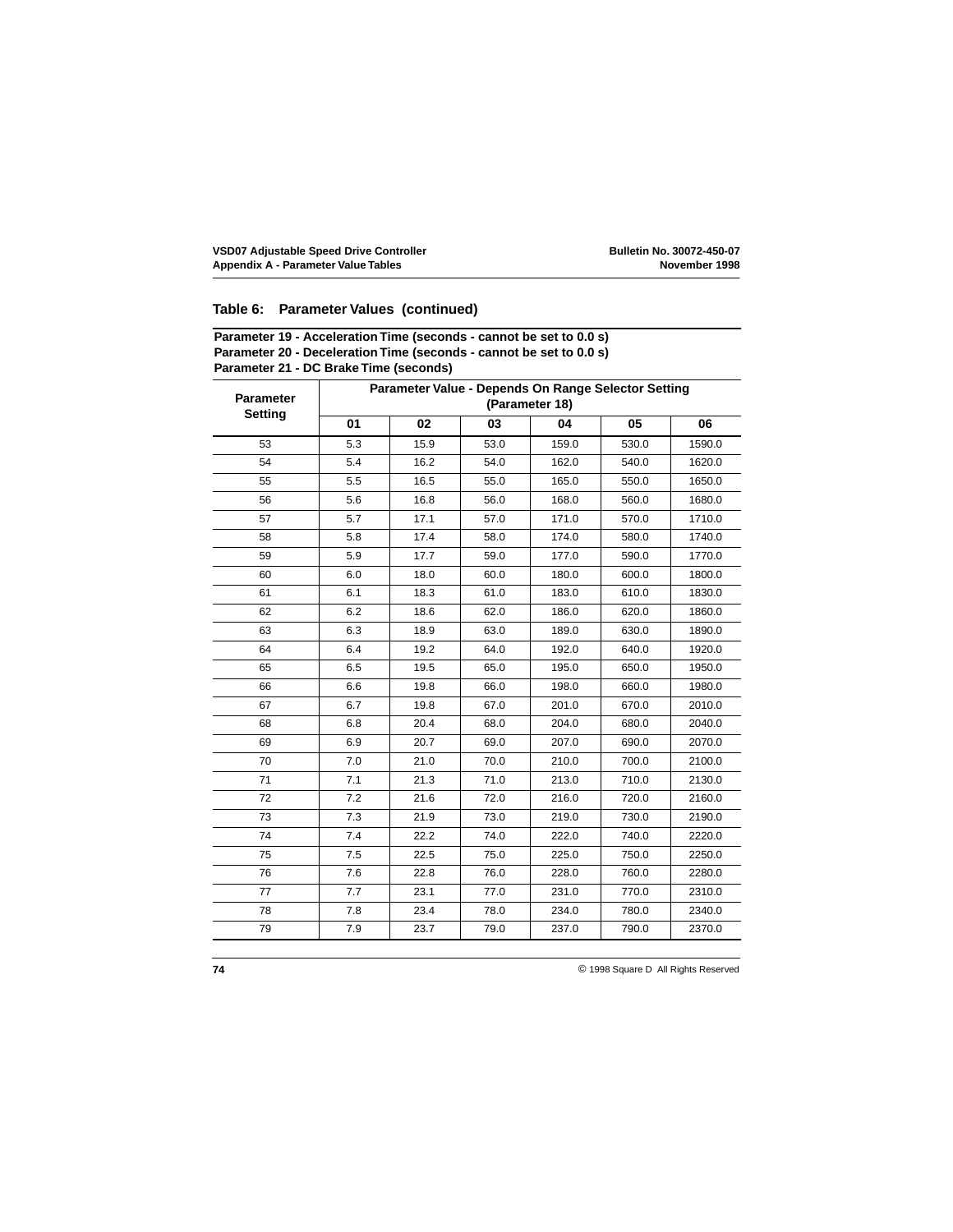## Table 6: Parameter Values (continued)

**Parameter 19 - Acceleration Time (seconds - cannot be set to 0.0 s)**
**Parameter 20 - Deceleration Time (seconds - cannot be set to 0.0 s)**
**Parameter 21 - DC Brake Time (seconds)**

| Parameter Setting | Parameter Value - Depends On Range Selector Setting (Parameter 18) | | | | | |
|---|---|---|---|---|---|---|
| | 01 | 02 | 03 | 04 | 05 | 06 |
| 53 | 5.3 | 15.9 | 53.0 | 159.0 | 530.0 | 1590.0 |
| 54 | 5.4 | 16.2 | 54.0 | 162.0 | 540.0 | 1620.0 |
| 55 | 5.5 | 16.5 | 55.0 | 165.0 | 550.0 | 1650.0 |
| 56 | 5.6 | 16.8 | 56.0 | 168.0 | 560.0 | 1680.0 |
| 57 | 5.7 | 17.1 | 57.0 | 171.0 | 570.0 | 1710.0 |
| 58 | 5.8 | 17.4 | 58.0 | 174.0 | 580.0 | 1740.0 |
| 59 | 5.9 | 17.7 | 59.0 | 177.0 | 590.0 | 1770.0 |
| 60 | 6.0 | 18.0 | 60.0 | 180.0 | 600.0 | 1800.0 |
| 61 | 6.1 | 18.3 | 61.0 | 183.0 | 610.0 | 1830.0 |
| 62 | 6.2 | 18.6 | 62.0 | 186.0 | 620.0 | 1860.0 |
| 63 | 6.3 | 18.9 | 63.0 | 189.0 | 630.0 | 1890.0 |
| 64 | 6.4 | 19.2 | 64.0 | 192.0 | 640.0 | 1920.0 |
| 65 | 6.5 | 19.5 | 65.0 | 195.0 | 650.0 | 1950.0 |
| 66 | 6.6 | 19.8 | 66.0 | 198.0 | 660.0 | 1980.0 |
| 67 | 6.7 | 19.8 | 67.0 | 201.0 | 670.0 | 2010.0 |
| 68 | 6.8 | 20.4 | 68.0 | 204.0 | 680.0 | 2040.0 |
| 69 | 6.9 | 20.7 | 69.0 | 207.0 | 690.0 | 2070.0 |
| 70 | 7.0 | 21.0 | 70.0 | 210.0 | 700.0 | 2100.0 |
| 71 | 7.1 | 21.3 | 71.0 | 213.0 | 710.0 | 2130.0 |
| 72 | 7.2 | 21.6 | 72.0 | 216.0 | 720.0 | 2160.0 |
| 73 | 7.3 | 21.9 | 73.0 | 219.0 | 730.0 | 2190.0 |
| 74 | 7.4 | 22.2 | 74.0 | 222.0 | 740.0 | 2220.0 |
| 75 | 7.5 | 22.5 | 75.0 | 225.0 | 750.0 | 2250.0 |
| 76 | 7.6 | 22.8 | 76.0 | 228.0 | 760.0 | 2280.0 |
| 77 | 7.7 | 23.1 | 77.0 | 231.0 | 770.0 | 2310.0 |
| 78 | 7.8 | 23.4 | 78.0 | 234.0 | 780.0 | 2340.0 |
| 79 | 7.9 | 23.7 | 79.0 | 237.0 | 790.0 | 2370.0 |

© 1998 Square D All Rights Reserved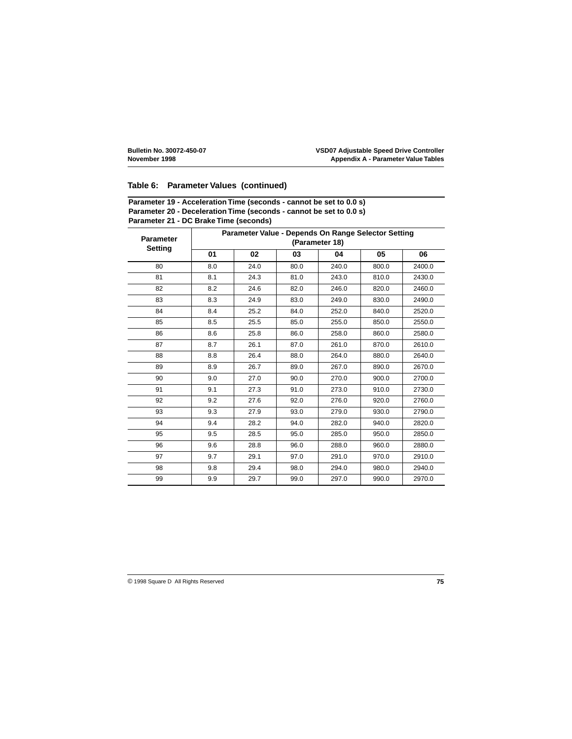## Table 6: Parameter Values (continued)

**Parameter 19 - Acceleration Time (seconds - cannot be set to 0.0 s)**
**Parameter 20 - Deceleration Time (seconds - cannot be set to 0.0 s)**
**Parameter 21 - DC Brake Time (seconds)**

| Parameter Setting | Parameter Value - Depends On Range Selector Setting (Parameter 18) | | | | | |
|---|---|---|---|---|---|---|
| | 01 | 02 | 03 | 04 | 05 | 06 |
| 80 | 8.0 | 24.0 | 80.0 | 240.0 | 800.0 | 2400.0 |
| 81 | 8.1 | 24.3 | 81.0 | 243.0 | 810.0 | 2430.0 |
| 82 | 8.2 | 24.6 | 82.0 | 246.0 | 820.0 | 2460.0 |
| 83 | 8.3 | 24.9 | 83.0 | 249.0 | 830.0 | 2490.0 |
| 84 | 8.4 | 25.2 | 84.0 | 252.0 | 840.0 | 2520.0 |
| 85 | 8.5 | 25.5 | 85.0 | 255.0 | 850.0 | 2550.0 |
| 86 | 8.6 | 25.8 | 86.0 | 258.0 | 860.0 | 2580.0 |
| 87 | 8.7 | 26.1 | 87.0 | 261.0 | 870.0 | 2610.0 |
| 88 | 8.8 | 26.4 | 88.0 | 264.0 | 880.0 | 2640.0 |
| 89 | 8.9 | 26.7 | 89.0 | 267.0 | 890.0 | 2670.0 |
| 90 | 9.0 | 27.0 | 90.0 | 270.0 | 900.0 | 2700.0 |
| 91 | 9.1 | 27.3 | 91.0 | 273.0 | 910.0 | 2730.0 |
| 92 | 9.2 | 27.6 | 92.0 | 276.0 | 920.0 | 2760.0 |
| 93 | 9.3 | 27.9 | 93.0 | 279.0 | 930.0 | 2790.0 |
| 94 | 9.4 | 28.2 | 94.0 | 282.0 | 940.0 | 2820.0 |
| 95 | 9.5 | 28.5 | 95.0 | 285.0 | 950.0 | 2850.0 |
| 96 | 9.6 | 28.8 | 96.0 | 288.0 | 960.0 | 2880.0 |
| 97 | 9.7 | 29.1 | 97.0 | 291.0 | 970.0 | 2910.0 |
| 98 | 9.8 | 29.4 | 98.0 | 294.0 | 980.0 | 2940.0 |
| 99 | 9.9 | 29.7 | 99.0 | 297.0 | 990.0 | 2970.0 |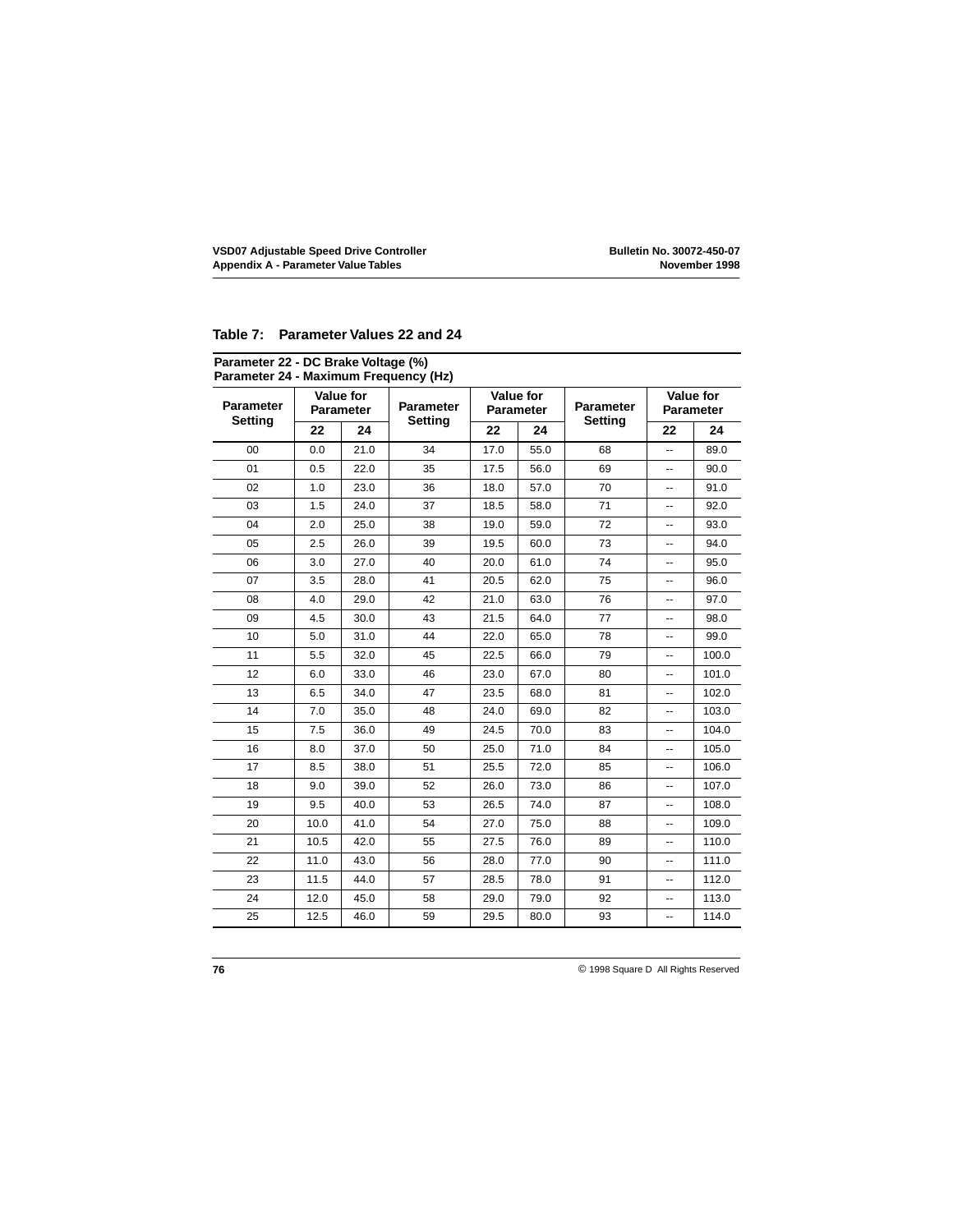## Table 7: Parameter Values 22 and 24

**Parameter 22 - DC Brake Voltage (%)**
**Parameter 24 - Maximum Frequency (Hz)**

| Parameter Setting | Value for Parameter | | Parameter Setting | Value for Parameter | | Parameter Setting | Value for Parameter | |
|---|---|---|---|---|---|---|---|---|
| | 22 | 24 | | 22 | 24 | | 22 | 24 |
| 00 | 0.0 | 21.0 | 34 | 17.0 | 55.0 | 68 | -- | 89.0 |
| 01 | 0.5 | 22.0 | 35 | 17.5 | 56.0 | 69 | -- | 90.0 |
| 02 | 1.0 | 23.0 | 36 | 18.0 | 57.0 | 70 | -- | 91.0 |
| 03 | 1.5 | 24.0 | 37 | 18.5 | 58.0 | 71 | -- | 92.0 |
| 04 | 2.0 | 25.0 | 38 | 19.0 | 59.0 | 72 | -- | 93.0 |
| 05 | 2.5 | 26.0 | 39 | 19.5 | 60.0 | 73 | -- | 94.0 |
| 06 | 3.0 | 27.0 | 40 | 20.0 | 61.0 | 74 | -- | 95.0 |
| 07 | 3.5 | 28.0 | 41 | 20.5 | 62.0 | 75 | -- | 96.0 |
| 08 | 4.0 | 29.0 | 42 | 21.0 | 63.0 | 76 | -- | 97.0 |
| 09 | 4.5 | 30.0 | 43 | 21.5 | 64.0 | 77 | -- | 98.0 |
| 10 | 5.0 | 31.0 | 44 | 22.0 | 65.0 | 78 | -- | 99.0 |
| 11 | 5.5 | 32.0 | 45 | 22.5 | 66.0 | 79 | -- | 100.0 |
| 12 | 6.0 | 33.0 | 46 | 23.0 | 67.0 | 80 | -- | 101.0 |
| 13 | 6.5 | 34.0 | 47 | 23.5 | 68.0 | 81 | -- | 102.0 |
| 14 | 7.0 | 35.0 | 48 | 24.0 | 69.0 | 82 | -- | 103.0 |
| 15 | 7.5 | 36.0 | 49 | 24.5 | 70.0 | 83 | -- | 104.0 |
| 16 | 8.0 | 37.0 | 50 | 25.0 | 71.0 | 84 | -- | 105.0 |
| 17 | 8.5 | 38.0 | 51 | 25.5 | 72.0 | 85 | -- | 106.0 |
| 18 | 9.0 | 39.0 | 52 | 26.0 | 73.0 | 86 | -- | 107.0 |
| 19 | 9.5 | 40.0 | 53 | 26.5 | 74.0 | 87 | -- | 108.0 |
| 20 | 10.0 | 41.0 | 54 | 27.0 | 75.0 | 88 | -- | 109.0 |
| 21 | 10.5 | 42.0 | 55 | 27.5 | 76.0 | 89 | -- | 110.0 |
| 22 | 11.0 | 43.0 | 56 | 28.0 | 77.0 | 90 | -- | 111.0 |
| 23 | 11.5 | 44.0 | 57 | 28.5 | 78.0 | 91 | -- | 112.0 |
| 24 | 12.0 | 45.0 | 58 | 29.0 | 79.0 | 92 | -- | 113.0 |
| 25 | 12.5 | 46.0 | 59 | 29.5 | 80.0 | 93 | -- | 114.0 |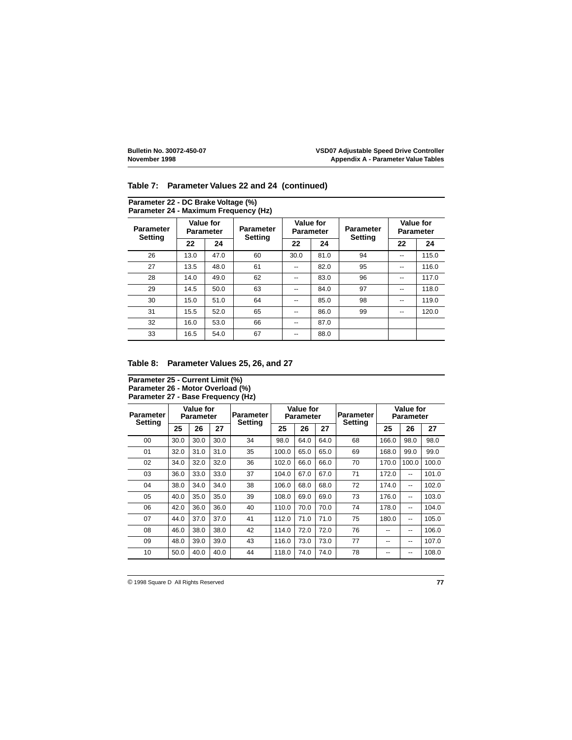## Table 7: Parameter Values 22 and 24 (continued)

**Parameter 22 - DC Brake Voltage (%)**
**Parameter 24 - Maximum Frequency (Hz)**

| Parameter Setting | Value for Parameter | | Parameter Setting | Value for Parameter | | Parameter Setting | Value for Parameter | |
|---|---|---|---|---|---|---|---|---|
| | 22 | 24 | | 22 | 24 | | 22 | 24 |
| 26 | 13.0 | 47.0 | 60 | 30.0 | 81.0 | 94 | -- | 115.0 |
| 27 | 13.5 | 48.0 | 61 | -- | 82.0 | 95 | -- | 116.0 |
| 28 | 14.0 | 49.0 | 62 | -- | 83.0 | 96 | -- | 117.0 |
| 29 | 14.5 | 50.0 | 63 | -- | 84.0 | 97 | -- | 118.0 |
| 30 | 15.0 | 51.0 | 64 | -- | 85.0 | 98 | -- | 119.0 |
| 31 | 15.5 | 52.0 | 65 | -- | 86.0 | 99 | -- | 120.0 |
| 32 | 16.0 | 53.0 | 66 | -- | 87.0 | | | |
| 33 | 16.5 | 54.0 | 67 | -- | 88.0 | | | |

## Table 8: Parameter Values 25, 26, and 27

**Parameter 25 - Current Limit (%)**
**Parameter 26 - Motor Overload (%)**
**Parameter 27 - Base Frequency (Hz)**

| Parameter Setting | Value for Parameter | | | Parameter Setting | Value for Parameter | | | Parameter Setting | Value for Parameter | | |
|---|---|---|---|---|---|---|---|---|---|---|---|
| | 25 | 26 | 27 | | 25 | 26 | 27 | | 25 | 26 | 27 |
| 00 | 30.0 | 30.0 | 30.0 | 34 | 98.0 | 64.0 | 64.0 | 68 | 166.0 | 98.0 | 98.0 |
| 01 | 32.0 | 31.0 | 31.0 | 35 | 100.0 | 65.0 | 65.0 | 69 | 168.0 | 99.0 | 99.0 |
| 02 | 34.0 | 32.0 | 32.0 | 36 | 102.0 | 66.0 | 66.0 | 70 | 170.0 | 100.0 | 100.0 |
| 03 | 36.0 | 33.0 | 33.0 | 37 | 104.0 | 67.0 | 67.0 | 71 | 172.0 | -- | 101.0 |
| 04 | 38.0 | 34.0 | 34.0 | 38 | 106.0 | 68.0 | 68.0 | 72 | 174.0 | -- | 102.0 |
| 05 | 40.0 | 35.0 | 35.0 | 39 | 108.0 | 69.0 | 69.0 | 73 | 176.0 | -- | 103.0 |
| 06 | 42.0 | 36.0 | 36.0 | 40 | 110.0 | 70.0 | 70.0 | 74 | 178.0 | -- | 104.0 |
| 07 | 44.0 | 37.0 | 37.0 | 41 | 112.0 | 71.0 | 71.0 | 75 | 180.0 | -- | 105.0 |
| 08 | 46.0 | 38.0 | 38.0 | 42 | 114.0 | 72.0 | 72.0 | 76 | -- | -- | 106.0 |
| 09 | 48.0 | 39.0 | 39.0 | 43 | 116.0 | 73.0 | 73.0 | 77 | -- | -- | 107.0 |
| 10 | 50.0 | 40.0 | 40.0 | 44 | 118.0 | 74.0 | 74.0 | 78 | -- | -- | 108.0 |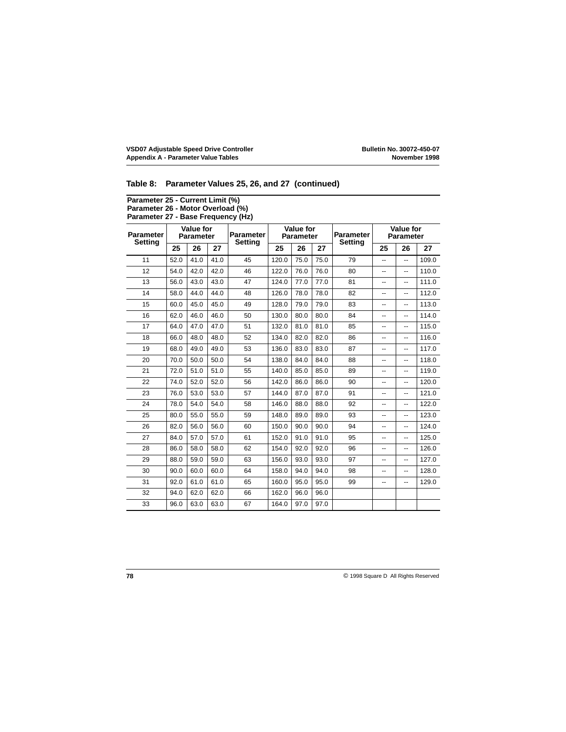## Table 8: Parameter Values 25, 26, and 27 (continued)

**Parameter 25 - Current Limit (%)**
**Parameter 26 - Motor Overload (%)**
**Parameter 27 - Base Frequency (Hz)**

| Parameter Setting | Value for Parameter | | | Parameter Setting | Value for Parameter | | | Parameter Setting | Value for Parameter | | |
|---|---|---|---|---|---|---|---|---|---|---|---|
| | 25 | 26 | 27 | | 25 | 26 | 27 | | 25 | 26 | 27 |
| 11 | 52.0 | 41.0 | 41.0 | 45 | 120.0 | 75.0 | 75.0 | 79 | -- | -- | 109.0 |
| 12 | 54.0 | 42.0 | 42.0 | 46 | 122.0 | 76.0 | 76.0 | 80 | -- | -- | 110.0 |
| 13 | 56.0 | 43.0 | 43.0 | 47 | 124.0 | 77.0 | 77.0 | 81 | -- | -- | 111.0 |
| 14 | 58.0 | 44.0 | 44.0 | 48 | 126.0 | 78.0 | 78.0 | 82 | -- | -- | 112.0 |
| 15 | 60.0 | 45.0 | 45.0 | 49 | 128.0 | 79.0 | 79.0 | 83 | -- | -- | 113.0 |
| 16 | 62.0 | 46.0 | 46.0 | 50 | 130.0 | 80.0 | 80.0 | 84 | -- | -- | 114.0 |
| 17 | 64.0 | 47.0 | 47.0 | 51 | 132.0 | 81.0 | 81.0 | 85 | -- | -- | 115.0 |
| 18 | 66.0 | 48.0 | 48.0 | 52 | 134.0 | 82.0 | 82.0 | 86 | -- | -- | 116.0 |
| 19 | 68.0 | 49.0 | 49.0 | 53 | 136.0 | 83.0 | 83.0 | 87 | -- | -- | 117.0 |
| 20 | 70.0 | 50.0 | 50.0 | 54 | 138.0 | 84.0 | 84.0 | 88 | -- | -- | 118.0 |
| 21 | 72.0 | 51.0 | 51.0 | 55 | 140.0 | 85.0 | 85.0 | 89 | -- | -- | 119.0 |
| 22 | 74.0 | 52.0 | 52.0 | 56 | 142.0 | 86.0 | 86.0 | 90 | -- | -- | 120.0 |
| 23 | 76.0 | 53.0 | 53.0 | 57 | 144.0 | 87.0 | 87.0 | 91 | -- | -- | 121.0 |
| 24 | 78.0 | 54.0 | 54.0 | 58 | 146.0 | 88.0 | 88.0 | 92 | -- | -- | 122.0 |
| 25 | 80.0 | 55.0 | 55.0 | 59 | 148.0 | 89.0 | 89.0 | 93 | -- | -- | 123.0 |
| 26 | 82.0 | 56.0 | 56.0 | 60 | 150.0 | 90.0 | 90.0 | 94 | -- | -- | 124.0 |
| 27 | 84.0 | 57.0 | 57.0 | 61 | 152.0 | 91.0 | 91.0 | 95 | -- | -- | 125.0 |
| 28 | 86.0 | 58.0 | 58.0 | 62 | 154.0 | 92.0 | 92.0 | 96 | -- | -- | 126.0 |
| 29 | 88.0 | 59.0 | 59.0 | 63 | 156.0 | 93.0 | 93.0 | 97 | -- | -- | 127.0 |
| 30 | 90.0 | 60.0 | 60.0 | 64 | 158.0 | 94.0 | 94.0 | 98 | -- | -- | 128.0 |
| 31 | 92.0 | 61.0 | 61.0 | 65 | 160.0 | 95.0 | 95.0 | 99 | -- | -- | 129.0 |
| 32 | 94.0 | 62.0 | 62.0 | 66 | 162.0 | 96.0 | 96.0 | | | | |
| 33 | 96.0 | 63.0 | 63.0 | 67 | 164.0 | 97.0 | 97.0 | | | | |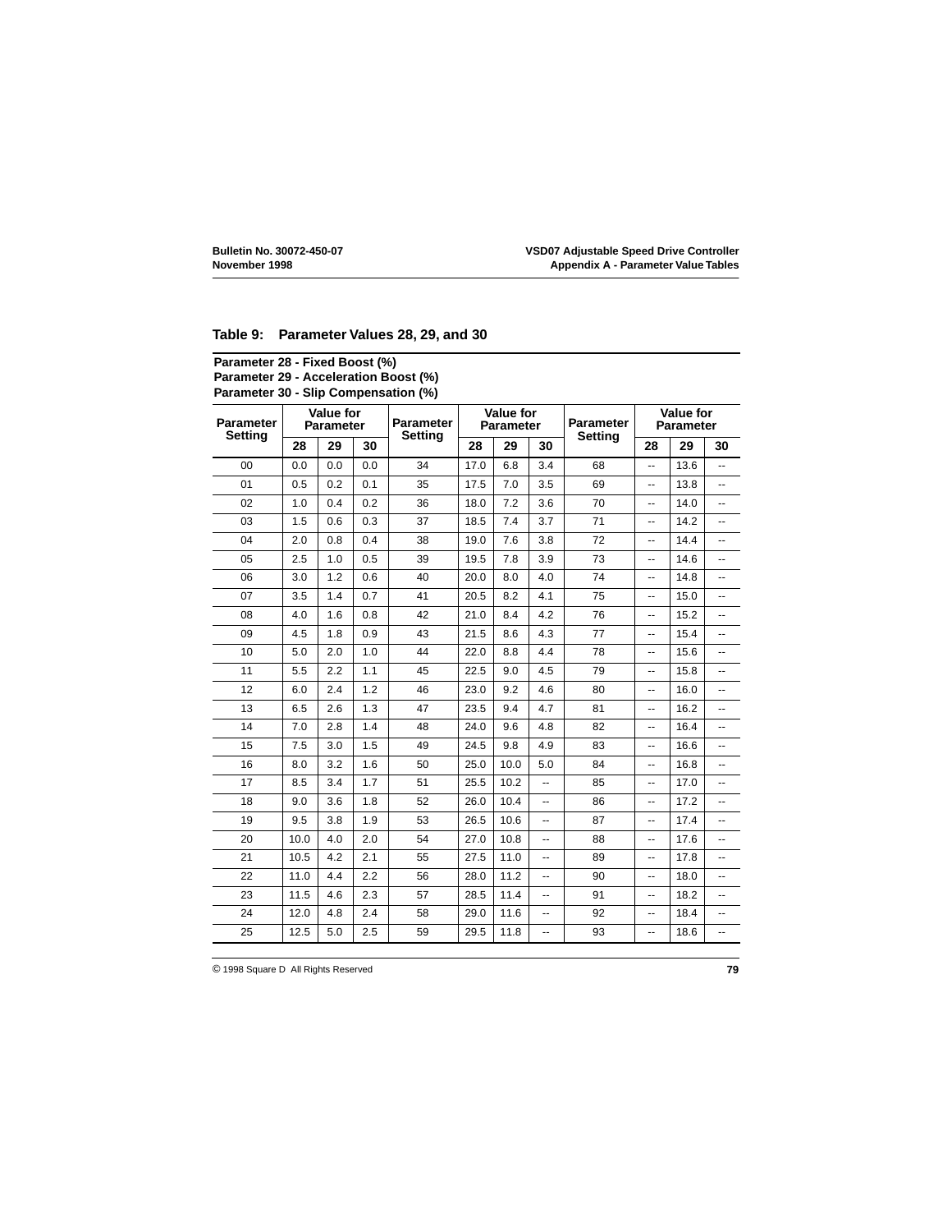## Table 9: Parameter Values 28, 29, and 30

**Parameter 28 - Fixed Boost (%)**
**Parameter 29 - Acceleration Boost (%)**
**Parameter 30 - Slip Compensation (%)**

| Parameter Setting | Value for Parameter | | | Parameter Setting | Value for Parameter | | | Parameter Setting | Value for Parameter | | |
|---|---|---|---|---|---|---|---|---|---|---|---|
| | 28 | 29 | 30 | | 28 | 29 | 30 | | 28 | 29 | 30 |
| 00 | 0.0 | 0.0 | 0.0 | 34 | 17.0 | 6.8 | 3.4 | 68 | -- | 13.6 | -- |
| 01 | 0.5 | 0.2 | 0.1 | 35 | 17.5 | 7.0 | 3.5 | 69 | -- | 13.8 | -- |
| 02 | 1.0 | 0.4 | 0.2 | 36 | 18.0 | 7.2 | 3.6 | 70 | -- | 14.0 | -- |
| 03 | 1.5 | 0.6 | 0.3 | 37 | 18.5 | 7.4 | 3.7 | 71 | -- | 14.2 | -- |
| 04 | 2.0 | 0.8 | 0.4 | 38 | 19.0 | 7.6 | 3.8 | 72 | -- | 14.4 | -- |
| 05 | 2.5 | 1.0 | 0.5 | 39 | 19.5 | 7.8 | 3.9 | 73 | -- | 14.6 | -- |
| 06 | 3.0 | 1.2 | 0.6 | 40 | 20.0 | 8.0 | 4.0 | 74 | -- | 14.8 | -- |
| 07 | 3.5 | 1.4 | 0.7 | 41 | 20.5 | 8.2 | 4.1 | 75 | -- | 15.0 | -- |
| 08 | 4.0 | 1.6 | 0.8 | 42 | 21.0 | 8.4 | 4.2 | 76 | -- | 15.2 | -- |
| 09 | 4.5 | 1.8 | 0.9 | 43 | 21.5 | 8.6 | 4.3 | 77 | -- | 15.4 | -- |
| 10 | 5.0 | 2.0 | 1.0 | 44 | 22.0 | 8.8 | 4.4 | 78 | -- | 15.6 | -- |
| 11 | 5.5 | 2.2 | 1.1 | 45 | 22.5 | 9.0 | 4.5 | 79 | -- | 15.8 | -- |
| 12 | 6.0 | 2.4 | 1.2 | 46 | 23.0 | 9.2 | 4.6 | 80 | -- | 16.0 | -- |
| 13 | 6.5 | 2.6 | 1.3 | 47 | 23.5 | 9.4 | 4.7 | 81 | -- | 16.2 | -- |
| 14 | 7.0 | 2.8 | 1.4 | 48 | 24.0 | 9.6 | 4.8 | 82 | -- | 16.4 | -- |
| 15 | 7.5 | 3.0 | 1.5 | 49 | 24.5 | 9.8 | 4.9 | 83 | -- | 16.6 | -- |
| 16 | 8.0 | 3.2 | 1.6 | 50 | 25.0 | 10.0 | 5.0 | 84 | -- | 16.8 | -- |
| 17 | 8.5 | 3.4 | 1.7 | 51 | 25.5 | 10.2 | -- | 85 | -- | 17.0 | -- |
| 18 | 9.0 | 3.6 | 1.8 | 52 | 26.0 | 10.4 | -- | 86 | -- | 17.2 | -- |
| 19 | 9.5 | 3.8 | 1.9 | 53 | 26.5 | 10.6 | -- | 87 | -- | 17.4 | -- |
| 20 | 10.0 | 4.0 | 2.0 | 54 | 27.0 | 10.8 | -- | 88 | -- | 17.6 | -- |
| 21 | 10.5 | 4.2 | 2.1 | 55 | 27.5 | 11.0 | -- | 89 | -- | 17.8 | -- |
| 22 | 11.0 | 4.4 | 2.2 | 56 | 28.0 | 11.2 | -- | 90 | -- | 18.0 | -- |
| 23 | 11.5 | 4.6 | 2.3 | 57 | 28.5 | 11.4 | -- | 91 | -- | 18.2 | -- |
| 24 | 12.0 | 4.8 | 2.4 | 58 | 29.0 | 11.6 | -- | 92 | -- | 18.4 | -- |
| 25 | 12.5 | 5.0 | 2.5 | 59 | 29.5 | 11.8 | -- | 93 | -- | 18.6 | -- |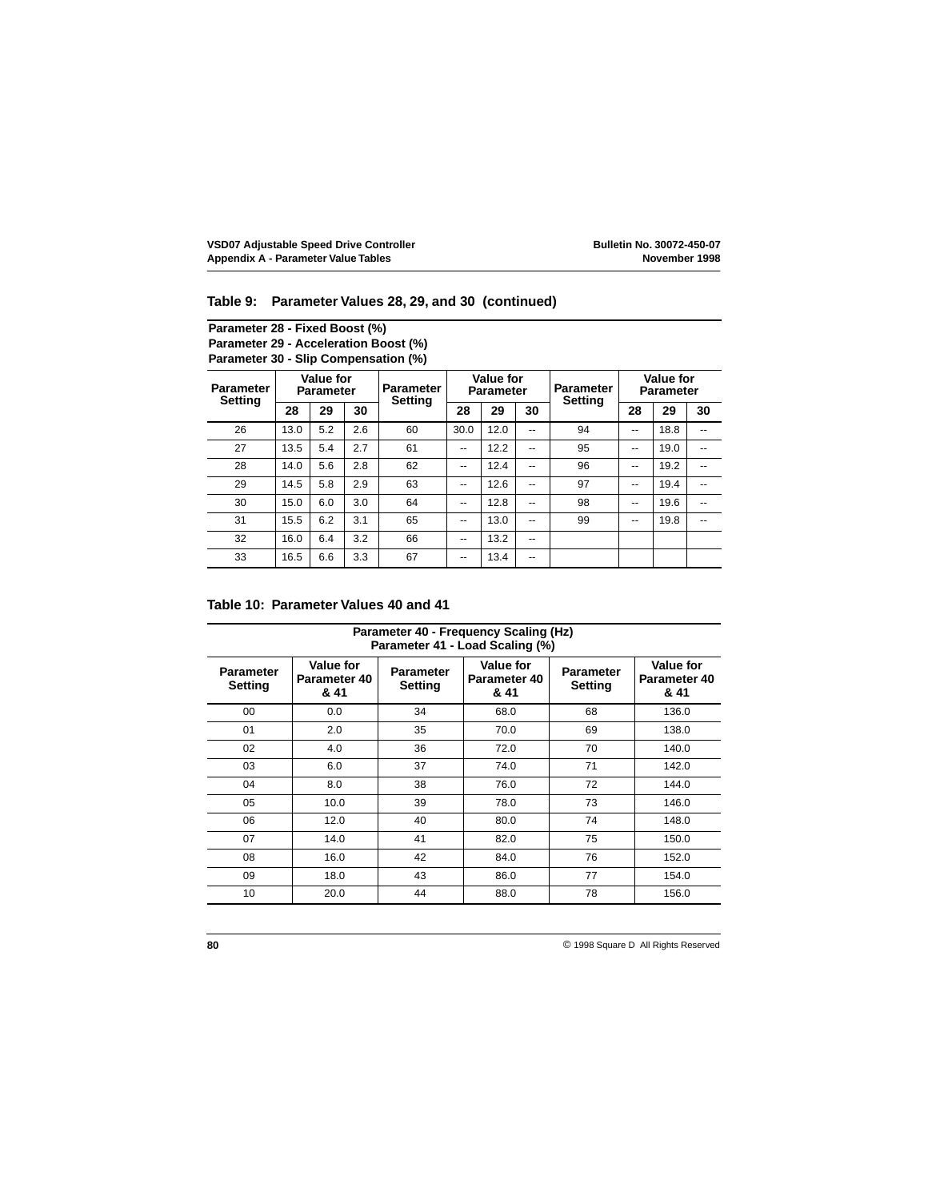### Table 9: Parameter Values 28, 29, and 30 (continued)

**Parameter 28 - Fixed Boost (%)**
**Parameter 29 - Acceleration Boost (%)**
**Parameter 30 - Slip Compensation (%)**

| Parameter Setting | Value for Parameter | | | Parameter Setting | Value for Parameter | | | Parameter Setting | Value for Parameter | | |
|---|---|---|---|---|---|---|---|---|---|---|---|
| | 28 | 29 | 30 | | 28 | 29 | 30 | | 28 | 29 | 30 |
| 26 | 13.0 | 5.2 | 2.6 | 60 | 30.0 | 12.0 | -- | 94 | -- | 18.8 | -- |
| 27 | 13.5 | 5.4 | 2.7 | 61 | -- | 12.2 | -- | 95 | -- | 19.0 | -- |
| 28 | 14.0 | 5.6 | 2.8 | 62 | -- | 12.4 | -- | 96 | -- | 19.2 | -- |
| 29 | 14.5 | 5.8 | 2.9 | 63 | -- | 12.6 | -- | 97 | -- | 19.4 | -- |
| 30 | 15.0 | 6.0 | 3.0 | 64 | -- | 12.8 | -- | 98 | -- | 19.6 | -- |
| 31 | 15.5 | 6.2 | 3.1 | 65 | -- | 13.0 | -- | 99 | -- | 19.8 | -- |
| 32 | 16.0 | 6.4 | 3.2 | 66 | -- | 13.2 | -- | | | | |
| 33 | 16.5 | 6.6 | 3.3 | 67 | -- | 13.4 | -- | | | | |

### Table 10: Parameter Values 40 and 41

**Parameter 40 - Frequency Scaling (Hz)**
**Parameter 41 - Load Scaling (%)**

| Parameter Setting | Value for Parameter 40 & 41 | Parameter Setting | Value for Parameter 40 & 41 | Parameter Setting | Value for Parameter 40 & 41 |
|---|---|---|---|---|---|
| 00 | 0.0 | 34 | 68.0 | 68 | 136.0 |
| 01 | 2.0 | 35 | 70.0 | 69 | 138.0 |
| 02 | 4.0 | 36 | 72.0 | 70 | 140.0 |
| 03 | 6.0 | 37 | 74.0 | 71 | 142.0 |
| 04 | 8.0 | 38 | 76.0 | 72 | 144.0 |
| 05 | 10.0 | 39 | 78.0 | 73 | 146.0 |
| 06 | 12.0 | 40 | 80.0 | 74 | 148.0 |
| 07 | 14.0 | 41 | 82.0 | 75 | 150.0 |
| 08 | 16.0 | 42 | 84.0 | 76 | 152.0 |
| 09 | 18.0 | 43 | 86.0 | 77 | 154.0 |
| 10 | 20.0 | 44 | 88.0 | 78 | 156.0 |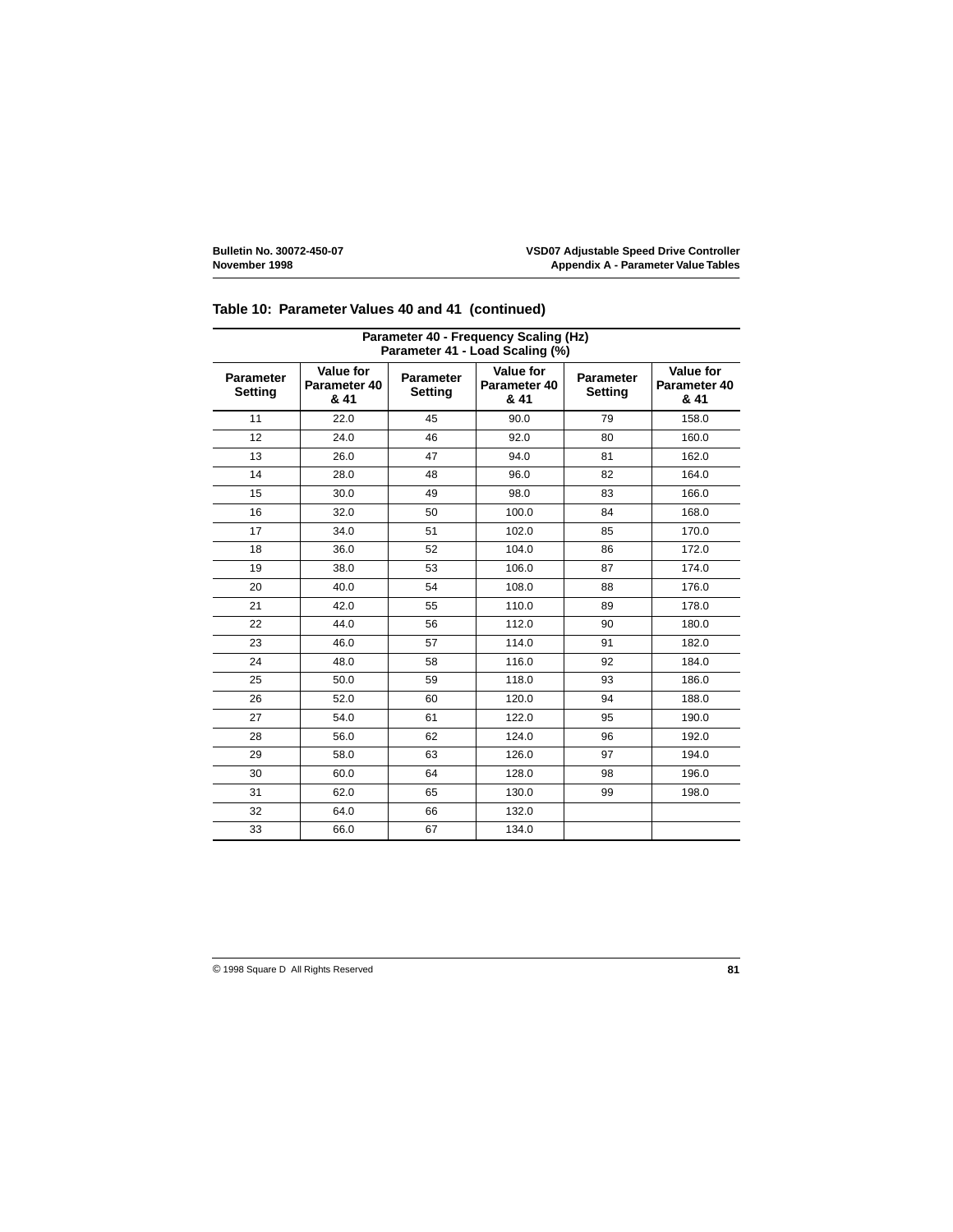## Table 10: Parameter Values 40 and 41 (continued)

| Parameter 40 - Frequency Scaling (Hz) Parameter 41 - Load Scaling (%) | | | | | |
|---|---|---|---|---|---|
| Parameter Setting | Value for Parameter 40 & 41 | Parameter Setting | Value for Parameter 40 & 41 | Parameter Setting | Value for Parameter 40 & 41 |
| 11 | 22.0 | 45 | 90.0 | 79 | 158.0 |
| 12 | 24.0 | 46 | 92.0 | 80 | 160.0 |
| 13 | 26.0 | 47 | 94.0 | 81 | 162.0 |
| 14 | 28.0 | 48 | 96.0 | 82 | 164.0 |
| 15 | 30.0 | 49 | 98.0 | 83 | 166.0 |
| 16 | 32.0 | 50 | 100.0 | 84 | 168.0 |
| 17 | 34.0 | 51 | 102.0 | 85 | 170.0 |
| 18 | 36.0 | 52 | 104.0 | 86 | 172.0 |
| 19 | 38.0 | 53 | 106.0 | 87 | 174.0 |
| 20 | 40.0 | 54 | 108.0 | 88 | 176.0 |
| 21 | 42.0 | 55 | 110.0 | 89 | 178.0 |
| 22 | 44.0 | 56 | 112.0 | 90 | 180.0 |
| 23 | 46.0 | 57 | 114.0 | 91 | 182.0 |
| 24 | 48.0 | 58 | 116.0 | 92 | 184.0 |
| 25 | 50.0 | 59 | 118.0 | 93 | 186.0 |
| 26 | 52.0 | 60 | 120.0 | 94 | 188.0 |
| 27 | 54.0 | 61 | 122.0 | 95 | 190.0 |
| 28 | 56.0 | 62 | 124.0 | 96 | 192.0 |
| 29 | 58.0 | 63 | 126.0 | 97 | 194.0 |
| 30 | 60.0 | 64 | 128.0 | 98 | 196.0 |
| 31 | 62.0 | 65 | 130.0 | 99 | 198.0 |
| 32 | 64.0 | 66 | 132.0 | | |
| 33 | 66.0 | 67 | 134.0 | | |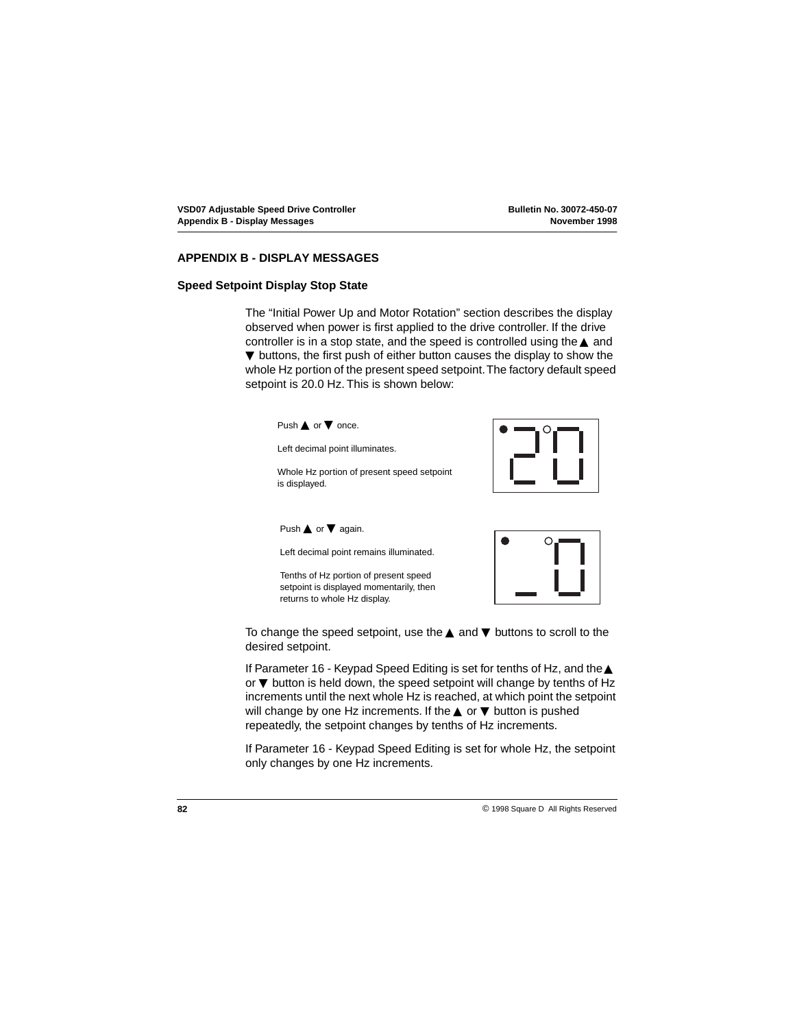## APPENDIX B - DISPLAY MESSAGES

### Speed Setpoint Display Stop State

The “Initial Power Up and Motor Rotation” section describes the display observed when power is first applied to the drive controller. If the drive controller is in a stop state, and the speed is controlled using the ▲ and ▼ buttons, the first push of either button causes the display to show the whole Hz portion of the present speed setpoint. The factory default speed setpoint is 20.0 Hz. This is shown below:

Push ▲ or ▼ once.

Left decimal point illuminates.

Whole Hz portion of present speed setpoint is displayed.

Push ▲ or ▼ again.

Left decimal point remains illuminated.

Tenths of Hz portion of present speed setpoint is displayed momentarily, then returns to whole Hz display.

To change the speed setpoint, use the ▲ and ▼ buttons to scroll to the desired setpoint.

If Parameter 16 - Keypad Speed Editing is set for tenths of Hz, and the ▲ or ▼ button is held down, the speed setpoint will change by tenths of Hz increments until the next whole Hz is reached, at which point the setpoint will change by one Hz increments. If the ▲ or ▼ button is pushed repeatedly, the setpoint changes by tenths of Hz increments.

If Parameter 16 - Keypad Speed Editing is set for whole Hz, the setpoint only changes by one Hz increments.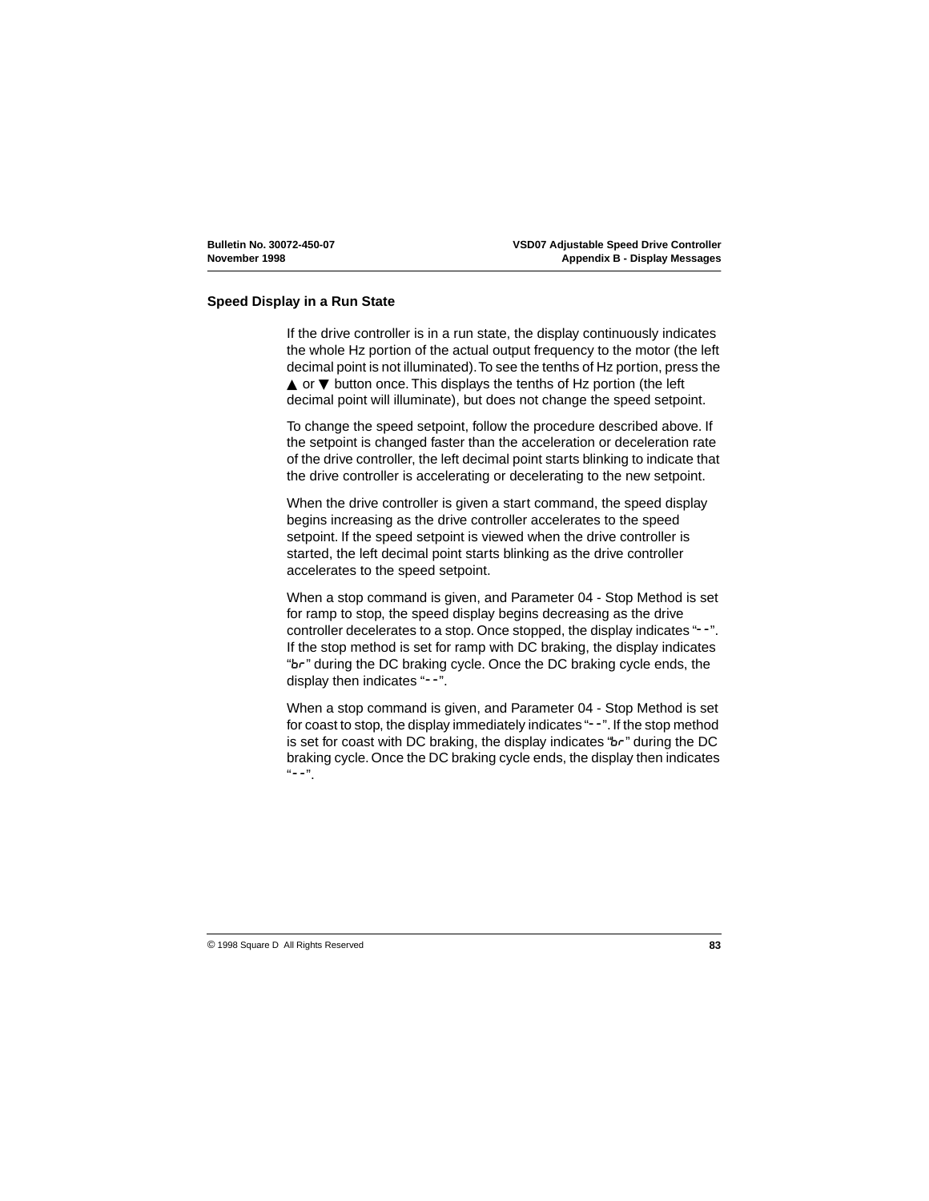## Speed Display in a Run State

If the drive controller is in a run state, the display continuously indicates the whole Hz portion of the actual output frequency to the motor (the left decimal point is not illuminated). To see the tenths of Hz portion, press the ▲ or ▼ button once. This displays the tenths of Hz portion (the left decimal point will illuminate), but does not change the speed setpoint.

To change the speed setpoint, follow the procedure described above. If the setpoint is changed faster than the acceleration or deceleration rate of the drive controller, the left decimal point starts blinking to indicate that the drive controller is accelerating or decelerating to the new setpoint.

When the drive controller is given a start command, the speed display begins increasing as the drive controller accelerates to the speed setpoint. If the speed setpoint is viewed when the drive controller is started, the left decimal point starts blinking as the drive controller accelerates to the speed setpoint.

When a stop command is given, and Parameter 04 - Stop Method is set for ramp to stop, the speed display begins decreasing as the drive controller decelerates to a stop. Once stopped, the display indicates "--". If the stop method is set for ramp with DC braking, the display indicates "br" during the DC braking cycle. Once the DC braking cycle ends, the display then indicates "--".

When a stop command is given, and Parameter 04 - Stop Method is set for coast to stop, the display immediately indicates "--". If the stop method is set for coast with DC braking, the display indicates "br" during the DC braking cycle. Once the DC braking cycle ends, the display then indicates "--".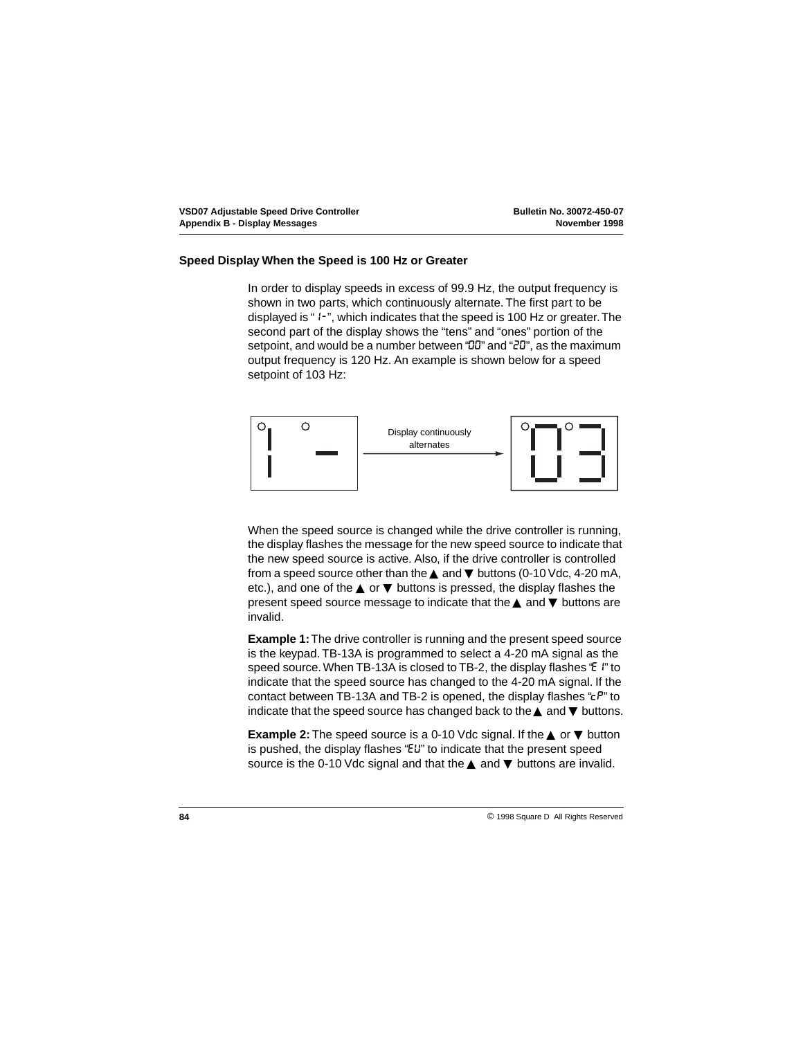## Speed Display When the Speed is 100 Hz or Greater

In order to display speeds in excess of 99.9 Hz, the output frequency is shown in two parts, which continuously alternate. The first part to be displayed is " 1-", which indicates that the speed is 100 Hz or greater. The second part of the display shows the "tens" and "ones" portion of the setpoint, and would be a number between "00" and "20", as the maximum output frequency is 120 Hz. An example is shown below for a speed setpoint of 103 Hz:

Display continuously alternates

When the speed source is changed while the drive controller is running, the display flashes the message for the new speed source to indicate that the new speed source is active. Also, if the drive controller is controlled from a speed source other than the ▲ and ▼ buttons (0-10 Vdc, 4-20 mA, etc.), and one of the ▲ or ▼ buttons is pressed, the display flashes the present speed source message to indicate that the ▲ and ▼ buttons are invalid.

**Example 1:** The drive controller is running and the present speed source is the keypad. TB-13A is programmed to select a 4-20 mA signal as the speed source. When TB-13A is closed to TB-2, the display flashes "E I" to indicate that the speed source has changed to the 4-20 mA signal. If the contact between TB-13A and TB-2 is opened, the display flashes "cP" to indicate that the speed source has changed back to the ▲ and ▼ buttons.

**Example 2:** The speed source is a 0-10 Vdc signal. If the ▲ or ▼ button is pushed, the display flashes "EU" to indicate that the present speed source is the 0-10 Vdc signal and that the ▲ and ▼ buttons are invalid.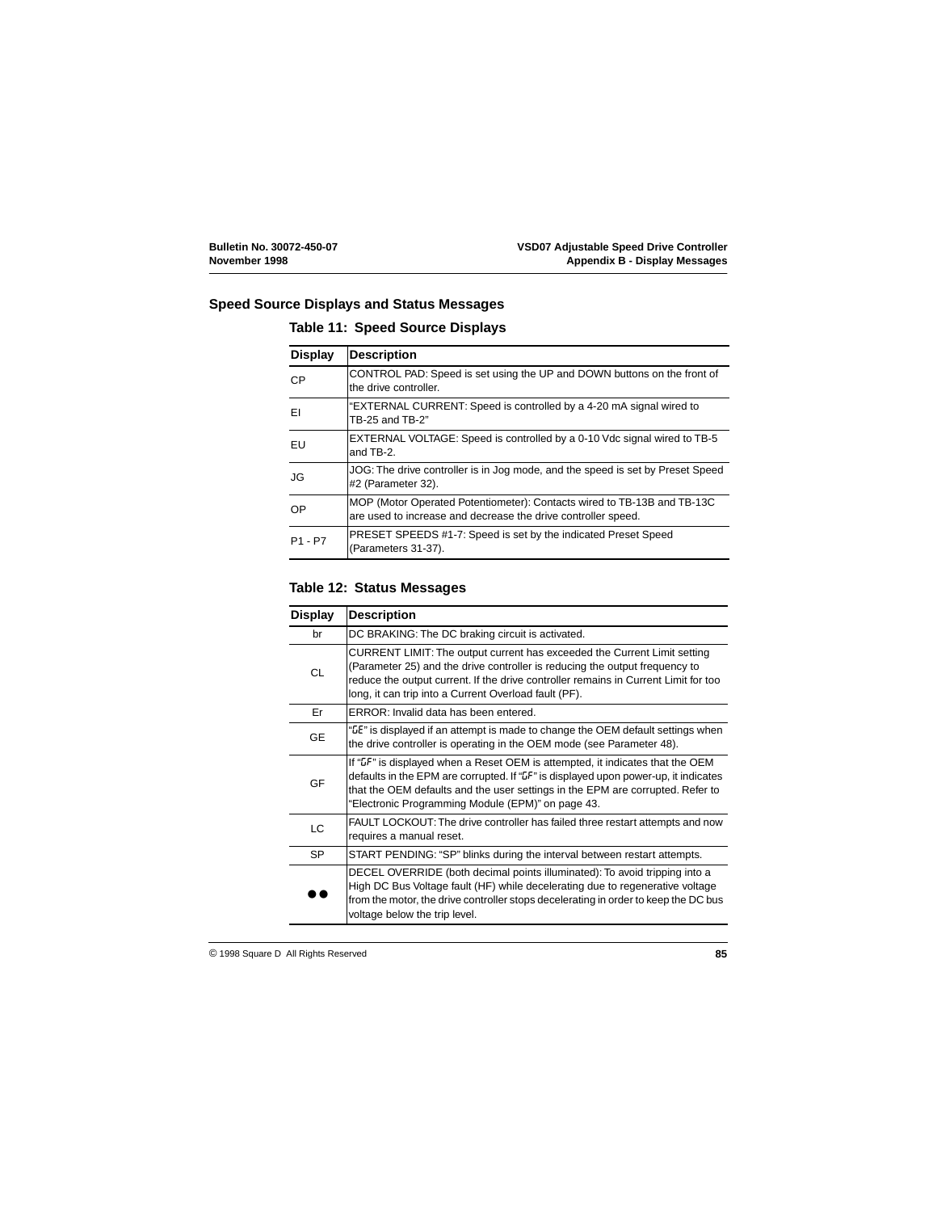## Speed Source Displays and Status Messages

### Table 11: Speed Source Displays

| Display | Description |
|---|---|
| CP | CONTROL PAD: Speed is set using the UP and DOWN buttons on the front of the drive controller. |
| EI | "EXTERNAL CURRENT: Speed is controlled by a 4-20 mA signal wired to TB-25 and TB-2" |
| EU | EXTERNAL VOLTAGE: Speed is controlled by a 0-10 Vdc signal wired to TB-5 and TB-2. |
| JG | JOG: The drive controller is in Jog mode, and the speed is set by Preset Speed #2 (Parameter 32). |
| OP | MOP (Motor Operated Potentiometer): Contacts wired to TB-13B and TB-13C are used to increase and decrease the drive controller speed. |
| P1 - P7 | PRESET SPEEDS #1-7: Speed is set by the indicated Preset Speed (Parameters 31-37). |

### Table 12: Status Messages

| Display | Description |
|---|---|
| br | DC BRAKING: The DC braking circuit is activated. |
| CL | CURRENT LIMIT: The output current has exceeded the Current Limit setting (Parameter 25) and the drive controller is reducing the output frequency to reduce the output current. If the drive controller remains in Current Limit for too long, it can trip into a Current Overload fault (PF). |
| Er | ERROR: Invalid data has been entered. |
| GE | "GE" is displayed if an attempt is made to change the OEM default settings when the drive controller is operating in the OEM mode (see Parameter 48). |
| GF | If "GF" is displayed when a Reset OEM is attempted, it indicates that the OEM defaults in the EPM are corrupted. If "GF" is displayed upon power-up, it indicates that the OEM defaults and the user settings in the EPM are corrupted. Refer to "Electronic Programming Module (EPM)" on page 43. |
| LC | FAULT LOCKOUT: The drive controller has failed three restart attempts and now requires a manual reset. |
| SP | START PENDING: "SP" blinks during the interval between restart attempts. |
| ●● | DECEL OVERRIDE (both decimal points illuminated): To avoid tripping into a High DC Bus Voltage fault (HF) while decelerating due to regenerative voltage from the motor, the drive controller stops decelerating in order to keep the DC bus voltage below the trip level. |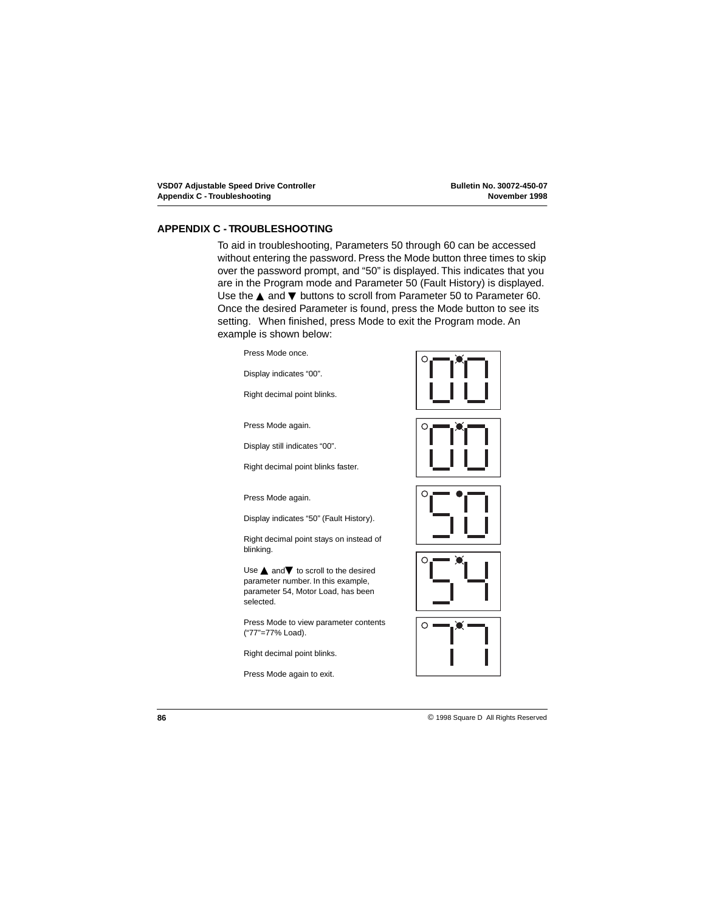## APPENDIX C - TROUBLESHOOTING

To aid in troubleshooting, Parameters 50 through 60 can be accessed without entering the password. Press the Mode button three times to skip over the password prompt, and "50" is displayed. This indicates that you are in the Program mode and Parameter 50 (Fault History) is displayed. Use the ▲ and ▼ buttons to scroll from Parameter 50 to Parameter 60. Once the desired Parameter is found, press the Mode button to see its setting. When finished, press Mode to exit the Program mode. An example is shown below:

Press Mode once.

Display indicates "00".

Right decimal point blinks.

Press Mode again.

Display still indicates "00".

Right decimal point blinks faster.

Press Mode again.

Display indicates "50" (Fault History).

Right decimal point stays on instead of blinking.

Use ▲ and ▼ to scroll to the desired parameter number. In this example, parameter 54, Motor Load, has been selected.

Press Mode to view parameter contents ("77"=77% Load).

Right decimal point blinks.

Press Mode again to exit.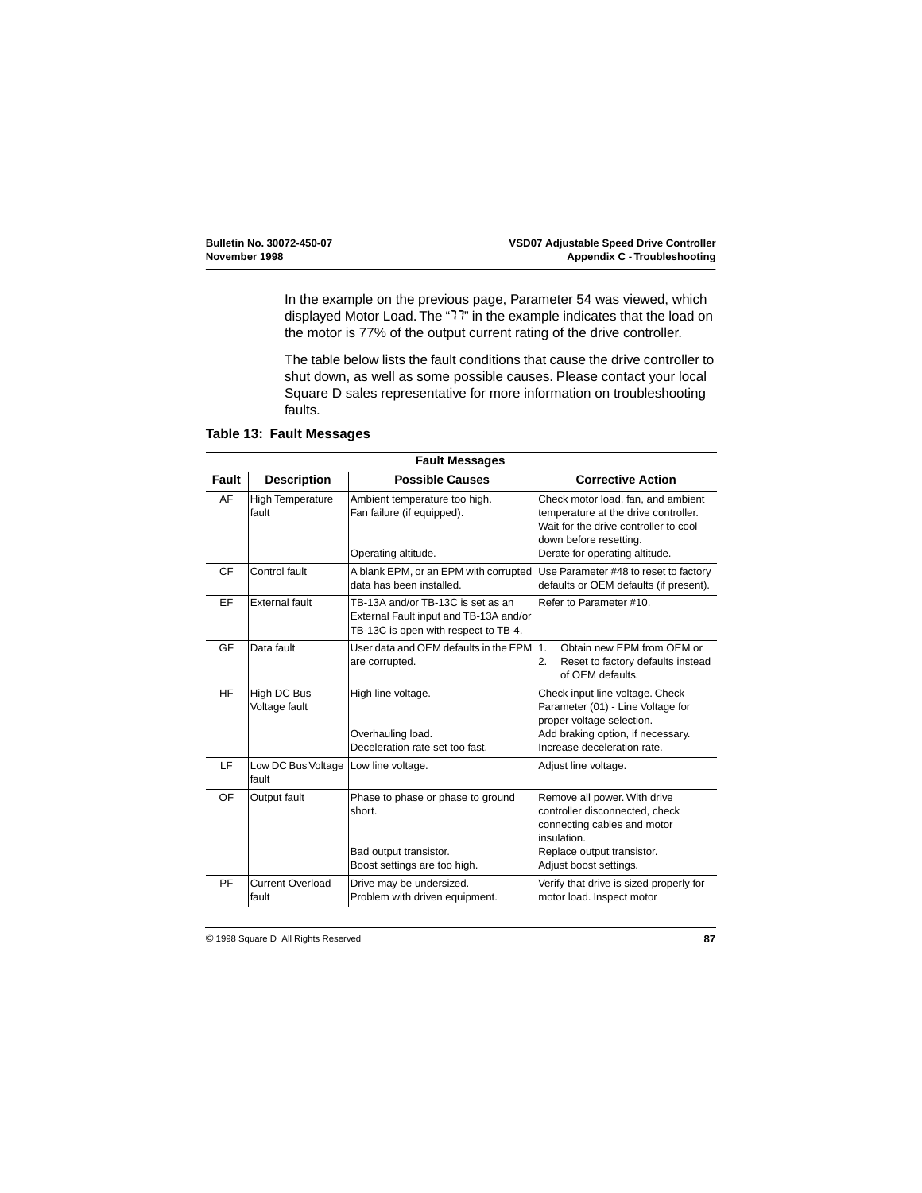In the example on the previous page, Parameter 54 was viewed, which displayed Motor Load. The "77" in the example indicates that the load on the motor is 77% of the output current rating of the drive controller.

The table below lists the fault conditions that cause the drive controller to shut down, as well as some possible causes. Please contact your local Square D sales representative for more information on troubleshooting faults.

**Table 13: Fault Messages**

| Fault Messages | | | |
|---|---|---|---|
| **Fault** | **Description** | **Possible Causes** | **Corrective Action** |
| AF | High Temperature fault | Ambient temperature too high.<br>Fan failure (if equipped).<br><br>Operating altitude. | Check motor load, fan, and ambient temperature at the drive controller. Wait for the drive controller to cool down before resetting.<br>Derate for operating altitude. |
| CF | Control fault | A blank EPM, or an EPM with corrupted data has been installed. | Use Parameter #48 to reset to factory defaults or OEM defaults (if present). |
| EF | External fault | TB-13A and/or TB-13C is set as an External Fault input and TB-13A and/or TB-13C is open with respect to TB-4. | Refer to Parameter #10. |
| GF | Data fault | User data and OEM defaults in the EPM are corrupted. | 1. Obtain new EPM from OEM or<br>2. Reset to factory defaults instead of OEM defaults. |
| HF | High DC Bus Voltage fault | High line voltage.<br><br>Overhauling load.<br>Deceleration rate set too fast. | Check input line voltage. Check Parameter (01) - Line Voltage for proper voltage selection.<br>Add braking option, if necessary.<br>Increase deceleration rate. |
| LF | Low DC Bus Voltage fault | Low line voltage. | Adjust line voltage. |
| OF | Output fault | Phase to phase or phase to ground short.<br><br>Bad output transistor.<br>Boost settings are too high. | Remove all power. With drive controller disconnected, check connecting cables and motor insulation.<br>Replace output transistor.<br>Adjust boost settings. |
| PF | Current Overload fault | Drive may be undersized.<br>Problem with driven equipment. | Verify that drive is sized properly for motor load. Inspect motor |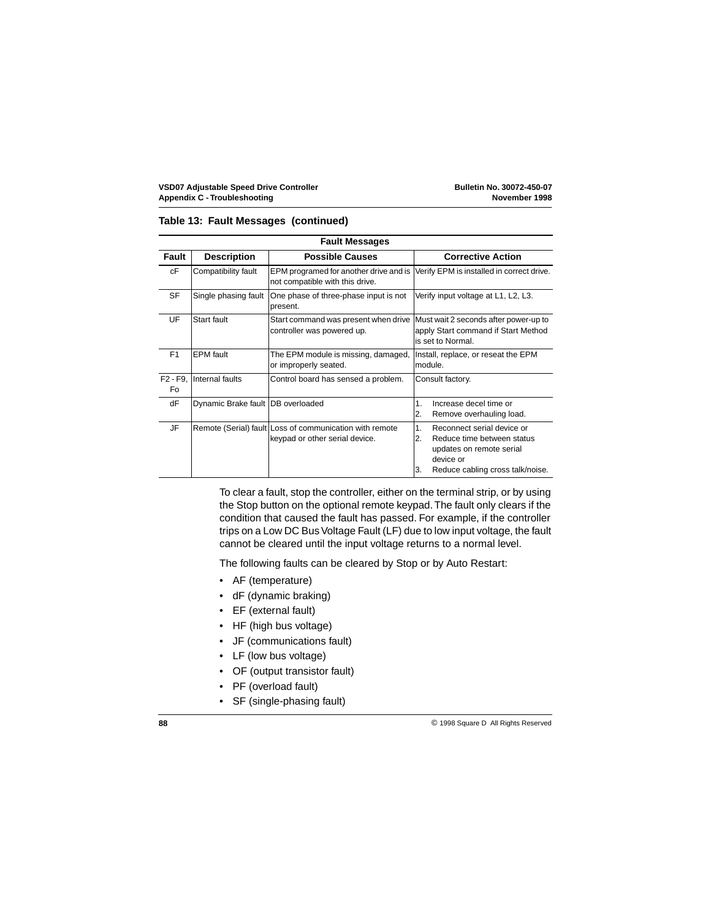### Table 13: Fault Messages (continued)

| Fault Messages | | | |
|---|---|---|---|
| **Fault** | **Description** | **Possible Causes** | **Corrective Action** |
| cF | Compatibility fault | EPM programed for another drive and is not compatible with this drive. | Verify EPM is installed in correct drive. |
| SF | Single phasing fault | One phase of three-phase input is not present. | Verify input voltage at L1, L2, L3. |
| UF | Start fault | Start command was present when drive controller was powered up. | Must wait 2 seconds after power-up to apply Start command if Start Method is set to Normal. |
| F1 | EPM fault | The EPM module is missing, damaged, or improperly seated. | Install, replace, or reseat the EPM module. |
| F2 - F9, Fo | Internal faults | Control board has sensed a problem. | Consult factory. |
| dF | Dynamic Brake fault | DB overloaded | 1. Increase decel time or<br>2. Remove overhauling load. |
| JF | Remote (Serial) fault | Loss of communication with remote keypad or other serial device. | 1. Reconnect serial device or<br>2. Reduce time between status updates on remote serial device or<br>3. Reduce cabling cross talk/noise. |

To clear a fault, stop the controller, either on the terminal strip, or by using the Stop button on the optional remote keypad. The fault only clears if the condition that caused the fault has passed. For example, if the controller trips on a Low DC Bus Voltage Fault (LF) due to low input voltage, the fault cannot be cleared until the input voltage returns to a normal level.

The following faults can be cleared by Stop or by Auto Restart:

- AF (temperature)
- dF (dynamic braking)
- EF (external fault)
- HF (high bus voltage)
- JF (communications fault)
- LF (low bus voltage)
- OF (output transistor fault)
- PF (overload fault)
- SF (single-phasing fault)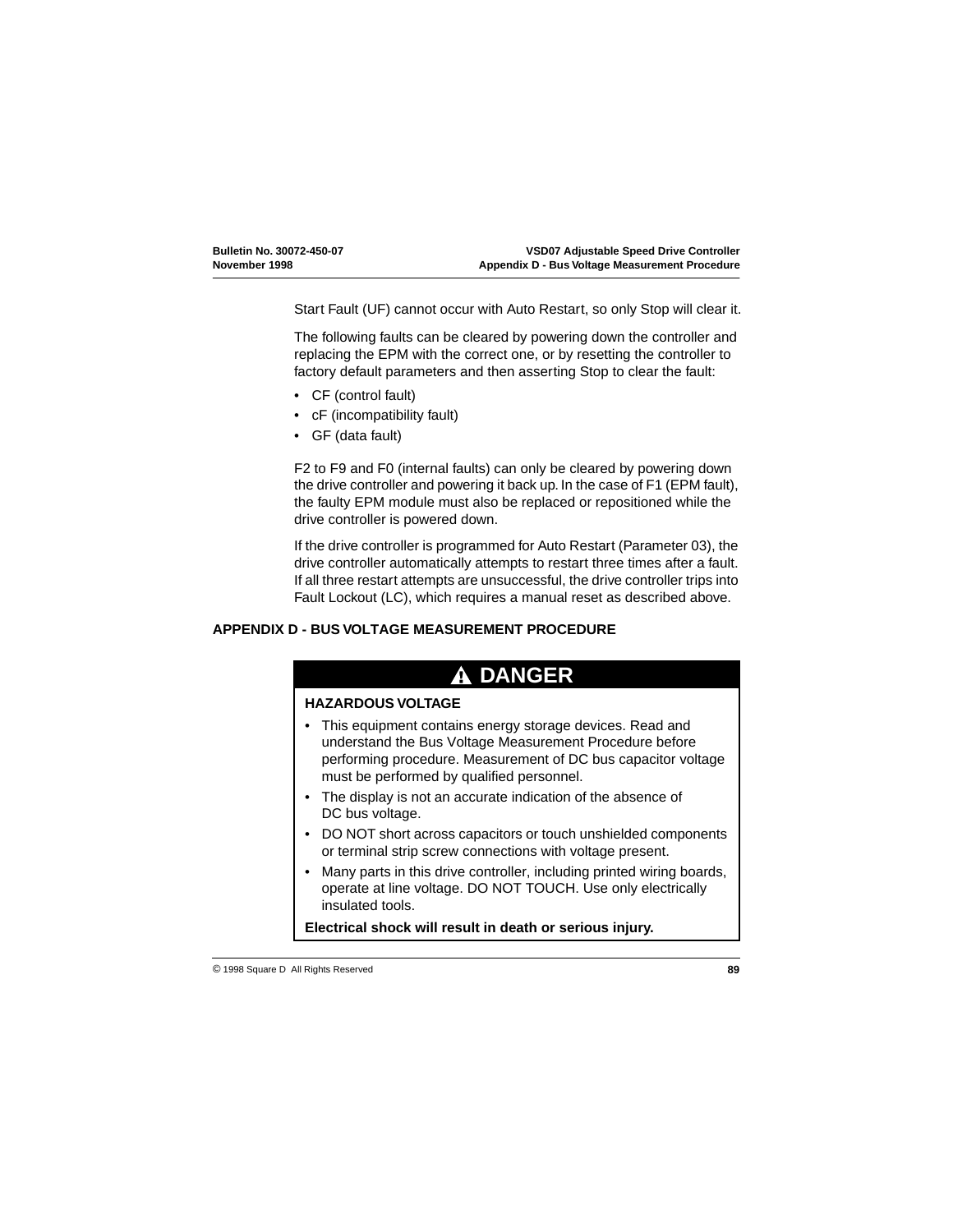Start Fault (UF) cannot occur with Auto Restart, so only Stop will clear it.

The following faults can be cleared by powering down the controller and replacing the EPM with the correct one, or by resetting the controller to factory default parameters and then asserting Stop to clear the fault:

- CF (control fault)
- cF (incompatibility fault)
- GF (data fault)

F2 to F9 and F0 (internal faults) can only be cleared by powering down the drive controller and powering it back up. In the case of F1 (EPM fault), the faulty EPM module must also be replaced or repositioned while the drive controller is powered down.

If the drive controller is programmed for Auto Restart (Parameter 03), the drive controller automatically attempts to restart three times after a fault. If all three restart attempts are unsuccessful, the drive controller trips into Fault Lockout (LC), which requires a manual reset as described above.

## APPENDIX D - BUS VOLTAGE MEASUREMENT PROCEDURE

**⚠ DANGER**

**HAZARDOUS VOLTAGE**

- This equipment contains energy storage devices. Read and understand the Bus Voltage Measurement Procedure before performing procedure. Measurement of DC bus capacitor voltage must be performed by qualified personnel.
- The display is not an accurate indication of the absence of DC bus voltage.
- DO NOT short across capacitors or touch unshielded components or terminal strip screw connections with voltage present.
- Many parts in this drive controller, including printed wiring boards, operate at line voltage. DO NOT TOUCH. Use only electrically insulated tools.

**Electrical shock will result in death or serious injury.**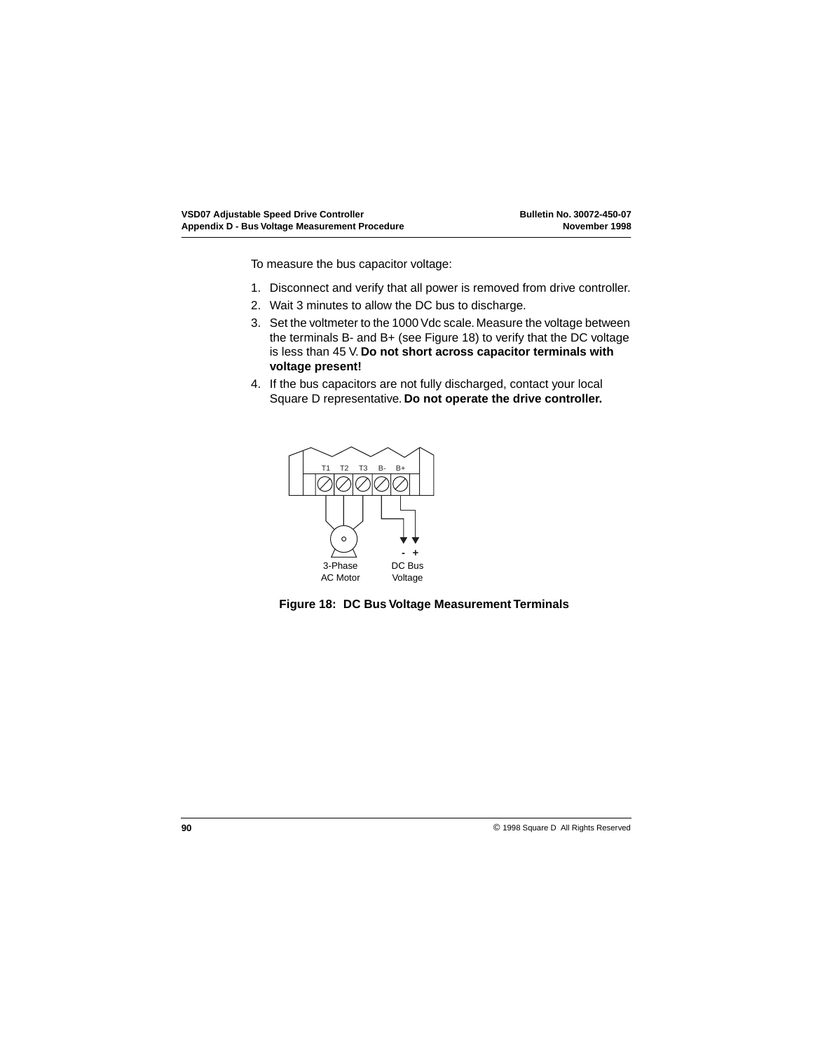To measure the bus capacitor voltage:

1. Disconnect and verify that all power is removed from drive controller.
2. Wait 3 minutes to allow the DC bus to discharge.
3. Set the voltmeter to the 1000 Vdc scale. Measure the voltage between the terminals B- and B+ (see Figure 18) to verify that the DC voltage is less than 45 V. **Do not short across capacitor terminals with voltage present!**
4. If the bus capacitors are not fully discharged, contact your local Square D representative. **Do not operate the drive controller.**

T1 T2 T3 B- B+

3-Phase AC Motor

- +
DC Bus Voltage

**Figure 18: DC Bus Voltage Measurement Terminals**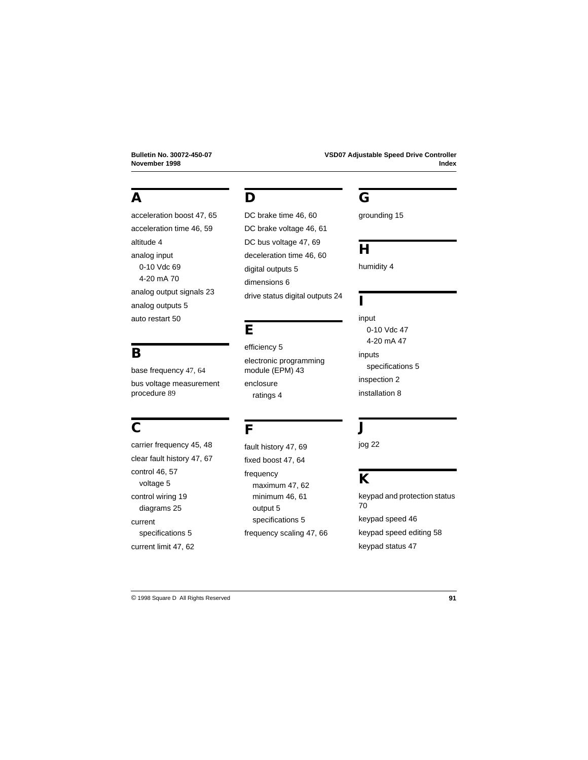## A

acceleration boost 47, 65

acceleration time 46, 59

altitude 4

analog input
- 0-10 Vdc 69
- 4-20 mA 70

analog output signals 23

analog outputs 5

auto restart 50

## B

base frequency 47, 64

bus voltage measurement procedure 89

## C

carrier frequency 45, 48

clear fault history 47, 67

control 46, 57
- voltage 5

control wiring 19
- diagrams 25

current
- specifications 5

current limit 47, 62

## D

DC brake time 46, 60

DC brake voltage 46, 61

DC bus voltage 47, 69

deceleration time 46, 60

digital outputs 5

dimensions 6

drive status digital outputs 24

## E

efficiency 5

electronic programming module (EPM) 43

enclosure
- ratings 4

## F

fault history 47, 69

fixed boost 47, 64

frequency
- maximum 47, 62
- minimum 46, 61
- output 5
- specifications 5

frequency scaling 47, 66

## G

grounding 15

## H

humidity 4

## I

input
- 0-10 Vdc 47
- 4-20 mA 47

inputs
- specifications 5

inspection 2

installation 8

## J

jog 22

## K

keypad and protection status 70

keypad speed 46

keypad speed editing 58

keypad status 47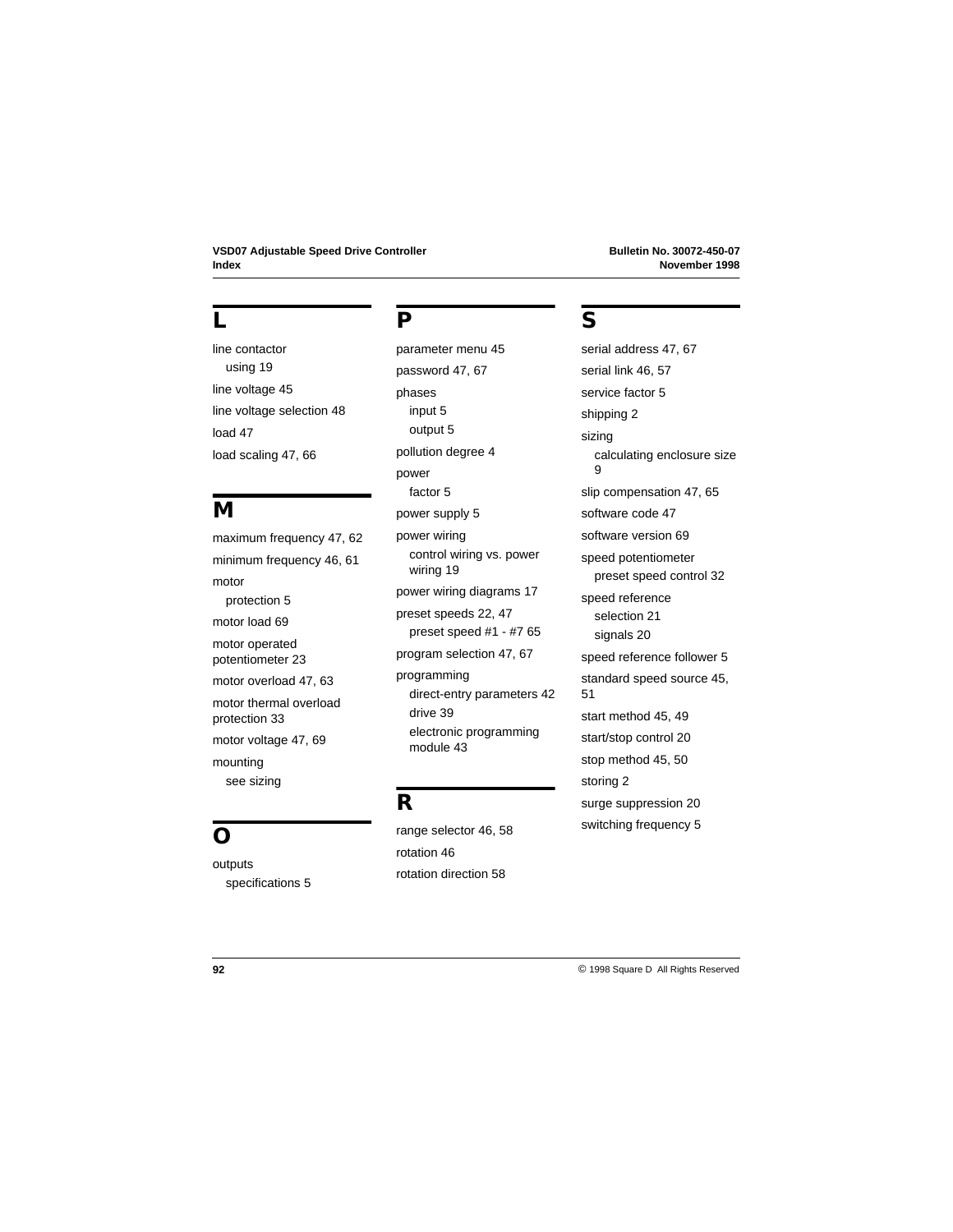## L

line contactor
- using 19

line voltage 45

line voltage selection 48

load 47

load scaling 47, 66

## M

maximum frequency 47, 62

minimum frequency 46, 61

motor
- protection 5

motor load 69

motor operated potentiometer 23

motor overload 47, 63

motor thermal overload protection 33

motor voltage 47, 69

mounting
- see sizing

## O

outputs
- specifications 5

## P

parameter menu 45

password 47, 67

phases
- input 5
- output 5

pollution degree 4

power
- factor 5

power supply 5

power wiring
- control wiring vs. power wiring 19

power wiring diagrams 17

preset speeds 22, 47
- preset speed #1 - #7 65

program selection 47, 67

programming
- direct-entry parameters 42
- drive 39
- electronic programming module 43

## R

range selector 46, 58

rotation 46

rotation direction 58

## S

serial address 47, 67

serial link 46, 57

service factor 5

shipping 2

sizing
- calculating enclosure size 9

slip compensation 47, 65

software code 47

software version 69

speed potentiometer
- preset speed control 32

speed reference
- selection 21
- signals 20

speed reference follower 5

standard speed source 45, 51

start method 45, 49

start/stop control 20

stop method 45, 50

storing 2

surge suppression 20

switching frequency 5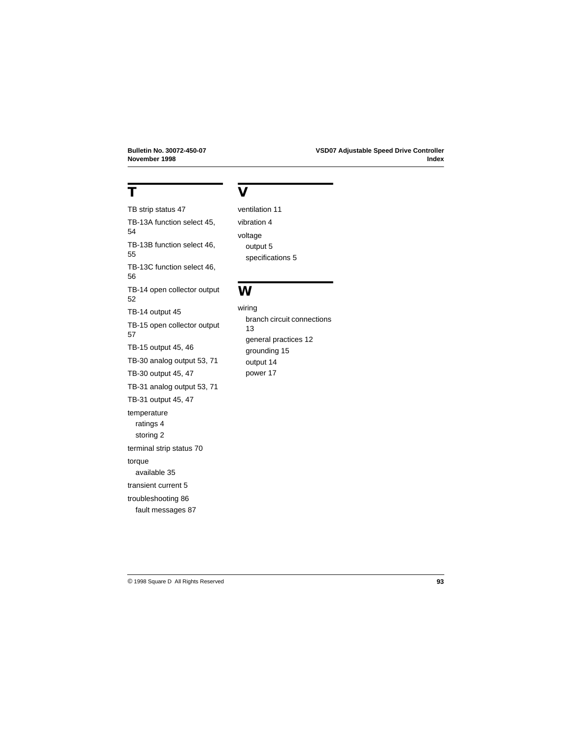## T

TB strip status 47

TB-13A function select 45, 54

TB-13B function select 46, 55

TB-13C function select 46, 56

TB-14 open collector output 52

TB-14 output 45

TB-15 open collector output 57

TB-15 output 45, 46

TB-30 analog output 53, 71

TB-30 output 45, 47

TB-31 analog output 53, 71

TB-31 output 45, 47

temperature
- ratings 4
- storing 2

terminal strip status 70

torque
- available 35

transient current 5

troubleshooting 86
- fault messages 87

## V

ventilation 11

vibration 4

voltage
- output 5
- specifications 5

## W

wiring
- branch circuit connections 13
- general practices 12
- grounding 15
- output 14
- power 17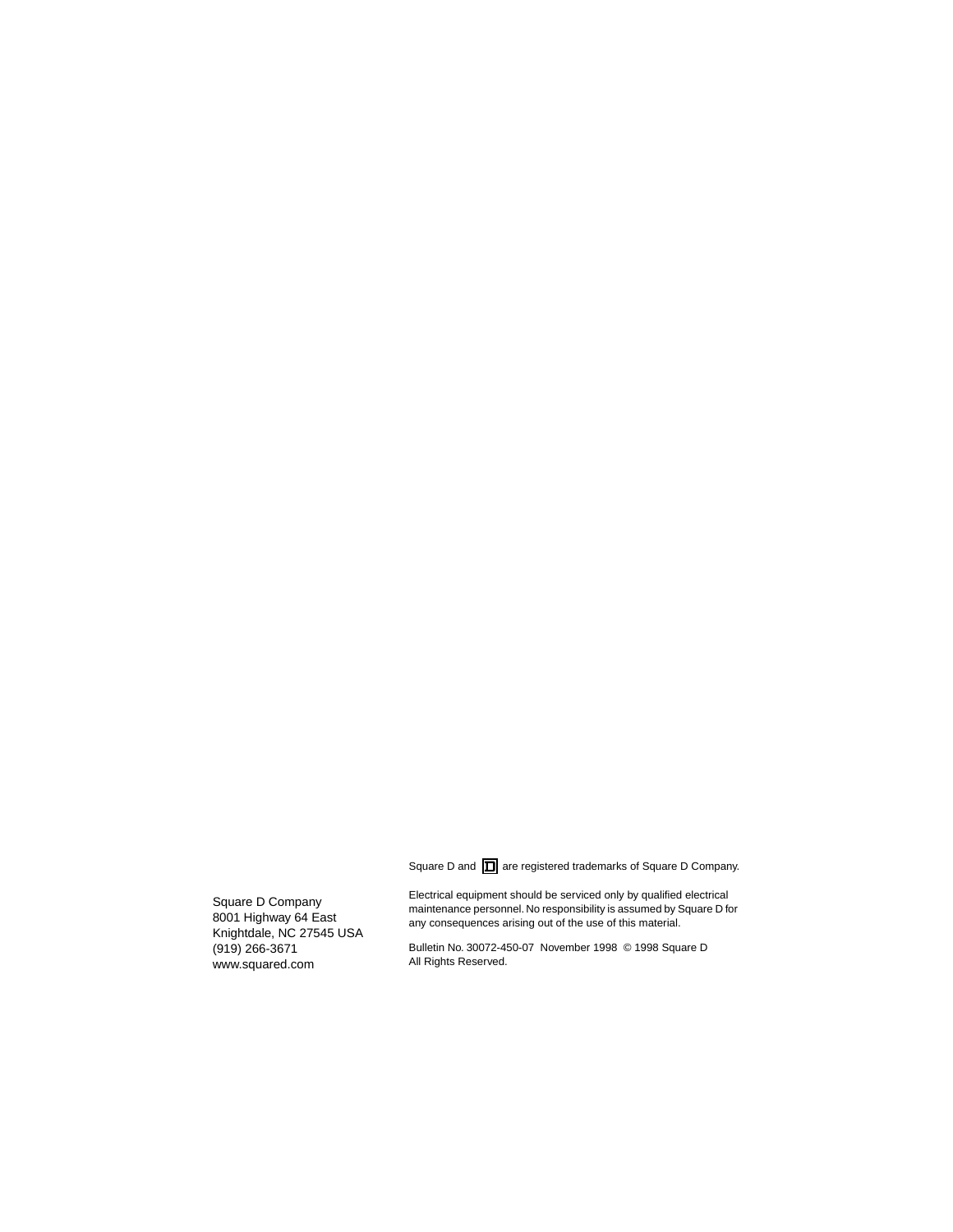Square D and [D] are registered trademarks of Square D Company.

Square D Company
8001 Highway 64 East
Knightdale, NC 27545 USA
(919) 266-3671
www.squared.com

Electrical equipment should be serviced only by qualified electrical maintenance personnel. No responsibility is assumed by Square D for any consequences arising out of the use of this material.

Bulletin No. 30072-450-07 November 1998 © 1998 Square D
All Rights Reserved.